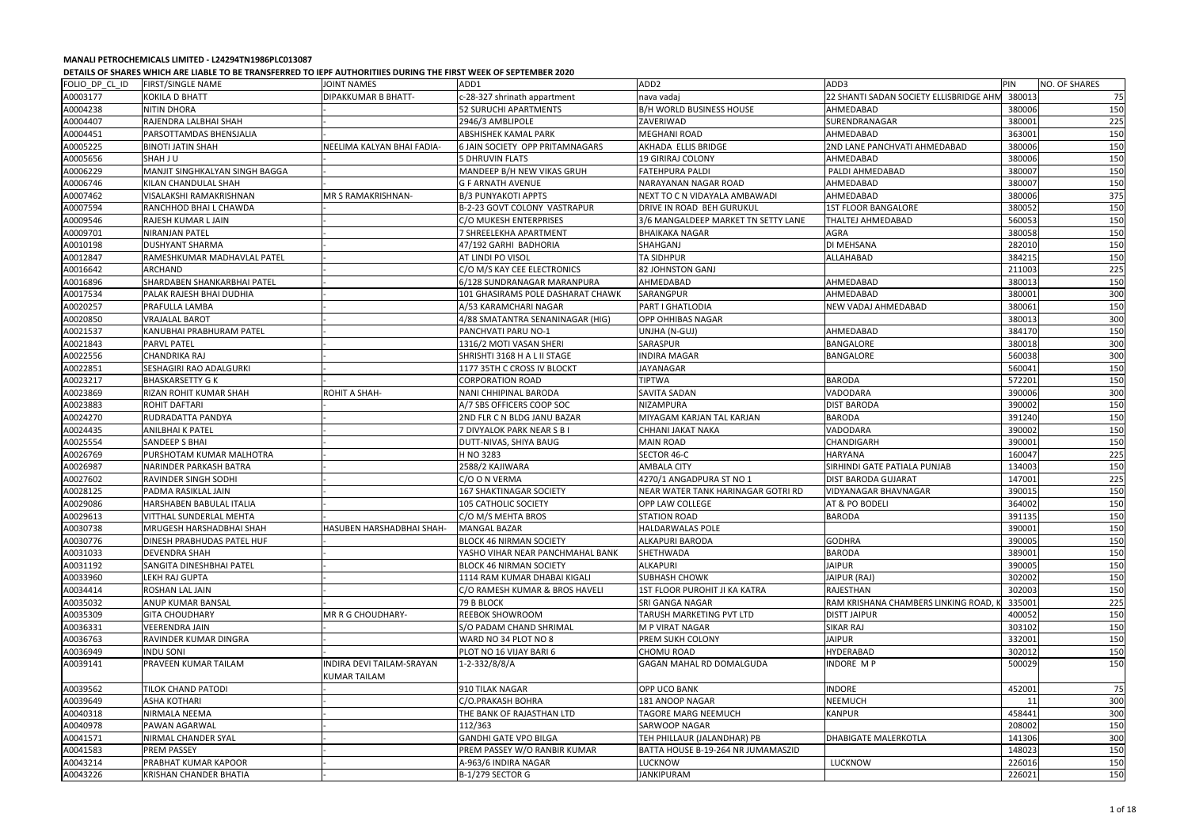**MANALI PETROCHEMICALS LIMITED - L24294TN1986PLC013087**

**DETAILS OF SHARES WHICH ARE LIABLE TO BE TRANSFERRED TO IEPF AUTHORITIIES DURING THE FIRST WEEK OF SEPTEMBER 2020**

| FOLIO_DP_CL_ID | FIRST/SINGLE NAME | JOINT NAMES | ADD1 | ADD2 | ADD3 | PIN | NO. OF SHARES |
|---|---|---|---|---|---|---|---|
| A0003177 | KOKILA D BHATT | DIPAKKUMAR B BHATT- | c-28-327 shrinath appartment | nava vadaj | 22 SHANTI SADAN SOCIETY ELLISBRIDGE AHM | 380013 | 75 |
| A0004238 | NITIN DHORA | | 52 SURUCHI APARTMENTS | B/H WORLD BUSINESS HOUSE | AHMEDABAD | 380006 | 150 |
| A0004407 | RAJENDRA LALBHAI SHAH | - | 2946/3 AMBLIPOLE | ZAVERIWAD | SURENDRANAGAR | 380001 | 225 |
| A0004451 | PARSOTTAMDAS BHENSJALIA | - | ABSHISHEK KAMAL PARK | MEGHANI ROAD | AHMEDABAD | 363001 | 150 |
| A0005225 | BINOTI JATIN SHAH | NEELIMA KALYAN BHAI FADIA- | 6 JAIN SOCIETY OPP PRITAMNAGARS | AKHADA ELLIS BRIDGE | 2ND LANE PANCHVATI AHMEDABAD | 380006 | 150 |
| A0005656 | SHAH J U | - | 5 DHRUVIN FLATS | 19 GIRIRAJ COLONY | AHMEDABAD | 380006 | 150 |
| A0006229 | MANJIT SINGHKALYAN SINGH BAGGA | - | MANDEEP B/H NEW VIKAS GRUH | FATEHPURA PALDI | PALDI AHMEDABAD | 380007 | 150 |
| A0006746 | KILAN CHANDULAL SHAH | - | G F ARNATH AVENUE | NARAYANAN NAGAR ROAD | AHMEDABAD | 380007 | 150 |
| A0007462 | VISALAKSHI RAMAKRISHNAN | MR S RAMAKRISHNAN- | B/3 PUNYAKOTI APPTS | NEXT TO C N VIDAYALA AMBAWADI | AHMEDABAD | 380006 | 375 |
| A0007594 | RANCHHOD BHAI L CHAWDA | - | B-2-23 GOVT COLONY VASTRAPUR | DRIVE IN ROAD BEH GURUKUL | 1ST FLOOR BANGALORE | 380052 | 150 |
| A0009546 | RAJESH KUMAR L JAIN | - | C/O MUKESH ENTERPRISES | 3/6 MANGALDEEP MARKET TN SETTY LANE | THALTEJ AHMEDABAD | 560053 | 150 |
| A0009701 | NIRANJAN PATEL | - | 7 SHREELEKHA APARTMENT | BHAIKAKA NAGAR | AGRA | 380058 | 150 |
| A0010198 | DUSHYANT SHARMA | - | 47/192 GARHI BADHORIA | SHAHGANJ | DI MEHSANA | 282010 | 150 |
| A0012847 | RAMESHKUMAR MADHAVLAL PATEL | - | AT LINDI PO VISOL | TA SIDHPUR | ALLAHABAD | 384215 | 150 |
| A0016642 | ARCHAND | - | C/O M/S KAY CEE ELECTRONICS | 82 JOHNSTON GANJ | | 211003 | 225 |
| A0016896 | SHARDABEN SHANKARBHAI PATEL | - | 6/128 SUNDRANAGAR MARANPURA | AHMEDABAD | AHMEDABAD | 380013 | 150 |
| A0017534 | PALAK RAJESH BHAI DUDHIA | - | 101 GHASIRAMS POLE DASHARAT CHAWK | SARANGPUR | AHMEDABAD | 380001 | 300 |
| A0020257 | PRAFULLA LAMBA | - | A/53 KARAMCHARI NAGAR | PART I GHATLODIA | NEW VADAJ AHMEDABAD | 380061 | 150 |
| A0020850 | VRAJALAL BAROT | - | 4/88 SMATANTRA SENANINAGAR (HIG) | OPP OHHIBAS NAGAR | | 380013 | 300 |
| A0021537 | KANUBHAI PRABHURAM PATEL | - | PANCHVATI PARU NO-1 | UNJHA (N-GUJ) | AHMEDABAD | 384170 | 150 |
| A0021843 | PARVL PATEL | - | 1316/2 MOTI VASAN SHERI | SARASPUR | BANGALORE | 380018 | 300 |
| A0022556 | CHANDRIKA RAJ | - | SHRISHTI 3168 H A L II STAGE | INDIRA MAGAR | BANGALORE | 560038 | 300 |
| A0022851 | SESHAGIRI RAO ADALGURKI | - | 1177 35TH C CROSS IV BLOCKT | JAYANAGAR | | 560041 | 150 |
| A0023217 | BHASKARSETTY G K | - | CORPORATION ROAD | TIPTWA | BARODA | 572201 | 150 |
| A0023869 | RIZAN ROHIT KUMAR SHAH | ROHIT A SHAH- | NANI CHHIPINAL BARODA | SAVITA SADAN | VADODARA | 390006 | 300 |
| A0023883 | ROHIT DAFTARI | - | A/7 SBS OFFICERS COOP SOC | NIZAMPURA | DIST BARODA | 390002 | 150 |
| A0024270 | RUDRADATTA PANDYA | - | 2ND FLR C N BLDG JANU BAZAR | MIYAGAM KARJAN TAL KARJAN | BARODA | 391240 | 150 |
| A0024435 | ANILBHAI K PATEL | - | 7 DIVYALOK PARK NEAR S B I | CHHANI JAKAT NAKA | VADODARA | 390002 | 150 |
| A0025554 | SANDEEP S BHAI | - | DUTT-NIVAS, SHIYA BAUG | MAIN ROAD | CHANDIGARH | 390001 | 150 |
| A0026769 | PURSHOTAM KUMAR MALHOTRA | - | H NO 3283 | SECTOR 46-C | HARYANA | 160047 | 225 |
| A0026987 | NARINDER PARKASH BATRA | - | 2588/2 KAJIWARA | AMBALA CITY | SIRHINDI GATE PATIALA PUNJAB | 134003 | 150 |
| A0027602 | RAVINDER SINGH SODHI | - | C/O O N VERMA | 4270/1 ANGADPURA ST NO 1 | DIST BARODA GUJARAT | 147001 | 225 |
| A0028125 | PADMA RASIKLAL JAIN | - | 167 SHAKTINAGAR SOCIETY | NEAR WATER TANK HARINAGAR GOTRI RD | VIDYANAGAR BHAVNAGAR | 390015 | 150 |
| A0029086 | HARSHABEN BABULAL ITALIA | - | 105 CATHOLIC SOCIETY | OPP LAW COLLEGE | AT & PO BODELI | 364002 | 150 |
| A0029613 | VITTHAL SUNDERLAL MEHTA | - | C/O M/S MEHTA BROS | STATION ROAD | BARODA | 391135 | 150 |
| A0030738 | MRUGESH HARSHADBHAI SHAH | HASUBEN HARSHADBHAI SHAH- | MANGAL BAZAR | HALDARWALAS POLE | | 390001 | 150 |
| A0030776 | DINESH PRABHUDAS PATEL HUF | - | BLOCK 46 NIRMAN SOCIETY | ALKAPURI BARODA | GODHRA | 390005 | 150 |
| A0031033 | DEVENDRA SHAH | - | YASHO VIHAR NEAR PANCHMAHAL BANK | SHETHWADA | BARODA | 389001 | 150 |
| A0031192 | SANGITA DINESHBHAI PATEL | - | BLOCK 46 NIRMAN SOCIETY | ALKAPURI | JAIPUR | 390005 | 150 |
| A0033960 | LEKH RAJ GUPTA | - | 1114 RAM KUMAR DHABAI KIGALI | SUBHASH CHOWK | JAIPUR (RAJ) | 302002 | 150 |
| A0034414 | ROSHAN LAL JAIN | - | C/O RAMESH KUMAR & BROS HAVELI | 1ST FLOOR PUROHIT JI KA KATRA | RAJESTHAN | 302003 | 150 |
| A0035032 | ANUP KUMAR BANSAL | - | 79 B BLOCK | SRI GANGA NAGAR | RAM KRISHANA CHAMBERS LINKING ROAD, K | 335001 | 225 |
| A0035309 | GITA CHOUDHARY | MR R G CHOUDHARY- | REEBOK SHOWROOM | TARUSH MARKETING PVT LTD | DISTT JAIPUR | 400052 | 150 |
| A0036331 | VEERENDRA JAIN | - | S/O PADAM CHAND SHRIMAL | M P VIRAT NAGAR | SIKAR RAJ | 303102 | 150 |
| A0036763 | RAVINDER KUMAR DINGRA | - | WARD NO 34 PLOT NO 8 | PREM SUKH COLONY | JAIPUR | 332001 | 150 |
| A0036949 | INDU SONI | - | PLOT NO 16 VIJAY BARI 6 | CHOMU ROAD | HYDERABAD | 302012 | 150 |
| A0039141 | PRAVEEN KUMAR TAILAM | INDIRA DEVI TAILAM-SRAYAN KUMAR TAILAM | 1-2-332/8/8/A | GAGAN MAHAL RD DOMALGUDA | INDORE M P | 500029 | 150 |
| A0039562 | TILOK CHAND PATODI | - | 910 TILAK NAGAR | OPP UCO BANK | INDORE | 452001 | 75 |
| A0039649 | ASHA KOTHARI | - | C/O.PRAKASH BOHRA | 181 ANOOP NAGAR | NEEMUCH | 11 | 300 |
| A0040318 | NIRMALA NEEMA | - | THE BANK OF RAJASTHAN LTD | TAGORE MARG NEEMUCH | KANPUR | 458441 | 300 |
| A0040978 | PAWAN AGARWAL | - | 112/363 | SARWOOP NAGAR | | 208002 | 150 |
| A0041571 | NIRMAL CHANDER SYAL | - | GANDHI GATE VPO BILGA | TEH PHILLAUR (JALANDHAR) PB | DHABIGATE MALERKOTLA | 141306 | 300 |
| A0041583 | PREM PASSEY | - | PREM PASSEY W/O RANBIR KUMAR | BATTA HOUSE B-19-264 NR JUMAMASZID | | 148023 | 150 |
| A0043214 | PRABHAT KUMAR KAPOOR | - | A-963/6 INDIRA NAGAR | LUCKNOW | LUCKNOW | 226016 | 150 |
| A0043226 | KRISHAN CHANDER BHATIA | - | B-1/279 SECTOR G | JANKIPURAM | | 226021 | 150 |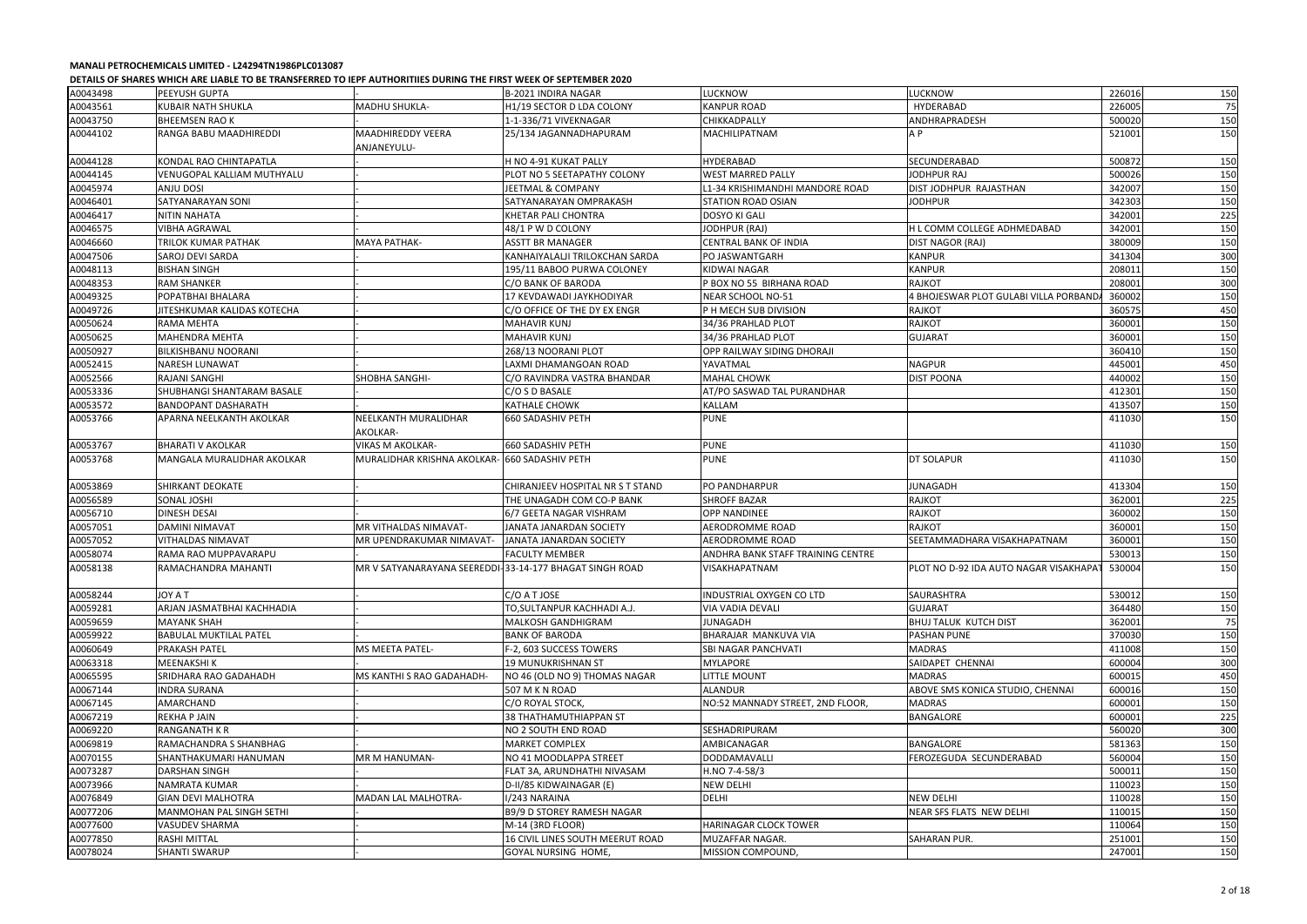**MANALI PETROCHEMICALS LIMITED - L24294TN1986PLC013087**

**DETAILS OF SHARES WHICH ARE LIABLE TO BE TRANSFERRED TO IEPF AUTHORITIIES DURING THE FIRST WEEK OF SEPTEMBER 2020**

| | | | | | | | |
|---|---|---|---|---|---|---|---|
| A0043498 | PEEYUSH GUPTA | | B-2021 INDIRA NAGAR | LUCKNOW | LUCKNOW | 226016 | 150 |
| A0043561 | KUBAIR NATH SHUKLA | MADHU SHUKLA- | H1/19 SECTOR D LDA COLONY | KANPUR ROAD | HYDERABAD | 226005 | 75 |
| A0043750 | BHEEMSEN RAO K | | 1-1-336/71 VIVEKNAGAR | CHIKKADPALLY | ANDHRAPRADESH | 500020 | 150 |
| A0044102 | RANGA BABU MAADHIREDDI | MAADHIREDDY VEERA ANJANEYULU- | 25/134 JAGANNADHAPURAM | MACHILIPATNAM | A P | 521001 | 150 |
| A0044128 | KONDAL RAO CHINTAPATLA | | H NO 4-91 KUKAT PALLY | HYDERABAD | SECUNDERABAD | 500872 | 150 |
| A0044145 | VENUGOPAL KALLIAM MUTHYALU | | PLOT NO 5 SEETAPATHY COLONY | WEST MARRED PALLY | JODHPUR RAJ | 500026 | 150 |
| A0045974 | ANJU DOSI | | JEETMAL & COMPANY | L1-34 KRISHIMANDHI MANDORE ROAD | DIST JODHPUR RAJASTHAN | 342007 | 150 |
| A0046401 | SATYANARAYAN SONI | | SATYANARAYAN OMPRAKASH | STATION ROAD OSIAN | JODHPUR | 342303 | 150 |
| A0046417 | NITIN NAHATA | | KHETAR PALI CHONTRA | DOSYO KI GALI | | 342001 | 225 |
| A0046575 | VIBHA AGRAWAL | | 48/1 P W D COLONY | JODHPUR (RAJ) | H L COMM COLLEGE ADHMEDABAD | 342001 | 150 |
| A0046660 | TRILOK KUMAR PATHAK | MAYA PATHAK- | ASSTT BR MANAGER | CENTRAL BANK OF INDIA | DIST NAGOR (RAJ) | 380009 | 150 |
| A0047506 | SAROJ DEVI SARDA | | KANHAIYALALJI TRILOKCHAN SARDA | PO JASWANTGARH | KANPUR | 341304 | 300 |
| A0048113 | BISHAN SINGH | | 195/11 BABOO PURWA COLONEY | KIDWAI NAGAR | KANPUR | 208011 | 150 |
| A0048353 | RAM SHANKER | | C/O BANK OF BARODA | P BOX NO 55 BIRHANA ROAD | RAJKOT | 208001 | 300 |
| A0049325 | POPATBHAI BHALARA | | 17 KEVDAWADI JAYKHODIYAR | NEAR SCHOOL NO-51 | 4 BHOJESWAR PLOT GULABI VILLA PORBAND/ | 360002 | 150 |
| A0049726 | JITESHKUMAR KALIDAS KOTECHA | | C/O OFFICE OF THE DY EX ENGR | P H MECH SUB DIVISION | RAJKOT | 360575 | 450 |
| A0050624 | RAMA MEHTA | | MAHAVIR KUNJ | 34/36 PRAHLAD PLOT | RAJKOT | 360001 | 150 |
| A0050625 | MAHENDRA MEHTA | | MAHAVIR KUNJ | 34/36 PRAHLAD PLOT | GUJARAT | 360001 | 150 |
| A0050927 | BILKISHBANU NOORANI | | 268/13 NOORANI PLOT | OPP RAILWAY SIDING DHORAJI | | 360410 | 150 |
| A0052415 | NARESH LUNAWAT | | LAXMI DHAMANGOAN ROAD | YAVATMAL | NAGPUR | 445001 | 450 |
| A0052566 | RAJANI SANGHI | SHOBHA SANGHI- | C/O RAVINDRA VASTRA BHANDAR | MAHAL CHOWK | DIST POONA | 440002 | 150 |
| A0053336 | SHUBHANGI SHANTARAM BASALE | | C/O S D BASALE | AT/PO SASWAD TAL PURANDHAR | | 412301 | 150 |
| A0053572 | BANDOPANT DASHARATH | | KATHALE CHOWK | KALLAM | | 413507 | 150 |
| A0053766 | APARNA NEELKANTH AKOLKAR | NEELKANTH MURALIDHAR AKOLKAR- | 660 SADASHIV PETH | PUNE | | 411030 | 150 |
| A0053767 | BHARATI V AKOLKAR | VIKAS M AKOLKAR- | 660 SADASHIV PETH | PUNE | | 411030 | 150 |
| A0053768 | MANGALA MURALIDHAR AKOLKAR | MURALIDHAR KRISHNA AKOLKAR- | 660 SADASHIV PETH | PUNE | DT SOLAPUR | 411030 | 150 |
| A0053869 | SHIRKANT DEOKATE | | CHIRANJEEV HOSPITAL NR S T STAND | PO PANDHARPUR | JUNAGADH | 413304 | 150 |
| A0056589 | SONAL JOSHI | | THE UNAGADH COM CO-P BANK | SHROFF BAZAR | RAJKOT | 362001 | 225 |
| A0056710 | DINESH DESAI | | 6/7 GEETA NAGAR VISHRAM | OPP NANDINEE | RAJKOT | 360002 | 150 |
| A0057051 | DAMINI NIMAVAT | MR VITHALDAS NIMAVAT- | JANATA JANARDAN SOCIETY | AERODROMME ROAD | RAJKOT | 360001 | 150 |
| A0057052 | VITHALDAS NIMAVAT | MR UPENDRAKUMAR NIMAVAT- | JANATA JANARDAN SOCIETY | AERODROMME ROAD | SEETAMMADHARA VISAKHAPATNAM | 360001 | 150 |
| A0058074 | RAMA RAO MUPPAVARAPU | | FACULTY MEMBER | ANDHRA BANK STAFF TRAINING CENTRE | | 530013 | 150 |
| A0058138 | RAMACHANDRA MAHANTI | MR V SATYANARAYANA SEEREDDI- | 33-14-177 BHAGAT SINGH ROAD | VISAKHAPATNAM | PLOT NO D-92 IDA AUTO NAGAR VISAKHAPAT | 530004 | 150 |
| A0058244 | JOY A T | | C/O A T JOSE | INDUSTRIAL OXYGEN CO LTD | SAURASHTRA | 530012 | 150 |
| A0059281 | ARJAN JASMATBHAI KACHHADIA | | TO,SULTANPUR KACHHADI A.J. | VIA VADIA DEVALI | GUJARAT | 364480 | 150 |
| A0059659 | MAYANK SHAH | | MALKOSH GANDHIGRAM | JUNAGADH | BHUJ TALUK KUTCH DIST | 362001 | 75 |
| A0059922 | BABULAL MUKTILAL PATEL | | BANK OF BARODA | BHARAJAR MANKUVA VIA | PASHAN PUNE | 370030 | 150 |
| A0060649 | PRAKASH PATEL | MS MEETA PATEL- | F-2, 603 SUCCESS TOWERS | SBI NAGAR PANCHVATI | MADRAS | 411008 | 150 |
| A0063318 | MEENAKSHI K | | 19 MUNUKRISHNAN ST | MYLAPORE | SAIDAPET CHENNAI | 600004 | 300 |
| A0065595 | SRIDHARA RAO GADAHADH | MS KANTHI S RAO GADAHADH- | NO 46 (OLD NO 9) THOMAS NAGAR | LITTLE MOUNT | MADRAS | 600015 | 450 |
| A0067144 | INDRA SURANA | | 507 M K N ROAD | ALANDUR | ABOVE SMS KONICA STUDIO, CHENNAI | 600016 | 150 |
| A0067145 | AMARCHAND | | C/O ROYAL STOCK, | NO:52 MANNADY STREET, 2ND FLOOR, | MADRAS | 600001 | 150 |
| A0067219 | REKHA P JAIN | | 38 THATHAMUTHIAPPAN ST | | BANGALORE | 600001 | 225 |
| A0069220 | RANGANATH K R | | NO 2 SOUTH END ROAD | SESHADRIPURAM | | 560020 | 300 |
| A0069819 | RAMACHANDRA S SHANBHAG | | MARKET COMPLEX | AMBICANAGAR | BANGALORE | 581363 | 150 |
| A0070155 | SHANTHAKUMARI HANUMAN | MR M HANUMAN- | NO 41 MOODLAPPA STREET | DODDAMAVALLI | FEROZEGUDA SECUNDERABAD | 560004 | 150 |
| A0073287 | DARSHAN SINGH | | FLAT 3A, ARUNDHATHI NIVASAM | H.NO 7-4-58/3 | | 500011 | 150 |
| A0073966 | NAMRATA KUMAR | | D-II/85 KIDWAINAGAR (E) | NEW DELHI | | 110023 | 150 |
| A0076849 | GIAN DEVI MALHOTRA | MADAN LAL MALHOTRA- | I/243 NARAINA | DELHI | NEW DELHI | 110028 | 150 |
| A0077206 | MANMOHAN PAL SINGH SETHI | | B9/9 D STOREY RAMESH NAGAR | | NEAR SFS FLATS NEW DELHI | 110015 | 150 |
| A0077600 | VASUDEV SHARMA | | M-14 (3RD FLOOR) | HARINAGAR CLOCK TOWER | | 110064 | 150 |
| A0077850 | RASHI MITTAL | | 16 CIVIL LINES SOUTH MEERUT ROAD | MUZAFFAR NAGAR. | SAHARAN PUR. | 251001 | 150 |
| A0078024 | SHANTI SWARUP | | GOYAL NURSING HOME, | MISSION COMPOUND, | | 247001 | 150 |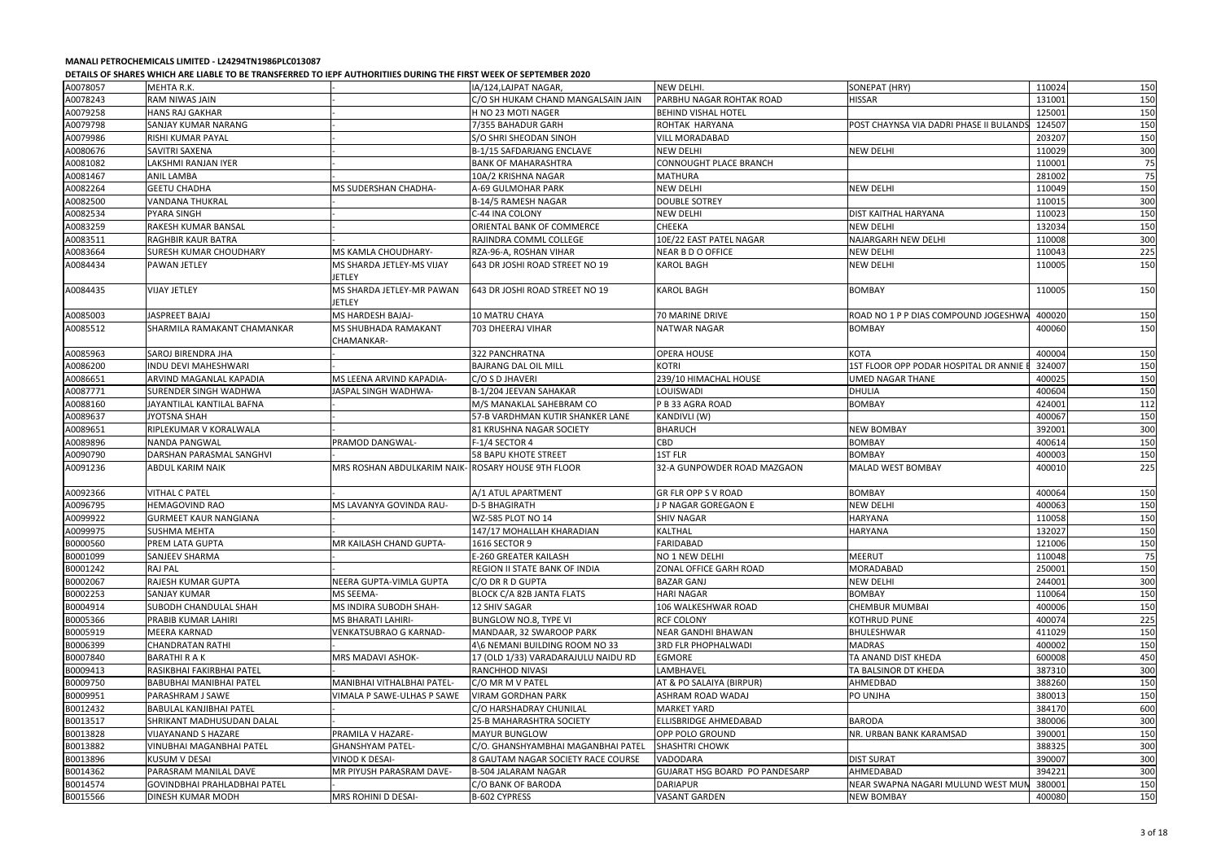**MANALI PETROCHEMICALS LIMITED - L24294TN1986PLC013087**

**DETAILS OF SHARES WHICH ARE LIABLE TO BE TRANSFERRED TO IEPF AUTHORITIIES DURING THE FIRST WEEK OF SEPTEMBER 2020**

| | | | | | | | |
|---|---|---|---|---|---|---|---|
| A0078057 | MEHTA R.K. | | IA/124,LAJPAT NAGAR, | NEW DELHI. | SONEPAT (HRY) | 110024 | 150 |
| A0078243 | RAM NIWAS JAIN | - | C/O SH HUKAM CHAND MANGALSAIN JAIN | PARBHU NAGAR ROHTAK ROAD | HISSAR | 131001 | 150 |
| A0079258 | HANS RAJ GAKHAR | - | H NO 23 MOTI NAGER | BEHIND VISHAL HOTEL | | 125001 | 150 |
| A0079798 | SANJAY KUMAR NARANG | - | 7/355 BAHADUR GARH | ROHTAK HARYANA | POST CHAYNSA VIA DADRI PHASE II BULANDS | 124507 | 150 |
| A0079986 | RISHI KUMAR PAYAL | - | S/O SHRI SHEODAN SINOH | VILL MORADABAD | | 203207 | 150 |
| A0080676 | SAVITRI SAXENA | - | B-1/15 SAFDARJANG ENCLAVE | NEW DELHI | NEW DELHI | 110029 | 300 |
| A0081082 | LAKSHMI RANJAN IYER | - | BANK OF MAHARASHTRA | CONNOUGHT PLACE BRANCH | | 110001 | 75 |
| A0081467 | ANIL LAMBA | - | 10A/2 KRISHNA NAGAR | MATHURA | | 281002 | 75 |
| A0082264 | GEETU CHADHA | MS SUDERSHAN CHADHA- | A-69 GULMOHAR PARK | NEW DELHI | NEW DELHI | 110049 | 150 |
| A0082500 | VANDANA THUKRAL | - | B-14/5 RAMESH NAGAR | DOUBLE SOTREY | | 110015 | 300 |
| A0082534 | PYARA SINGH | - | C-44 INA COLONY | NEW DELHI | DIST KAITHAL HARYANA | 110023 | 150 |
| A0083259 | RAKESH KUMAR BANSAL | - | ORIENTAL BANK OF COMMERCE | CHEEKA | NEW DELHI | 132034 | 150 |
| A0083511 | RAGHBIR KAUR BATRA | - | RAJINDRA COMML COLLEGE | 10E/22 EAST PATEL NAGAR | NAJARGARH NEW DELHI | 110008 | 300 |
| A0083664 | SURESH KUMAR CHOUDHARY | MS KAMLA CHOUDHARY- | RZA-96-A, ROSHAN VIHAR | NEAR B D O OFFICE | NEW DELHI | 110043 | 225 |
| A0084434 | PAWAN JETLEY | MS SHARDA JETLEY-MS VIJAY JETLEY | 643 DR JOSHI ROAD STREET NO 19 | KAROL BAGH | NEW DELHI | 110005 | 150 |
| A0084435 | VIJAY JETLEY | MS SHARDA JETLEY-MR PAWAN JETLEY | 643 DR JOSHI ROAD STREET NO 19 | KAROL BAGH | BOMBAY | 110005 | 150 |
| A0085003 | JASPREET BAJAJ | MS HARDESH BAJAJ- | 10 MATRU CHAYA | 70 MARINE DRIVE | ROAD NO 1 P P DIAS COMPOUND JOGESHWA | 400020 | 150 |
| A0085512 | SHARMILA RAMAKANT CHAMANKAR | MS SHUBHADA RAMAKANT CHAMANKAR- | 703 DHEERAJ VIHAR | NATWAR NAGAR | BOMBAY | 400060 | 150 |
| A0085963 | SAROJ BIRENDRA JHA | | 322 PANCHRATNA | OPERA HOUSE | KOTA | 400004 | 150 |
| A0086200 | INDU DEVI MAHESHWARI | - | BAJRANG DAL OIL MILL | KOTRI | 1ST FLOOR OPP PODAR HOSPITAL DR ANNIE E | 324007 | 150 |
| A0086651 | ARVIND MAGANLAL KAPADIA | MS LEENA ARVIND KAPADIA- | C/O S D JHAVERI | 239/10 HIMACHAL HOUSE | UMED NAGAR THANE | 400025 | 150 |
| A0087771 | SURENDER SINGH WADHWA | JASPAL SINGH WADHWA- | B-1/204 JEEVAN SAHAKAR | LOUISWADI | DHULIA | 400604 | 150 |
| A0088160 | JAYANTILAL KANTILAL BAFNA | - | M/S MANAKLAL SAHEBRAM CO | P B 33 AGRA ROAD | BOMBAY | 424001 | 112 |
| A0089637 | JYOTSNA SHAH | - | 57-B VARDHMAN KUTIR SHANKER LANE | KANDIVLI (W) | | 400067 | 150 |
| A0089651 | RIPLEKUMAR V KORALWALA | - | 81 KRUSHNA NAGAR SOCIETY | BHARUCH | NEW BOMBAY | 392001 | 300 |
| A0089896 | NANDA PANGWAL | PRAMOD DANGWAL- | F-1/4 SECTOR 4 | CBD | BOMBAY | 400614 | 150 |
| A0090790 | DARSHAN PARASMAL SANGHVI | - | 58 BAPU KHOTE STREET | 1ST FLR | BOMBAY | 400003 | 150 |
| A0091236 | ABDUL KARIM NAIK | MRS ROSHAN ABDULKARIM NAIK- | ROSARY HOUSE 9TH FLOOR | 32-A GUNPOWDER ROAD MAZGAON | MALAD WEST BOMBAY | 400010 | 225 |
| A0092366 | VITHAL C PATEL | - | A/1 ATUL APARTMENT | GR FLR OPP S V ROAD | BOMBAY | 400064 | 150 |
| A0096795 | HEMAGOVIND RAO | MS LAVANYA GOVINDA RAU- | D-5 BHAGIRATH | J P NAGAR GOREGAON E | NEW DELHI | 400063 | 150 |
| A0099922 | GURMEET KAUR NANGIANA | - | WZ-585 PLOT NO 14 | SHIV NAGAR | HARYANA | 110058 | 150 |
| A0099975 | SUSHMA MEHTA | - | 147/17 MOHALLAH KHARADIAN | KALTHAL | HARYANA | 132027 | 150 |
| B0000560 | PREM LATA GUPTA | MR KAILASH CHAND GUPTA- | 1616 SECTOR 9 | FARIDABAD | | 121006 | 150 |
| B0001099 | SANJEEV SHARMA | - | E-260 GREATER KAILASH | NO 1 NEW DELHI | MEERUT | 110048 | 75 |
| B0001242 | RAJ PAL | - | REGION II STATE BANK OF INDIA | ZONAL OFFICE GARH ROAD | MORADABAD | 250001 | 150 |
| B0002067 | RAJESH KUMAR GUPTA | NEERA GUPTA-VIMLA GUPTA | C/O DR R D GUPTA | BAZAR GANJ | NEW DELHI | 244001 | 300 |
| B0002253 | SANJAY KUMAR | MS SEEMA- | BLOCK C/A 82B JANTA FLATS | HARI NAGAR | BOMBAY | 110064 | 150 |
| B0004914 | SUBODH CHANDULAL SHAH | MS INDIRA SUBODH SHAH- | 12 SHIV SAGAR | 106 WALKESHWAR ROAD | CHEMBUR MUMBAI | 400006 | 150 |
| B0005366 | PRABIB KUMAR LAHIRI | MS BHARATI LAHIRI- | BUNGLOW NO.8, TYPE VI | RCF COLONY | KOTHRUD PUNE | 400074 | 225 |
| B0005919 | MEERA KARNAD | VENKATSUBRAO G KARNAD- | MANDAAR, 32 SWAROOP PARK | NEAR GANDHI BHAWAN | BHULESHWAR | 411029 | 150 |
| B0006399 | CHANDRATAN RATHI | - | 4\6 NEMANI BUILDING ROOM NO 33 | 3RD FLR PHOPHALWADI | MADRAS | 400002 | 150 |
| B0007840 | BARATHI R A K | MRS MADAVI ASHOK- | 17 (OLD 1/33) VARADARAJULU NAIDU RD | EGMORE | TA ANAND DIST KHEDA | 600008 | 450 |
| B0009413 | RASIKBHAI FAKIRBHAI PATEL | - | RANCHHOD NIVASI | LAMBHAVEL | TA BALSINOR DT KHEDA | 387310 | 300 |
| B0009750 | BABUBHAI MANIBHAI PATEL | MANIBHAI VITHALBHAI PATEL- | C/O MR M V PATEL | AT & PO SALAIYA (BIRPUR) | AHMEDBAD | 388260 | 150 |
| B0009951 | PARASHRAM J SAWE | VIMALA P SAWE-ULHAS P SAWE | VIRAM GORDHAN PARK | ASHRAM ROAD WADAJ | PO UNJHA | 380013 | 150 |
| B0012432 | BABULAL KANJIBHAI PATEL | - | C/O HARSHADRAY CHUNILAL | MARKET YARD | | 384170 | 600 |
| B0013517 | SHRIKANT MADHUSUDAN DALAL | - | 25-B MAHARASHTRA SOCIETY | ELLISBRIDGE AHMEDABAD | BARODA | 380006 | 300 |
| B0013828 | VIJAYANAND S HAZARE | PRAMILA V HAZARE- | MAYUR BUNGLOW | OPP POLO GROUND | NR. URBAN BANK KARAMSAD | 390001 | 150 |
| B0013882 | VINUBHAI MAGANBHAI PATEL | GHANSHYAM PATEL- | C/O. GHANSHYAMBHAI MAGANBHAI PATEL | SHASHTRI CHOWK | | 388325 | 300 |
| B0013896 | KUSUM V DESAI | VINOD K DESAI- | 8 GAUTAM NAGAR SOCIETY RACE COURSE | VADODARA | DIST SURAT | 390007 | 300 |
| B0014362 | PARASRAM MANILAL DAVE | MR PIYUSH PARASRAM DAVE- | B-504 JALARAM NAGAR | GUJARAT HSG BOARD PO PANDESARP | AHMEDABAD | 394221 | 300 |
| B0014574 | GOVINDBHAI PRAHLADBHAI PATEL | - | C/O BANK OF BARODA | DARIAPUR | NEAR SWAPNA NAGARI MULUND WEST MUN | 380001 | 150 |
| B0015566 | DINESH KUMAR MODH | MRS ROHINI D DESAI- | B-602 CYPRESS | VASANT GARDEN | NEW BOMBAY | 400080 | 150 |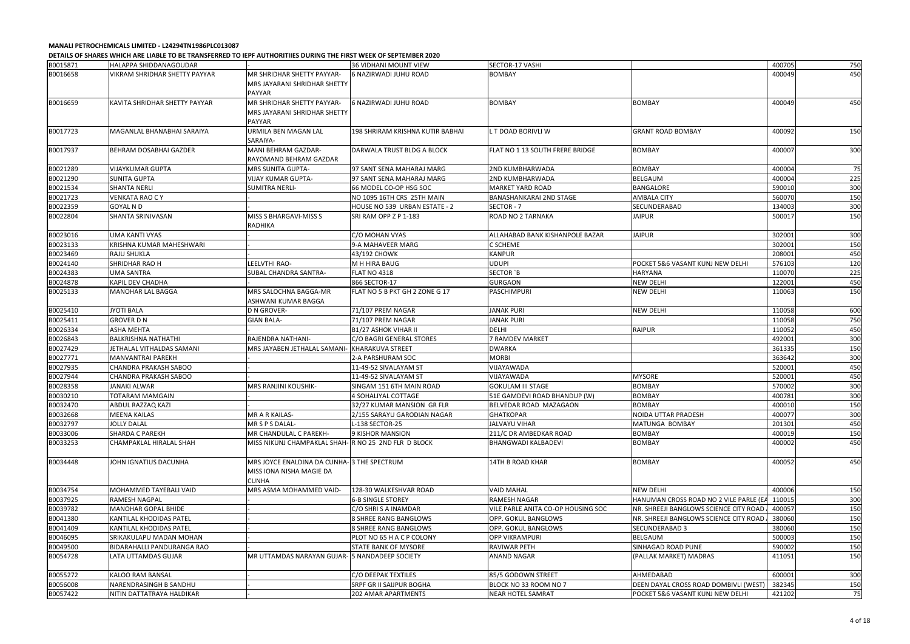**MANALI PETROCHEMICALS LIMITED - L24294TN1986PLC013087**

**DETAILS OF SHARES WHICH ARE LIABLE TO BE TRANSFERRED TO IEPF AUTHORITIIES DURING THE FIRST WEEK OF SEPTEMBER 2020**

| | | | | | | | |
|---|---|---|---|---|---|---|---|
| B0015871 | HALAPPA SHIDDANAGOUDAR | | 36 VIDHANI MOUNT VIEW | SECTOR-17 VASHI | | 400705 | 750 |
| B0016658 | VIKRAM SHRIDHAR SHETTY PAYYAR | MR SHRIDHAR SHETTY PAYYAR-MRS JAYARANI SHRIDHAR SHETTY PAYYAR | 6 NAZIRWADI JUHU ROAD | BOMBAY | | 400049 | 450 |
| B0016659 | KAVITA SHRIDHAR SHETTY PAYYAR | MR SHRIDHAR SHETTY PAYYAR-MRS JAYARANI SHRIDHAR SHETTY PAYYAR | 6 NAZIRWADI JUHU ROAD | BOMBAY | BOMBAY | 400049 | 450 |
| B0017723 | MAGANLAL BHANABHAI SARAIYA | URMILA BEN MAGAN LAL SARAIYA- | 198 SHRIRAM KRISHNA KUTIR BABHAI | L T DOAD BORIVLI W | GRANT ROAD BOMBAY | 400092 | 150 |
| B0017937 | BEHRAM DOSABHAI GAZDER | MANI BEHRAM GAZDAR-RAYOMAND BEHRAM GAZDAR | DARWALA TRUST BLDG A BLOCK | FLAT NO 1 13 SOUTH FRERE BRIDGE | BOMBAY | 400007 | 300 |
| B0021289 | VIJAYKUMAR GUPTA | MRS SUNITA GUPTA- | 97 SANT SENA MAHARAJ MARG | 2ND KUMBHARWADA | BOMBAY | 400004 | 75 |
| B0021290 | SUNITA GUPTA | VIJAY KUMAR GUPTA- | 97 SANT SENA MAHARAJ MARG | 2ND KUMBHARWADA | BELGAUM | 400004 | 225 |
| B0021534 | SHANTA NERLI | SUMITRA NERLI- | 66 MODEL CO-OP HSG SOC | MARKET YARD ROAD | BANGALORE | 590010 | 300 |
| B0021723 | VENKATA RAO C Y | | NO 1095 16TH CRS 25TH MAIN | BANASHANKARAI 2ND STAGE | AMBALA CITY | 560070 | 150 |
| B0022359 | GOYAL N D | | HOUSE NO 539 URBAN ESTATE - 2 | SECTOR - 7 | SECUNDERABAD | 134003 | 300 |
| B0022804 | SHANTA SRINIVASAN | MISS S BHARGAVI-MISS S RADHIKA | SRI RAM OPP Z P 1-183 | ROAD NO 2 TARNAKA | JAIPUR | 500017 | 150 |
| B0023016 | UMA KANTI VYAS | | C/O MOHAN VYAS | ALLAHABAD BANK KISHANPOLE BAZAR | JAIPUR | 302001 | 300 |
| B0023133 | KRISHNA KUMAR MAHESHWARI | | 9-A MAHAVEER MARG | C SCHEME | | 302001 | 150 |
| B0023469 | RAJU SHUKLA | | 43/192 CHOWK | KANPUR | | 208001 | 450 |
| B0024140 | SHRIDHAR RAO H | LEELVTHI RAO- | M H HIRA BAUG | UDUPI | POCKET 5&6 VASANT KUNJ NEW DELHI | 576103 | 120 |
| B0024383 | UMA SANTRA | SUBAL CHANDRA SANTRA- | FLAT NO 4318 | SECTOR `B | HARYANA | 110070 | 225 |
| B0024878 | KAPIL DEV CHADHA | | 866 SECTOR-17 | GURGAON | NEW DELHI | 122001 | 450 |
| B0025133 | MANOHAR LAL BAGGA | MRS SALOCHNA BAGGA-MR ASHWANI KUMAR BAGGA | FLAT NO 5 B PKT GH 2 ZONE G 17 | PASCHIMPURI | NEW DELHI | 110063 | 150 |
| B0025410 | JYOTI BALA | D N GROVER- | 71/107 PREM NAGAR | JANAK PURI | NEW DELHI | 110058 | 600 |
| B0025411 | GROVER D N | GIAN BALA- | 71/107 PREM NAGAR | JANAK PURI | | 110058 | 750 |
| B0026334 | ASHA MEHTA | | B1/27 ASHOK VIHAR II | DELHI | RAIPUR | 110052 | 450 |
| B0026843 | BALKRISHNA NATHATHI | RAJENDRA NATHANI- | C/O BAGRI GENERAL STORES | 7 RAMDEV MARKET | | 492001 | 300 |
| B0027429 | JETHALAL VITHALDAS SAMANI | MRS JAYABEN JETHALAL SAMANI- | KHARAKUVA STREET | DWARKA | | 361335 | 150 |
| B0027771 | MANVANTRAI PAREKH | | 2-A PARSHURAM SOC | MORBI | | 363642 | 300 |
| B0027935 | CHANDRA PRAKASH SABOO | | 11-49-52 SIVALAYAM ST | VIJAYAWADA | | 520001 | 450 |
| B0027944 | CHANDRA PRAKASH SABOO | | 11-49-52 SIVALAYAM ST | VIJAYAWADA | MYSORE | 520001 | 450 |
| B0028358 | JANAKI ALWAR | MRS RANJINI KOUSHIK- | SINGAM 151 6TH MAIN ROAD | GOKULAM III STAGE | BOMBAY | 570002 | 300 |
| B0030210 | TOTARAM MAMGAIN | | 4 SOHALIYAL COTTAGE | 51E GAMDEVI ROAD BHANDUP (W) | BOMBAY | 400781 | 300 |
| B0032470 | ABDUL RAZZAQ KAZI | | 32/27 KUMAR MANSION GR FLR | BELVEDAR ROAD MAZAGAON | BOMBAY | 400010 | 150 |
| B0032668 | MEENA KAILAS | MR A R KAILAS- | 2/155 SARAYU GARODIAN NAGAR | GHATKOPAR | NOIDA UTTAR PRADESH | 400077 | 300 |
| B0032797 | JOLLY DALAL | MR S P S DALAL- | L-138 SECTOR-25 | JALVAYU VIHAR | MATUNGA BOMBAY | 201301 | 450 |
| B0033006 | SHARDA C PAREKH | MR CHANDULAL C PAREKH- | 9 KISHOR MANSION | 211/C DR AMBEDKAR ROAD | BOMBAY | 400019 | 150 |
| B0033253 | CHAMPAKLAL HIRALAL SHAH | MISS NIKUNJ CHAMPAKLAL SHAH- | R NO 25 2ND FLR D BLOCK | BHANGWADI KALBADEVI | BOMBAY | 400002 | 450 |
| B0034448 | JOHN IGNATIUS DACUNHA | MRS JOYCE ENALDINA DA CUNHA-MISS IONA NISHA MAGIE DA CUNHA | 3 THE SPECTRUM | 14TH B ROAD KHAR | BOMBAY | 400052 | 450 |
| B0034754 | MOHAMMED TAYEBALI VAID | MRS ASMA MOHAMMED VAID- | 128-30 WALKESHVAR ROAD | VAID MAHAL | NEW DELHI | 400006 | 150 |
| B0037925 | RAMESH NAGPAL | | 6-B SINGLE STOREY | RAMESH NAGAR | HANUMAN CROSS ROAD NO 2 VILE PARLE (EA | 110015 | 300 |
| B0039782 | MANOHAR GOPAL BHIDE | | C/O SHRI S A INAMDAR | VILE PARLE ANITA CO-OP HOUSING SOC | NR. SHREEJI BANGLOWS SCIENCE CITY ROAD | 400057 | 150 |
| B0041380 | KANTILAL KHODIDAS PATEL | | 8 SHREE RANG BANGLOWS | OPP. GOKUL BANGLOWS | NR. SHREEJI BANGLOWS SCIENCE CITY ROAD | 380060 | 150 |
| B0041409 | KANTILAL KHODIDAS PATEL | | 8 SHREE RANG BANGLOWS | OPP. GOKUL BANGLOWS | SECUNDERABAD 3 | 380060 | 150 |
| B0046095 | SRIKAKULAPU MADAN MOHAN | | PLOT NO 65 H A C P COLONY | OPP VIKRAMPURI | BELGAUM | 500003 | 150 |
| B0049500 | BIDARAHALLI PANDURANGA RAO | | STATE BANK OF MYSORE | RAVIWAR PETH | SINHAGAD ROAD PUNE | 590002 | 150 |
| B0054728 | LATA UTTAMDAS GUJAR | MR UTTAMDAS NARAYAN GUJAR- | 5 NANDADEEP SOCIETY | ANAND NAGAR | (PALLAK MARKET) MADRAS | 411051 | 150 |
| B0055272 | KALOO RAM BANSAL | | C/O DEEPAK TEXTILES | 85/5 GODOWN STREET | AHMEDABAD | 600001 | 300 |
| B0056008 | NARENDRASINGH B SANDHU | | SRPF GR II SAIJPUR BOGHA | BLOCK NO 33 ROOM NO 7 | DEEN DAYAL CROSS ROAD DOMBIVLI (WEST) | 382345 | 150 |
| B0057422 | NITIN DATTATRAYA HALDIKAR | | 202 AMAR APARTMENTS | NEAR HOTEL SAMRAT | POCKET 5&6 VASANT KUNJ NEW DELHI | 421202 | 75 |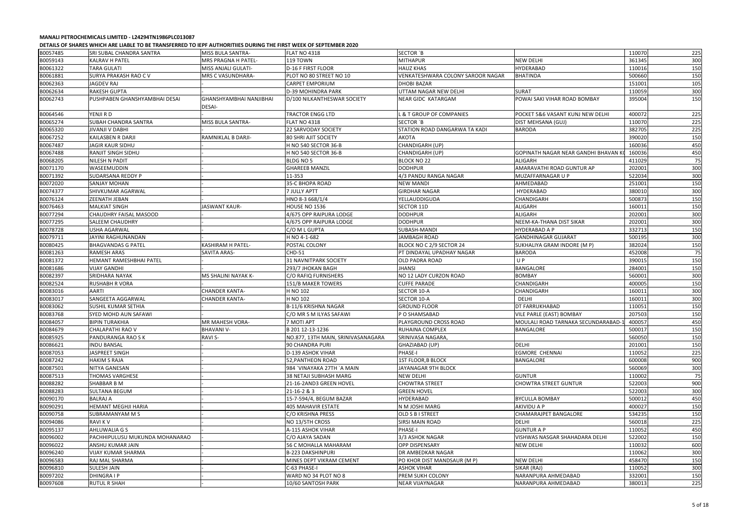**MANALI PETROCHEMICALS LIMITED - L24294TN1986PLC013087**

**DETAILS OF SHARES WHICH ARE LIABLE TO BE TRANSFERRED TO IEPF AUTHORITIIES DURING THE FIRST WEEK OF SEPTEMBER 2020**

| | | | | | | | |
|---|---|---|---|---|---|---|---|
| B0057485 | SRI SUBAL CHANDRA SANTRA | MISS BULA SANTRA- | FLAT NO 4318 | SECTOR `B | | 110070 | 225 |
| B0059143 | KALRAV H PATEL | MRS PRAGNA H PATEL- | 119 TOWN | MITHAPUR | NEW DELHI | 361345 | 300 |
| B0061322 | TARA GULATI | MISS ANJALI GULATI- | D-16 F FIRST FLOOR | HAUZ KHAS | HYDERABAD | 110016 | 150 |
| B0061881 | SURYA PRAKASH RAO C V | MRS C VASUNDHARA- | PLOT NO 80 STREET NO 10 | VENKATESHWARA COLONY SAROOR NAGAR | BHATINDA | 500660 | 150 |
| B0062363 | JAGDEV RAJ | - | CARPET EMPORIUM | DHOBI BAZAR | | 151001 | 105 |
| B0062634 | RAKESH GUPTA | - | D-39 MOHINDRA PARK | UTTAM NAGAR NEW DELHI | SURAT | 110059 | 300 |
| B0062743 | PUSHPABEN GHANSHYAMBHAI DESAI | GHANSHYAMBHAI NANJIBHAI DESAI- | D/100 NILKANTHESWAR SOCIETY | NEAR GIDC KATARGAM | POWAI SAKI VIHAR ROAD BOMBAY | 395004 | 150 |
| B0064546 | YENJI R D | - | TRACTOR ENGG LTD | L & T GROUP OF COMPANIES | POCKET 5&6 VASANT KUNJ NEW DELHI | 400072 | 225 |
| B0065274 | SUBAH CHANDRA SANTRA | MISS BULA SANTRA- | FLAT NO 4318 | SECTOR `B | DIST MEHSANA (GUJ) | 110070 | 225 |
| B0065320 | JIVANJI V DABHI | - | 22 SARVODAY SOCIETY | STATION ROAD DANGARWA TA KADI | BARODA | 382705 | 225 |
| B0067252 | KAILASBEN R DARJI | RAMNIKLAL B DARJI- | 80 SHRI AJIT SOCIETY | AKOTA | | 390020 | 150 |
| B0067487 | JAGIR KAUR SIDHU | - | H NO 540 SECTOR 36-B | CHANDIGARH (UP) | | 160036 | 450 |
| B0067488 | RANJIT SINGH SIDHU | - | H NO 540 SECTOR 36-B | CHANDIGARH (UP) | GOPINATH NAGAR NEAR GANDHI BHAVAN KO | 160036 | 450 |
| B0068205 | NILESH N PADIT | - | BLDG NO 5 | BLOCK NO 22 | ALIGARH | 411029 | 75 |
| B0071170 | WASEEMUDDIN | - | GHAREEB MANZIL | DODHPUR | AMARAVATHI ROAD GUNTUR AP | 202001 | 300 |
| B0071392 | SUDARSANA REDDY P | - | 11-353 | 4/3 PANDU RANGA NAGAR | MUZAFFARNAGAR U P | 522034 | 300 |
| B0072020 | SANJAY MOHAN | - | 35-C BHOPA ROAD | NEW MANDI | AHMEDABAD | 251001 | 150 |
| B0074377 | SHIVKUMAR AGARWAL | - | 7 JULLY APTT | GIRDHAR NAGAR | HYDERABAD | 380010 | 300 |
| B0076124 | ZEENATH JEBAN | - | HNO 8-3 668/1/4 | YELLAUDDIGUDA | CHANDIGARH | 500873 | 150 |
| B0076463 | MALKIAT SINGH | JASWANT KAUR- | HOUSE NO 1536 | SECTOR 11D | ALIGARH | 160011 | 150 |
| B0077294 | CHAUDHRY FAISAL MASOOD | - | 4/675 OPP RAIPURA LODGE | DODHPUR | ALIGARH | 202001 | 300 |
| B0077295 | SALEEM CHAUDHRY | - | 4/675 OPP RAIPURA LODGE | DODHPUR | NEEM-KA-THANA DIST SIKAR | 202001 | 300 |
| B0078728 | USHA AGARWAL | - | C/O M L GUPTA | SUBASH-MANDI | HYDERABAD A P | 332713 | 150 |
| B0079711 | JAYINI RAGHUNANDAN | - | H NO 4-1-682 | JAMBAGH ROAD | GANDHINAGAR GUJARAT | 500195 | 300 |
| B0080425 | BHAGVANDAS G PATEL | KASHIRAM H PATEL- | POSTAL COLONY | BLOCK NO C 2/9 SECTOR 24 | SUKHALIYA GRAM INDORE (M P) | 382024 | 150 |
| B0081263 | RAMESH ARAS | SAVITA ARAS- | CHD-51 | PT DINDAYAL UPADHAY NAGAR | BARODA | 452008 | 75 |
| B0081372 | HEMANT RAMESHBHAI PATEL | - | 31 NAVNITPARK SOCIETY | OLD PADRA ROAD | U P | 390015 | 150 |
| B0081686 | VIJAY GANDHI | - | 293/7 JHOKAN BAGH | JHANSI | BANGALORE | 284001 | 150 |
| B0082397 | SRIDHARA NAYAK | MS SHALINI NAYAK K- | C/O RAFIQ FURNISHERS | NO 12 LADY CURZON ROAD | BOMBAY | 560001 | 300 |
| B0082524 | RUSHABH R VORA | - | 151/B MAKER TOWERS | CUFFE PARADE | CHANDIGARH | 400005 | 150 |
| B0083016 | AARTI | CHANDER KANTA- | H NO 102 | SECTOR 10-A | CHANDIGARH | 160011 | 300 |
| B0083017 | SANGEETA AGGARWAL | CHANDER KANTA- | H NO 102 | SECTOR 10-A | DELHI | 160011 | 300 |
| B0083062 | SUSHIL KUMAR SETHIA | - | B-11/6 KRISHNA NAGAR | GROUND FLOOR | DT FARRUKHABAD | 110051 | 150 |
| B0083768 | SYED MOHD AUN SAFAWI | - | C/O MR S M ILYAS SAFAWI | P O SHAMSABAD | VILE PARLE (EAST) BOMBAY | 207503 | 150 |
| B0084057 | BIPIN TURAKHIA | MR MAHESH VORA- | 7 MOTI APT | PLAYGROUND CROSS ROAD | MOULALI ROAD TARNAKA SECUNDARABAD-1 | 400057 | 450 |
| B0084679 | CHALAPATHI RAO V | BHAVANI V- | B 201 12-13-1236 | RUHAINA COMPLEX | BANGALORE | 500017 | 150 |
| B0085925 | PANDURANGA RAO S K | RAVI S- | NO.877, 13TH MAIN, SRINIVASANAGARA | SRINIVASA NAGARA, | | 560050 | 150 |
| B0086621 | INDU BANSAL | - | 90 CHANDRA PURI | GHAZIABAD (UP) | DELHI | 201001 | 150 |
| B0087053 | JASPREET SINGH | - | D-139 ASHOK VIHAR | PHASE-I | EGMORE CHENNAI | 110052 | 225 |
| B0087242 | HAKIM S RAJA | - | 52,PANTHEON ROAD | 1ST FLOOR,B BLOCK | BANGALORE | 600008 | 900 |
| B0087501 | NITYA GANESAN | - | 984 `VINAYAKA 27TH `A MAIN | JAYANAGAR 9TH BLOCK | | 560069 | 300 |
| B0087513 | THOMAS VARGHESE | - | 38 NETAJI SUBHASH MARG | NEW DELHI | GUNTUR | 110002 | 75 |
| B0088282 | SHABBAR B M | - | 21-16-2AND3 GREEN HOVEL | CHOWTRA STREET | CHOWTRA STREET GUNTUR | 522003 | 900 |
| B0088283 | SULTANA BEGUM | - | 21-16-2 & 3 | GREEN HOVEL | | 522003 | 300 |
| B0090170 | BALRAJ A | - | 15-7-594/4, BEGUM BAZAR | HYDERABAD | BYCULLA BOMBAY | 500012 | 450 |
| B0090291 | HEMANT MEGHJI HARIA | - | 405 MAHAVIR ESTATE | N M JOSHI MARG | AKIVIDU A P | 400027 | 150 |
| B0090758 | SUBRAMANYAM M S | - | C/O KRISHNA PRESS | OLD S B I STREET | CHAMARAJPET BANGALORE | 534235 | 150 |
| B0094086 | RAVI K V | - | NO 13/5TH CROSS | SIRSI MAIN ROAD | DELHI | 560018 | 225 |
| B0095137 | AHLUWALIA G S | - | A-115 ASHOK VIHAR | PHASE-I | GUNTUR A P | 110052 | 450 |
| B0096002 | PACHHIPULUSU MUKUNDA MOHANARAO | - | C/O AJAYA SADAN | 3/3 ASHOK NAGAR | VISHWAS NASGAR SHAHADARA DELHI | 522002 | 150 |
| B0096022 | ANSHU KUMAR JAIN | - | 56 C MOHALLA MAHARAM | OPP DISPENSARY | NEW DELHI | 110032 | 600 |
| B0096240 | VIJAY KUMAR SHARMA | - | B-223 DAKSHINPURI | DR AMBEDKAR NAGAR | | 110062 | 300 |
| B0096583 | RAJ MAL SHARMA | - | MINES DEPT VIKRAM CEMENT | PO KHOR DIST MANDSAUR (M P) | NEW DELHI | 458470 | 150 |
| B0096810 | SULESH JAIN | - | C-63 PHASE-I | ASHOK VIHAR | SIKAR (RAJ) | 110052 | 300 |
| B0097202 | DHINGRA I P | - | WARD NO 34 PLOT NO 8 | PREM SUKH COLONY | NARANPURA AHMEDABAD | 332001 | 150 |
| B0097608 | RUTUL R SHAH | - | 10/60 SANTOSH PARK | NEAR VIJAYNAGAR | NARANPURA AHMEDABAD | 380013 | 225 |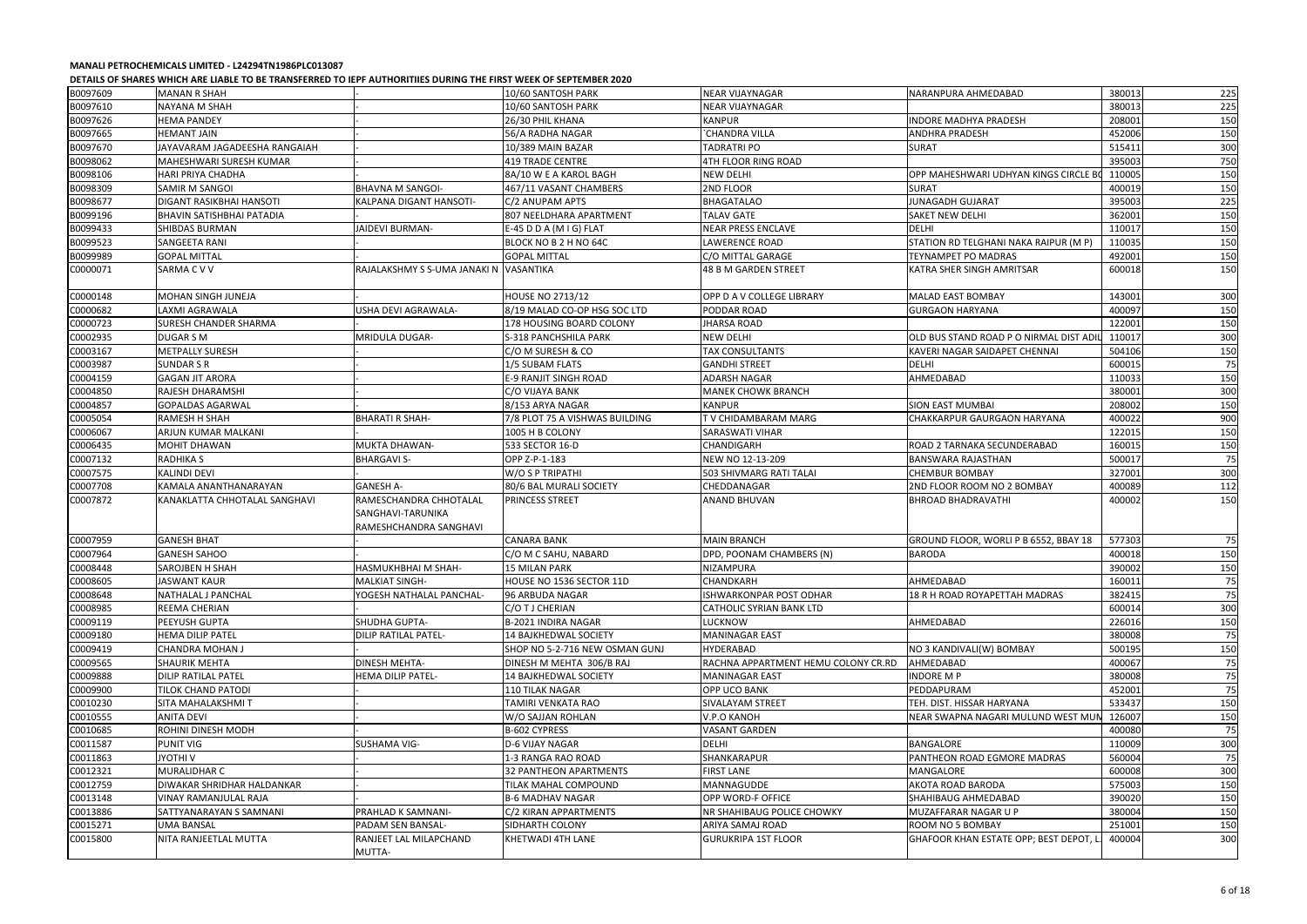**MANALI PETROCHEMICALS LIMITED - L24294TN1986PLC013087**

**DETAILS OF SHARES WHICH ARE LIABLE TO BE TRANSFERRED TO IEPF AUTHORITIIES DURING THE FIRST WEEK OF SEPTEMBER 2020**

| | | | | | | | |
|---|---|---|---|---|---|---|---|
| B0097609 | MANAN R SHAH | - | 10/60 SANTOSH PARK | NEAR VIJAYNAGAR | NARANPURA AHMEDABAD | 380013 | 225 |
| B0097610 | NAYANA M SHAH | - | 10/60 SANTOSH PARK | NEAR VIJAYNAGAR | | 380013 | 225 |
| B0097626 | HEMA PANDEY | - | 26/30 PHIL KHANA | KANPUR | INDORE MADHYA PRADESH | 208001 | 150 |
| B0097665 | HEMANT JAIN | - | 56/A RADHA NAGAR | `CHANDRA VILLA | ANDHRA PRADESH | 452006 | 150 |
| B0097670 | JAYAVARAM JAGADEESHA RANGAIAH | - | 10/389 MAIN BAZAR | TADRATRI PO | SURAT | 515411 | 300 |
| B0098062 | MAHESHWARI SURESH KUMAR | - | 419 TRADE CENTRE | 4TH FLOOR RING ROAD | | 395003 | 750 |
| B0098106 | HARI PRIYA CHADHA | - | 8A/10 W E A KAROL BAGH | NEW DELHI | OPP MAHESHWARI UDHYAN KINGS CIRCLE BO | 110005 | 150 |
| B0098309 | SAMIR M SANGOI | BHAVNA M SANGOI- | 467/11 VASANT CHAMBERS | 2ND FLOOR | SURAT | 400019 | 150 |
| B0098677 | DIGANT RASIKBHAI HANSOTI | KALPANA DIGANT HANSOTI- | C/2 ANUPAM APTS | BHAGATALAO | JUNAGADH GUJARAT | 395003 | 225 |
| B0099196 | BHAVIN SATISHBHAI PATADIA | | 807 NEELDHARA APARTMENT | TALAV GATE | SAKET NEW DELHI | 362001 | 150 |
| B0099433 | SHIBDAS BURMAN | JAIDEVI BURMAN- | E-45 D D A (M I G) FLAT | NEAR PRESS ENCLAVE | DELHI | 110017 | 150 |
| B0099523 | SANGEETA RANI | - | BLOCK NO B 2 H NO 64C | LAWERENCE ROAD | STATION RD TELGHANI NAKA RAIPUR (M P) | 110035 | 150 |
| B0099989 | GOPAL MITTAL | - | GOPAL MITTAL | C/O MITTAL GARAGE | TEYNAMPET PO MADRAS | 492001 | 150 |
| C0000071 | SARMA C V V | RAJALAKSHMY S S-UMA JANAKI N | VASANTIKA | 48 B M GARDEN STREET | KATRA SHER SINGH AMRITSAR | 600018 | 150 |
| C0000148 | MOHAN SINGH JUNEJA | | HOUSE NO 2713/12 | OPP D A V COLLEGE LIBRARY | MALAD EAST BOMBAY | 143001 | 300 |
| C0000682 | LAXMI AGRAWALA | USHA DEVI AGRAWALA- | 8/19 MALAD CO-OP HSG SOC LTD | PODDAR ROAD | GURGAON HARYANA | 400097 | 150 |
| C0000723 | SURESH CHANDER SHARMA | - | 178 HOUSING BOARD COLONY | JHARSA ROAD | | 122001 | 150 |
| C0002935 | DUGAR S M | MRIDULA DUGAR- | S-318 PANCHSHILA PARK | NEW DELHI | OLD BUS STAND ROAD P O NIRMAL DIST ADIL | 110017 | 300 |
| C0003167 | METPALLY SURESH | - | C/O M SURESH & CO | TAX CONSULTANTS | KAVERI NAGAR SAIDAPET CHENNAI | 504106 | 150 |
| C0003987 | SUNDAR S R | - | 1/5 SUBAM FLATS | GANDHI STREET | DELHI | 600015 | 75 |
| C0004159 | GAGAN JIT ARORA | - | E-9 RANJIT SINGH ROAD | ADARSH NAGAR | AHMEDABAD | 110033 | 150 |
| C0004850 | RAJESH DHARAMSHI | - | C/O VIJAYA BANK | MANEK CHOWK BRANCH | | 380001 | 300 |
| C0004857 | GOPALDAS AGARWAL | - | 8/153 ARYA NAGAR | KANPUR | SION EAST MUMBAI | 208002 | 150 |
| C0005054 | RAMESH H SHAH | BHARATI R SHAH- | 7/8 PLOT 75 A VISHWAS BUILDING | T V CHIDAMBARAM MARG | CHAKKARPUR GAURGAON HARYANA | 400022 | 900 |
| C0006067 | ARJUN KUMAR MALKANI | - | 1005 H B COLONY | SARASWATI VIHAR | | 122015 | 150 |
| C0006435 | MOHIT DHAWAN | MUKTA DHAWAN- | 533 SECTOR 16-D | CHANDIGARH | ROAD 2 TARNAKA SECUNDERABAD | 160015 | 150 |
| C0007132 | RADHIKA S | BHARGAVI S- | OPP Z-P-1-183 | NEW NO 12-13-209 | BANSWARA RAJASTHAN | 500017 | 75 |
| C0007575 | KALINDI DEVI | - | W/O S P TRIPATHI | 503 SHIVMARG RATI TALAI | CHEMBUR BOMBAY | 327001 | 300 |
| C0007708 | KAMALA ANANTHANARAYAN | GANESH A- | 80/6 BAL MURALI SOCIETY | CHEDDANAGAR | 2ND FLOOR ROOM NO 2 BOMBAY | 400089 | 112 |
| C0007872 | KANAKLATTA CHHOTALAL SANGHAVI | RAMESCHANDRA CHHOTALAL SANGHAVI-TARUNIKA RAMESHCHANDRA SANGHAVI | PRINCESS STREET | ANAND BHUVAN | BHROAD BHADRAVATHI | 400002 | 150 |
| C0007959 | GANESH BHAT | - | CANARA BANK | MAIN BRANCH | GROUND FLOOR, WORLI P B 6552, BBAY 18 | 577303 | 75 |
| C0007964 | GANESH SAHOO | - | C/O M C SAHU, NABARD | DPD, POONAM CHAMBERS (N) | BARODA | 400018 | 150 |
| C0008448 | SAROJBEN H SHAH | HASMUKHBHAI M SHAH- | 15 MILAN PARK | NIZAMPURA | | 390002 | 150 |
| C0008605 | JASWANT KAUR | MALKIAT SINGH- | HOUSE NO 1536 SECTOR 11D | CHANDKARH | AHMEDABAD | 160011 | 75 |
| C0008648 | NATHALAL J PANCHAL | YOGESH NATHALAL PANCHAL- | 96 ARBUDA NAGAR | ISHWARKONPAR POST ODHAR | 18 R H ROAD ROYAPETTAH MADRAS | 382415 | 75 |
| C0008985 | REEMA CHERIAN | - | C/O T J CHERIAN | CATHOLIC SYRIAN BANK LTD | | 600014 | 300 |
| C0009119 | PEEYUSH GUPTA | SHUDHA GUPTA- | B-2021 INDIRA NAGAR | LUCKNOW | AHMEDABAD | 226016 | 150 |
| C0009180 | HEMA DILIP PATEL | DILIP RATILAL PATEL- | 14 BAJKHEDWAL SOCIETY | MANINAGAR EAST | | 380008 | 75 |
| C0009419 | CHANDRA MOHAN J | - | SHOP NO 5-2-716 NEW OSMAN GUNJ | HYDERABAD | NO 3 KANDIVALI(W) BOMBAY | 500195 | 150 |
| C0009565 | SHAURIK MEHTA | DINESH MEHTA- | DINESH M MEHTA 306/B RAJ | RACHNA APPARTMENT HEMU COLONY CR.RD | AHMEDABAD | 400067 | 75 |
| C0009888 | DILIP RATILAL PATEL | HEMA DILIP PATEL- | 14 BAJKHEDWAL SOCIETY | MANINAGAR EAST | INDORE M P | 380008 | 75 |
| C0009900 | TILOK CHAND PATODI | - | 110 TILAK NAGAR | OPP UCO BANK | PEDDAPURAM | 452001 | 75 |
| C0010230 | SITA MAHALAKSHMI T | - | TAMIRI VENKATA RAO | SIVALAYAM STREET | TEH. DIST. HISSAR HARYANA | 533437 | 150 |
| C0010555 | ANITA DEVI | - | W/O SAJJAN ROHLAN | V.P.O KANOH | NEAR SWAPNA NAGARI MULUND WEST MUM | 126007 | 150 |
| C0010685 | ROHINI DINESH MODH | - | B-602 CYPRESS | VASANT GARDEN | | 400080 | 75 |
| C0011587 | PUNIT VIG | SUSHAMA VIG- | D-6 VIJAY NAGAR | DELHI | BANGALORE | 110009 | 300 |
| C0011863 | JYOTHI V | - | 1-3 RANGA RAO ROAD | SHANKARAPUR | PANTHEON ROAD EGMORE MADRAS | 560004 | 75 |
| C0012321 | MURALIDHAR C | - | 32 PANTHEON APARTMENTS | FIRST LANE | MANGALORE | 600008 | 300 |
| C0012759 | DIWAKAR SHRIDHAR HALDANKAR | - | TILAK MAHAL COMPOUND | MANNAGUDDE | AKOTA ROAD BARODA | 575003 | 150 |
| C0013148 | VINAY RAMANJULAL RAJA | - | B-6 MADHAV NAGAR | OPP WORD-F OFFICE | SHAHIBAUG AHMEDABAD | 390020 | 150 |
| C0013886 | SATTYANARAYAN S SAMNANI | PRAHLAD K SAMNANI- | C/2 KIRAN APPARTMENTS | NR SHAHIBAUG POLICE CHOWKY | MUZAFFARAR NAGAR U P | 380004 | 150 |
| C0015271 | UMA BANSAL | PADAM SEN BANSAL- | SIDHARTH COLONY | ARIYA SAMAJ ROAD | ROOM NO 5 BOMBAY | 251001 | 150 |
| C0015800 | NITA RANJEETLAL MUTTA | RANJEET LAL MILAPCHAND MUTTA- | KHETWADI 4TH LANE | GURUKRIPA 1ST FLOOR | GHAFOOR KHAN ESTATE OPP; BEST DEPOT, L | 400004 | 300 |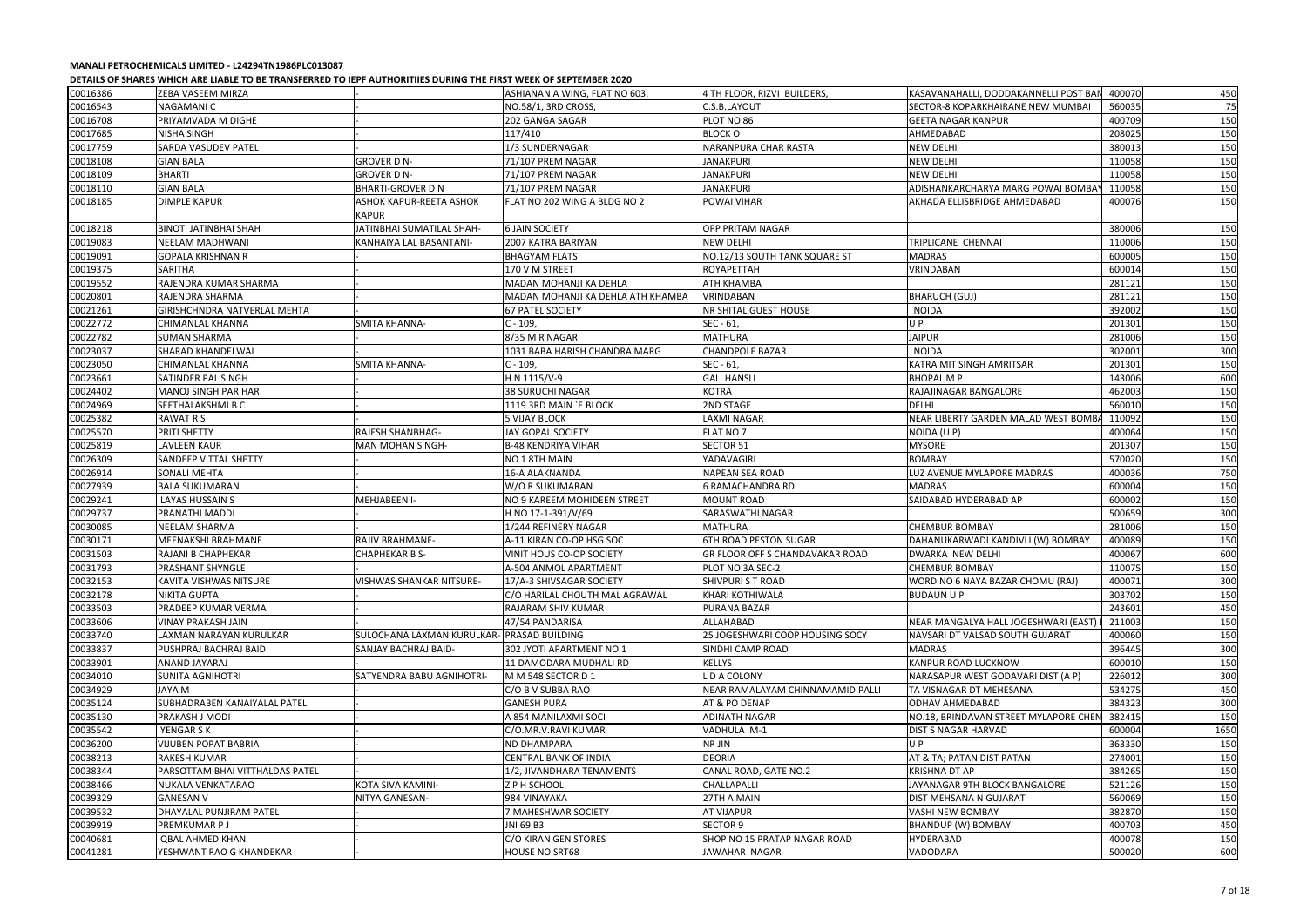**MANALI PETROCHEMICALS LIMITED - L24294TN1986PLC013087**

**DETAILS OF SHARES WHICH ARE LIABLE TO BE TRANSFERRED TO IEPF AUTHORITIIES DURING THE FIRST WEEK OF SEPTEMBER 2020**

| | | | | | | | |
|---|---|---|---|---|---|---|---|
| C0016386 | ZEBA VASEEM MIRZA | | ASHIANAN A WING, FLAT NO 603, | 4 TH FLOOR, RIZVI BUILDERS, | KASAVANAHALLI, DODDAKANNELLI POST BAN | 400070 | 450 |
| C0016543 | NAGAMANI C | - | NO.58/1, 3RD CROSS, | C.S.B.LAYOUT | SECTOR-8 KOPARKHAIRANE NEW MUMBAI | 560035 | 75 |
| C0016708 | PRIYAMVADA M DIGHE | - | 202 GANGA SAGAR | PLOT NO 86 | GEETA NAGAR KANPUR | 400709 | 150 |
| C0017685 | NISHA SINGH | - | 117/410 | BLOCK O | AHMEDABAD | 208025 | 150 |
| C0017759 | SARDA VASUDEV PATEL | - | 1/3 SUNDERNAGAR | NARANPURA CHAR RASTA | NEW DELHI | 380013 | 150 |
| C0018108 | GIAN BALA | GROVER D N- | 71/107 PREM NAGAR | JANAKPURI | NEW DELHI | 110058 | 150 |
| C0018109 | BHARTI | GROVER D N- | 71/107 PREM NAGAR | JANAKPURI | NEW DELHI | 110058 | 150 |
| C0018110 | GIAN BALA | BHARTI-GROVER D N | 71/107 PREM NAGAR | JANAKPURI | ADISHANKARCHARYA MARG POWAI BOMBAY | 110058 | 150 |
| C0018185 | DIMPLE KAPUR | ASHOK KAPUR-REETA ASHOK KAPUR | FLAT NO 202 WING A BLDG NO 2 | POWAI VIHAR | AKHADA ELLISBRIDGE AHMEDABAD | 400076 | 150 |
| C0018218 | BINOTI JATINBHAI SHAH | JATINBHAI SUMATILAL SHAH- | 6 JAIN SOCIETY | OPP PRITAM NAGAR | | 380006 | 150 |
| C0019083 | NEELAM MADHWANI | KANHAIYA LAL BASANTANI- | 2007 KATRA BARIYAN | NEW DELHI | TRIPLICANE CHENNAI | 110006 | 150 |
| C0019091 | GOPALA KRISHNAN R | | BHAGYAM FLATS | NO.12/13 SOUTH TANK SQUARE ST | MADRAS | 600005 | 150 |
| C0019375 | SARITHA | - | 170 V M STREET | ROYAPETTAH | VRINDABAN | 600014 | 150 |
| C0019552 | RAJENDRA KUMAR SHARMA | - | MADAN MOHANJI KA DEHLA | ATH KHAMBA | | 281121 | 150 |
| C0020801 | RAJENDRA SHARMA | - | MADAN MOHANJI KA DEHLA ATH KHAMBA | VRINDABAN | BHARUCH (GUJ) | 281121 | 150 |
| C0021261 | GIRISHCHNDRA NATVERLAL MEHTA | - | 67 PATEL SOCIETY | NR SHITAL GUEST HOUSE | NOIDA | 392002 | 150 |
| C0022772 | CHIMANLAL KHANNA | SMITA KHANNA- | C - 109, | SEC - 61, | U P | 201301 | 150 |
| C0022782 | SUMAN SHARMA | - | 8/35 M R NAGAR | MATHURA | JAIPUR | 281006 | 150 |
| C0023037 | SHARAD KHANDELWAL | - | 1031 BABA HARISH CHANDRA MARG | CHANDPOLE BAZAR | NOIDA | 302001 | 300 |
| C0023050 | CHIMANLAL KHANNA | SMITA KHANNA- | C - 109, | SEC - 61, | KATRA MIT SINGH AMRITSAR | 201301 | 150 |
| C0023661 | SATINDER PAL SINGH | - | H N 1115/V-9 | GALI HANSLI | BHOPAL M P | 143006 | 600 |
| C0024402 | MANOJ SINGH PARIHAR | - | 38 SURUCHI NAGAR | KOTRA | RAJAJINAGAR BANGALORE | 462003 | 150 |
| C0024969 | SEETHALAKSHMI B C | - | 1119 3RD MAIN `E BLOCK | 2ND STAGE | DELHI | 560010 | 150 |
| C0025382 | RAWAT R S | - | 5 VIJAY BLOCK | LAXMI NAGAR | NEAR LIBERTY GARDEN MALAD WEST BOMBA | 110092 | 150 |
| C0025570 | PRITI SHETTY | RAJESH SHANBHAG- | JAY GOPAL SOCIETY | FLAT NO 7 | NOIDA (U P) | 400064 | 150 |
| C0025819 | LAVLEEN KAUR | MAN MOHAN SINGH- | B-48 KENDRIYA VIHAR | SECTOR 51 | MYSORE | 201307 | 150 |
| C0026309 | SANDEEP VITTAL SHETTY | - | NO 1 8TH MAIN | YADAVAGIRI | BOMBAY | 570020 | 150 |
| C0026914 | SONALI MEHTA | - | 16-A ALAKNANDA | NAPEAN SEA ROAD | LUZ AVENUE MYLAPORE MADRAS | 400036 | 750 |
| C0027939 | BALA SUKUMARAN | - | W/O R SUKUMARAN | 6 RAMACHANDRA RD | MADRAS | 600004 | 150 |
| C0029241 | ILAYAS HUSSAIN S | MEHJABEEN I- | NO 9 KAREEM MOHIDEEN STREET | MOUNT ROAD | SAIDABAD HYDERABAD AP | 600002 | 150 |
| C0029737 | PRANATHI MADDI | - | H NO 17-1-391/V/69 | SARASWATHI NAGAR | | 500659 | 300 |
| C0030085 | NEELAM SHARMA | - | 1/244 REFINERY NAGAR | MATHURA | CHEMBUR BOMBAY | 281006 | 150 |
| C0030171 | MEENAKSHI BRAHMANE | RAJIV BRAHMANE- | A-11 KIRAN CO-OP HSG SOC | 6TH ROAD PESTON SUGAR | DAHANUKARWADI KANDIVLI (W) BOMBAY | 400089 | 150 |
| C0031503 | RAJANI B CHAPHEKAR | CHAPHEKAR B S- | VINIT HOUS CO-OP SOCIETY | GR FLOOR OFF S CHANDAVAKAR ROAD | DWARKA NEW DELHI | 400067 | 600 |
| C0031793 | PRASHANT SHYNGLE | - | A-504 ANMOL APARTMENT | PLOT NO 3A SEC-2 | CHEMBUR BOMBAY | 110075 | 150 |
| C0032153 | KAVITA VISHWAS NITSURE | VISHWAS SHANKAR NITSURE- | 17/A-3 SHIVSAGAR SOCIETY | SHIVPURI S T ROAD | WORD NO 6 NAYA BAZAR CHOMU (RAJ) | 400071 | 300 |
| C0032178 | NIKITA GUPTA | - | C/O HARILAL CHOUTH MAL AGRAWAL | KHARI KOTHIWALA | BUDAUN U P | 303702 | 150 |
| C0033503 | PRADEEP KUMAR VERMA | - | RAJARAM SHIV KUMAR | PURANA BAZAR | | 243601 | 450 |
| C0033606 | VINAY PRAKASH JAIN | - | 47/54 PANDARISA | ALLAHABAD | NEAR MANGALYA HALL JOGESHWARI (EAST) | 211003 | 150 |
| C0033740 | LAXMAN NARAYAN KURULKAR | SULOCHANA LAXMAN KURULKAR- | PRASAD BUILDING | 25 JOGESHWARI COOP HOUSING SOCY | NAVSARI DT VALSAD SOUTH GUJARAT | 400060 | 150 |
| C0033837 | PUSHPRAJ BACHRAJ BAID | SANJAY BACHRAJ BAID- | 302 JYOTI APARTMENT NO 1 | SINDHI CAMP ROAD | MADRAS | 396445 | 300 |
| C0033901 | ANAND JAYARAJ | - | 11 DAMODARA MUDHALI RD | KELLYS | KANPUR ROAD LUCKNOW | 600010 | 150 |
| C0034010 | SUNITA AGNIHOTRI | SATYENDRA BABU AGNIHOTRI- | M M 548 SECTOR D 1 | L D A COLONY | NARASAPUR WEST GODAVARI DIST (A P) | 226012 | 300 |
| C0034929 | JAYA M | - | C/O B V SUBBA RAO | NEAR RAMALAYAM CHINNAMAMIDIPALLI | TA VISNAGAR DT MEHESANA | 534275 | 450 |
| C0035124 | SUBHADRABEN KANAIYALAL PATEL | - | GANESH PURA | AT & PO DENAP | ODHAV AHMEDABAD | 384323 | 300 |
| C0035130 | PRAKASH J MODI | - | A 854 MANILAXMI SOCI | ADINATH NAGAR | NO.18, BRINDAVAN STREET MYLAPORE CHEN | 382415 | 150 |
| C0035542 | IYENGAR S K | - | C/O.MR.V.RAVI KUMAR | VADHULA M-1 | DIST S NAGAR HARVAD | 600004 | 1650 |
| C0036200 | VIJUBEN POPAT BABRIA | - | ND DHAMPARA | NR JIN | U P | 363330 | 150 |
| C0038213 | RAKESH KUMAR | - | CENTRAL BANK OF INDIA | DEORIA | AT & TA; PATAN DIST PATAN | 274001 | 150 |
| C0038344 | PARSOTTAM BHAI VITTHALDAS PATEL | - | 1/2, JIVANDHARA TENAMENTS | CANAL ROAD, GATE NO.2 | KRISHNA DT AP | 384265 | 150 |
| C0038466 | NUKALA VENKATARAO | KOTA SIVA KAMINI- | Z P H SCHOOL | CHALLAPALLI | JAYANAGAR 9TH BLOCK BANGALORE | 521126 | 150 |
| C0039329 | GANESAN V | NITYA GANESAN- | 984 VINAYAKA | 27TH A MAIN | DIST MEHSANA N GUJARAT | 560069 | 150 |
| C0039532 | DHAYALAL PUNJIRAM PATEL | - | 7 MAHESHWAR SOCIETY | AT VIJAPUR | VASHI NEW BOMBAY | 382870 | 150 |
| C0039919 | PREMKUMAR P J | - | JNI 69 B3 | SECTOR 9 | BHANDUP (W) BOMBAY | 400703 | 450 |
| C0040681 | IQBAL AHMED KHAN | - | C/O KIRAN GEN STORES | SHOP NO 15 PRATAP NAGAR ROAD | HYDERABAD | 400078 | 150 |
| C0041281 | YESHWANT RAO G KHANDEKAR | - | HOUSE NO SRT68 | JAWAHAR NAGAR | VADODARA | 500020 | 600 |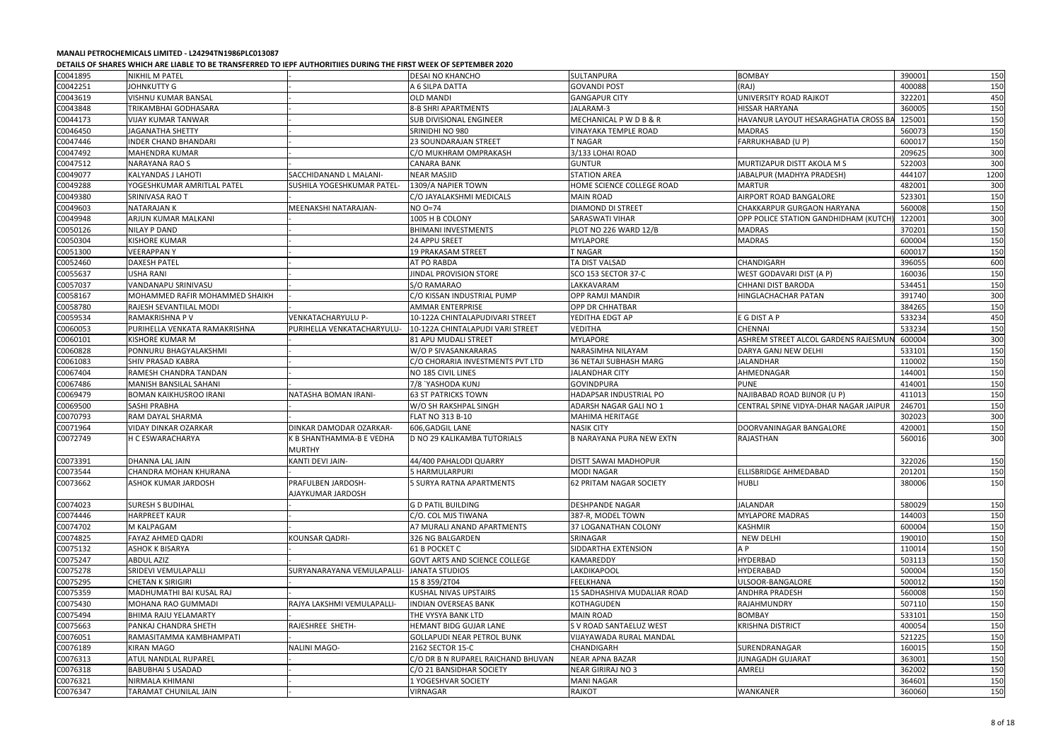**MANALI PETROCHEMICALS LIMITED - L24294TN1986PLC013087**

**DETAILS OF SHARES WHICH ARE LIABLE TO BE TRANSFERRED TO IEPF AUTHORITIIES DURING THE FIRST WEEK OF SEPTEMBER 2020**

| | | | | | | | |
|---|---|---|---|---|---|---|---|
| C0041895 | NIKHIL M PATEL | | DESAI NO KHANCHO | SULTANPURA | BOMBAY | 390001 | 150 |
| C0042251 | JOHNKUTTY G | | A 6 SILPA DATTA | GOVANDI POST | (RAJ) | 400088 | 150 |
| C0043619 | VISHNU KUMAR BANSAL | | OLD MANDI | GANGAPUR CITY | UNIVERSITY ROAD RAJKOT | 322201 | 450 |
| C0043848 | TRIKAMBHAI GODHASARA | | 8-B SHRI APARTMENTS | JALARAM-3 | HISSAR HARYANA | 360005 | 150 |
| C0044173 | VIJAY KUMAR TANWAR | | SUB DIVISIONAL ENGINEER | MECHANICAL P W D B & R | HAVANUR LAYOUT HESARAGHATIA CROSS BA | 125001 | 150 |
| C0046450 | JAGANATHA SHETTY | | SRINIDHI NO 980 | VINAYAKA TEMPLE ROAD | MADRAS | 560073 | 150 |
| C0047446 | INDER CHAND BHANDARI | | 23 SOUNDARAJAN STREET | T NAGAR | FARRUKHABAD (U P) | 600017 | 150 |
| C0047492 | MAHENDRA KUMAR | | C/O MUKHRAM OMPRAKASH | 3/133 LOHAI ROAD | | 209625 | 300 |
| C0047512 | NARAYANA RAO S | | CANARA BANK | GUNTUR | MURTIZAPUR DISTT AKOLA M S | 522003 | 300 |
| C0049077 | KALYANDAS J LAHOTI | SACCHIDANAND L MALANI- | NEAR MASJID | STATION AREA | JABALPUR (MADHYA PRADESH) | 444107 | 1200 |
| C0049288 | YOGESHKUMAR AMRITLAL PATEL | SUSHILA YOGESHKUMAR PATEL- | 1309/A NAPIER TOWN | HOME SCIENCE COLLEGE ROAD | MARTUR | 482001 | 300 |
| C0049380 | SRINIVASA RAO T | | C/O JAYALAKSHMI MEDICALS | MAIN ROAD | AIRPORT ROAD BANGALORE | 523301 | 150 |
| C0049603 | NATARAJAN K | MEENAKSHI NATARAJAN- | NO O=74 | DIAMOND DI STREET | CHAKKARPUR GURGAON HARYANA | 560008 | 150 |
| C0049948 | ARJUN KUMAR MALKANI | | 1005 H B COLONY | SARASWATI VIHAR | OPP POLICE STATION GANDHIDHAM (KUTCH) | 122001 | 300 |
| C0050126 | NILAY P DAND | | BHIMANI INVESTMENTS | PLOT NO 226 WARD 12/B | MADRAS | 370201 | 150 |
| C0050304 | KISHORE KUMAR | | 24 APPU SREET | MYLAPORE | MADRAS | 600004 | 150 |
| C0051300 | VEERAPPAN Y | | 19 PRAKASAM STREET | T NAGAR | | 600017 | 150 |
| C0052460 | DAXESH PATEL | | AT PO RABDA | TA DIST VALSAD | CHANDIGARH | 396055 | 600 |
| C0055637 | USHA RANI | | JINDAL PROVISION STORE | SCO 153 SECTOR 37-C | WEST GODAVARI DIST (A P) | 160036 | 150 |
| C0057037 | VANDANAPU SRINIVASU | | S/O RAMARAO | LAKKAVARAM | CHHANI DIST BARODA | 534451 | 150 |
| C0058167 | MOHAMMED RAFIR MOHAMMED SHAIKH | | C/O KISSAN INDUSTRIAL PUMP | OPP RAMJI MANDIR | HINGLACHACHAR PATAN | 391740 | 300 |
| C0058780 | RAJESH SEVANTILAL MODI | | AMMAR ENTERPRISE | OPP DR CHHATBAR | | 384265 | 150 |
| C0059534 | RAMAKRISHNA P V | VENKATACHARYULU P- | 10-122A CHINTALAPUDIVARI STREET | YEDITHA EDGT AP | E G DIST A P | 533234 | 450 |
| C0060053 | PURIHELLA VENKATA RAMAKRISHNA | PURIHELLA VENKATACHARYULU- | 10-122A CHINTALAPUDI VARI STREET | VEDITHA | CHENNAI | 533234 | 150 |
| C0060101 | KISHORE KUMAR M | | 81 APU MUDALI STREET | MYLAPORE | ASHREM STREET ALCOL GARDENS RAJESMUN | 600004 | 300 |
| C0060828 | PONNURU BHAGYALAKSHMI | | W/O P SIVASANKARARAS | NARASIMHA NILAYAM | DARYA GANJ NEW DELHI | 533101 | 150 |
| C0061083 | SHIV PRASAD KABRA | | C/O CHORARIA INVESTMENTS PVT LTD | 36 NETAJI SUBHASH MARG | JALANDHAR | 110002 | 150 |
| C0067404 | RAMESH CHANDRA TANDAN | | NO 185 CIVIL LINES | JALANDHAR CITY | AHMEDNAGAR | 144001 | 150 |
| C0067486 | MANISH BANSILAL SAHANI | | 7/8 `YASHODA KUNJ | GOVINDPURA | PUNE | 414001 | 150 |
| C0069479 | BOMAN KAIKHUSROO IRANI | NATASHA BOMAN IRANI- | 63 ST PATRICKS TOWN | HADAPSAR INDUSTRIAL PO | NAJIBABAD ROAD BIJNOR (U P) | 411013 | 150 |
| C0069500 | SASHI PRABHA | | W/O SH RAKSHPAL SINGH | ADARSH NAGAR GALI NO 1 | CENTRAL SPINE VIDYA-DHAR NAGAR JAIPUR | 246701 | 150 |
| C0070793 | RAM DAYAL SHARMA | | FLAT NO 313 B-10 | MAHIMA HERITAGE | | 302023 | 300 |
| C0071964 | VIDAY DINKAR OZARKAR | DINKAR DAMODAR OZARKAR- | 606,GADGIL LANE | NASIK CITY | DOORVANINAGAR BANGALORE | 420001 | 150 |
| C0072749 | H C ESWARACHARYA | K B SHANTHAMMA-B E VEDHA MURTHY | D NO 29 KALIKAMBA TUTORIALS | B NARAYANA PURA NEW EXTN | RAJASTHAN | 560016 | 300 |
| C0073391 | DHANNA LAL JAIN | KANTI DEVI JAIN- | 44/400 PAHALODI QUARRY | DISTT SAWAI MADHOPUR | | 322026 | 150 |
| C0073544 | CHANDRA MOHAN KHURANA | | 5 HARMULARPURI | MODI NAGAR | ELLISBRIDGE AHMEDABAD | 201201 | 150 |
| C0073662 | ASHOK KUMAR JARDOSH | PRAFULBEN JARDOSH-AJAYKUMAR JARDOSH | 5 SURYA RATNA APARTMENTS | 62 PRITAM NAGAR SOCIETY | HUBLI | 380006 | 150 |
| C0074023 | SURESH S BUDIHAL | | G D PATIL BUILDING | DESHPANDE NAGAR | JALANDAR | 580029 | 150 |
| C0074446 | HARPREET KAUR | | C/O. COL MJS TIWANA | 387-R, MODEL TOWN | MYLAPORE MADRAS | 144003 | 150 |
| C0074702 | M KALPAGAM | | A7 MURALI ANAND APARTMENTS | 37 LOGANATHAN COLONY | KASHMIR | 600004 | 150 |
| C0074825 | FAYAZ AHMED QADRI | KOUNSAR QADRI- | 326 NG BALGARDEN | SRINAGAR | NEW DELHI | 190010 | 150 |
| C0075132 | ASHOK K BISARYA | | 61 B POCKET C | SIDDARTHA EXTENSION | A P | 110014 | 150 |
| C0075247 | ABDUL AZIZ | | GOVT ARTS AND SCIENCE COLLEGE | KAMAREDDY | HYDERBAD | 503113 | 150 |
| C0075278 | SRIDEVI VEMULAPALLI | SURYANARAYANA VEMULAPALLI- | JANATA STUDIOS | LAKDIKAPOOL | HYDERABAD | 500004 | 150 |
| C0075295 | CHETAN K SIRIGIRI | | 15 8 359/2T04 | FEELKHANA | ULSOOR-BANGALORE | 500012 | 150 |
| C0075359 | MADHUMATHI BAI KUSAL RAJ | | KUSHAL NIVAS UPSTAIRS | 15 SADHASHIVA MUDALIAR ROAD | ANDHRA PRADESH | 560008 | 150 |
| C0075430 | MOHANA RAO GUMMADI | RAJYA LAKSHMI VEMULAPALLI- | INDIAN OVERSEAS BANK | KOTHAGUDEN | RAJAHMUNDRY | 507110 | 150 |
| C0075494 | BHIMA RAJU YELAMARTY | | THE VYSYA BANK LTD | MAIN ROAD | BOMBAY | 533101 | 150 |
| C0075663 | PANKAJ CHANDRA SHETH | RAJESHREE SHETH- | HEMANT BIDG GUJAR LANE | S V ROAD SANTAELUZ WEST | KRISHNA DISTRICT | 400054 | 150 |
| C0076051 | RAMASITAMMA KAMBHAMPATI | | GOLLAPUDI NEAR PETROL BUNK | VIJAYAWADA RURAL MANDAL | | 521225 | 150 |
| C0076189 | KIRAN MAGO | NALINI MAGO- | 2162 SECTOR 15-C | CHANDIGARH | SURENDRANAGAR | 160015 | 150 |
| C0076313 | ATUL NANDLAL RUPAREL | | C/O DR B N RUPAREL RAICHAND BHUVAN | NEAR APNA BAZAR | JUNAGADH GUJARAT | 363001 | 150 |
| C0076318 | BABUBHAI S USADAD | | C/O 21 BANSIDHAR SOCIETY | NEAR GIRIRAJ NO 3 | AMRELI | 362002 | 150 |
| C0076321 | NIRMALA KHIMANI | | 1 YOGESHVAR SOCIETY | MANI NAGAR | | 364601 | 150 |
| C0076347 | TARAMAT CHUNILAL JAIN | | VIRNAGAR | RAJKOT | WANKANER | 360060 | 150 |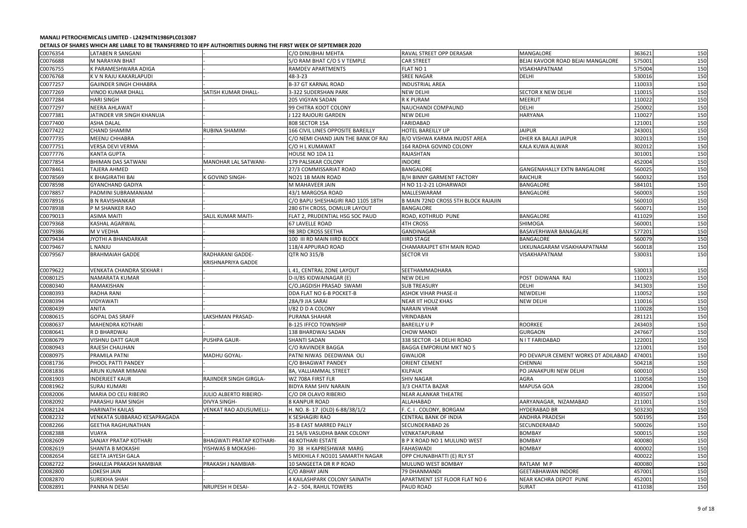**MANALI PETROCHEMICALS LIMITED - L24294TN1986PLC013087**

**DETAILS OF SHARES WHICH ARE LIABLE TO BE TRANSFERRED TO IEPF AUTHORITIIES DURING THE FIRST WEEK OF SEPTEMBER 2020**

| | | | | | | | |
|---|---|---|---|---|---|---|---|
| C0076354 | LATABEN R SANGANI | | C/O DINUBHAI MEHTA | RAVAL STREET OPP DERASAR | MANGALORE | 363621 | 150 |
| C0076688 | M NARAYAN BHAT | | S/O RAM BHAT C/O S V TEMPLE | CAR STREET | BEJAI KAVOOR ROAD BEJAI MANGALORE | 575001 | 150 |
| C0076755 | K PARAMESHWARA ADIGA | | RAMDEV APARTMENTS | FLAT NO 1 | VISAKHAPATNAM | 575004 | 150 |
| C0076768 | K V N RAJU KAKARLAPUDI | | 48-3-23 | SREE NAGAR | DELHI | 530016 | 150 |
| C0077257 | GAJINDER SINGH CHHABRA | | B-37 GT KARNAL ROAD | INDUSTRIAL AREA | | 110033 | 150 |
| C0077269 | VINOD KUMAR DHALL | SATISH KUMAR DHALL- | 3-322 SUDERSHAN PARK | NEW DELHI | SECTOR X NEW DELHI | 110015 | 150 |
| C0077284 | HARI SINGH | | 205 VIGYAN SADAN | R K PURAM | MEERUT | 110022 | 150 |
| C0077297 | NEERA AHLAWAT | | 99 CHITRA KOOT COLONY | NAUCHANDI COMPAUND | DELHI | 250002 | 150 |
| C0077381 | JATINDER VIR SINGH KHANUJA | | J 122 RAJOURI GARDEN | NEW DELHI | HARYANA | 110027 | 150 |
| C0077400 | ASHA DALAL | | 808 SECTOR 15A | FARIDABAD | | 121001 | 150 |
| C0077422 | CHAND SHAMIM | RUBINA SHAMIM- | 166 CIVIL LINES OPPOSITE BAREILLY | HOTEL BAREILLY UP | JAIPUR | 243001 | 150 |
| C0077735 | MEENU CHHABRA | | C/O NEMI CHAND JAIN THE BANK OF RAJ | B/O VISHWA KARMA INUDST AREA | DHER KA BALAJI JAIPUR | 302013 | 150 |
| C0077751 | VERSA DEVI VERMA | | C/O H L KUMAWAT | 164 RADHA GOVIND COLONY | KALA KUWA ALWAR | 302012 | 150 |
| C0077776 | KANTA GUPTA | | HOUSE NO 1DA 11 | RAJASHTAN | | 301001 | 150 |
| C0077854 | BHIMAN DAS SATWANI | MANOHAR LAL SATWANI- | 179 PALSIKAR COLONY | INDORE | | 452004 | 150 |
| C0078461 | TAJERA AHMED | | 27/3 COMMISSARIAT ROAD | BANGALORE | GANGENAHALLY EXTN BANGALORE | 560025 | 150 |
| C0078569 | K BHAGIRATHI BAI | K GOVIND SINGH- | NO21 1B MAIN ROAD | B/H BINNY GARMENT FACTORY | RAICHUR | 560032 | 150 |
| C0078598 | GYANCHAND GADIYA | | M MAHAVEER JAIN | H NO 11-2-21 LOHARWADI | BANGALORE | 584101 | 150 |
| C0078857 | PADMINI SUBRAMANIAM | | 43/1 MARGOSA ROAD | MALLESWARAM | BANGALORE | 560003 | 150 |
| C0078916 | B N RAVISHANKAR | | C/O BAPU SHESHAGIRI RAO 1105 18TH | B MAIN 72ND CROSS 5TH BLOCK RAJAJIN | | 560010 | 150 |
| C0078938 | P M SHANKER RAO | | 280 6TH CROSS, DOMLUR LAYOUT | BANGALORE | | 560071 | 150 |
| C0079013 | ASIMA MAITI | SALIL KUMAR MAITI- | FLAT 2, PRUDENTIAL HSG SOC PAUD | ROAD, KOTHRUD PUNE | BANGALORE | 411029 | 150 |
| C0079368 | KASHAL AGARWAL | | 67 LAVELLE ROAD | 4TH CROSS | SHIMOGA | 560001 | 150 |
| C0079386 | M V VEDHA | | 98 3RD CROSS SEETHA | GANDINAGAR | BASAVERHWAR BANAGALRE | 577201 | 150 |
| C0079434 | JYOTHI A BHANDARKAR | | 100 III RD MAIN IIIRD BLOCK | IIIRD STAGE | BANGALORE | 560079 | 150 |
| C0079467 | L NANJU | | 118/4 APPURAO ROAD | CHAMARAJPET 6TH MAIN ROAD | UKKUNAGARAM VISAKHAAPATNAM | 560018 | 150 |
| C0079567 | BRAHMAIAH GADDE | RADHARANI GADDE- KRISHNAPRIYA GADDE | QTR NO 315/B | SECTOR VII | VISAKHAPATNAM | 530031 | 150 |
| C0079622 | VENKATA CHANDRA SEKHAR I | | L 41, CENTRAL ZONE LAYOUT | SEETHAMMADHARA | | 530013 | 150 |
| C0080125 | NAMARATA KUMAR | | D-II/85 KIDWAINAGAR (E) | NEW DELHI | POST DIDWANA RAJ | 110023 | 150 |
| C0080340 | RAMAKISHAN | | C/O.JAGDISH PRASAD SWAMI | SUB TREASURY | DELHI | 341303 | 150 |
| C0080393 | RADHA RANI | | DDA FLAT NO 6-B POCKET-B | ASHOK VIHAR PHASE-II | NEWDELHI | 110052 | 150 |
| C0080394 | VIDYAWATI | | 28A/9 JIA SARAI | NEAR IIT HOUZ KHAS | NEW DELHI | 110016 | 150 |
| C0080439 | ANITA | | I/82 D D A COLONY | NARAIN VIHAR | | 110028 | 150 |
| C0080615 | GOPAL DAS SRAFF | LAKSHMAN PRASAD- | PURANA SHAHAR | VRINDABAN | | 281121 | 150 |
| C0080637 | MAHENDRA KOTHARI | | B-125 IFFCO TOWNSHIP | BAREILLY U P | ROORKEE | 243403 | 150 |
| C0080641 | R D BHARDWAJ | | 138 BHARDWAJ SADAN | CHOW MANDI | GURGAON | 247667 | 150 |
| C0080679 | VISHNU DATT GAUR | PUSHPA GAUR- | SHANTI SADAN | 338 SECTOR -14 DELHI ROAD | N I T FARIDABAD | 122001 | 150 |
| C0080943 | RAJESH CHAUHAN | | C/O RAVINDER BAGGA | BAGGA EMPORIUM MKT NO 5 | | 121001 | 150 |
| C0080975 | PRAMILA PATNI | MADHU GOYAL- | PATNI NIWAS DEEDWANA OLI | GWALIOR | PO DEVAPUR CEMENT WORKS DT ADILABAD | 474001 | 150 |
| C0081736 | PHOOL PATTI PANDEY | | C/O BHAGWAT PANDEY | ORIENT CEMENT | CHENNAI | 504218 | 150 |
| C0081836 | ARUN KUMAR MIMANI | | 8A, VALLIAMMAL STREET | KILPAUK | PO JANAKPURI NEW DELHI | 600010 | 150 |
| C0081903 | INDERJEET KAUR | RAJINDER SINGH GIRGLA- | WZ 708A FIRST FLR | SHIV NAGAR | AGRA | 110058 | 150 |
| C0081962 | SURAJ KUMARI | | BIDYA RAM SHIV NARAIN | 3/3 CHATTA BAZAR | MAPUSA GOA | 282004 | 150 |
| C0082006 | MARIA DO CEU RIBEIRO | JULIO ALBERTO RIBEIRO- | C/O DR OLAVO RIBERIO | NEAR ALANKAR THEATRE | | 403507 | 150 |
| C0082092 | PARASHU RAM SINGH | DIVYA SINGH- | 8 KANPUR ROAD | ALLAHABAD | AARYANAGAR, NIZAMABAD | 211001 | 150 |
| C0082124 | HARINATH KAILAS | VENKAT RAO ADUSUMELLI- | H. NO. 8- 17 (OLD) 6-88/38/1/2 | F. C. I. COLONY, BORGAM | HYDERABAD BR | 503230 | 150 |
| C0082232 | VENKATA SUBBARAO KESAPRAGADA | | K SESHAGIRI RAO | CENTRAL BANK OF INDIA | ANDHRA PRADESH | 500195 | 150 |
| C0082266 | GEETHA RAGHUNATHAN | | 35-B EAST MARRED PALLY | SECUNDERABAD 26 | SECUNDERABAD | 500026 | 150 |
| C0082388 | VIJAYA | | 21 54/6 VASUDHA BANK COLONY | VENKATAPURAM | BOMBAY | 500015 | 150 |
| C0082609 | SANJAY PRATAP KOTHARI | BHAGWATI PRATAP KOTHARI- | 48 KOTHARI ESTATE | B P X ROAD NO 1 MULUND WEST | BOMBAY | 400080 | 150 |
| C0082619 | SHANTA B MOKASHI | YISHWAS B MOKASHI- | 70 38 H KAPRESHWAR MARG | FAHASWADI | BOMBAY | 400002 | 150 |
| C0082654 | GEETA JAYESH GALA | | 5 MEKHILA F.NO101 SAMARTH NAGAR | OPP CHUNABHATTI (E) RLY ST | | 400022 | 150 |
| C0082722 | SHAILEJA PRAKASH NAMBIAR | PRAKASH J NAMBIAR- | 10 SANGEETA DR R P ROAD | MULUND WEST BOMBAY | RATLAM M P | 400080 | 150 |
| C0082800 | LOKESH JAIN | | C/O ABHAY JAIN | 79 DHANMANDI | GEETABHAWAN INDORE | 457001 | 150 |
| C0082870 | SUREKHA SHAH | | 4 KAILASHPARK COLONY SAINATH | APARTMENT 1ST FLOOR FLAT NO 6 | NEAR KACHRA DEPOT PUNE | 452001 | 150 |
| C0082891 | PANNA N DESAI | NRUPESH H DESAI- | A-2 - 504, RAHUL TOWERS | PAUD ROAD | SURAT | 411038 | 150 |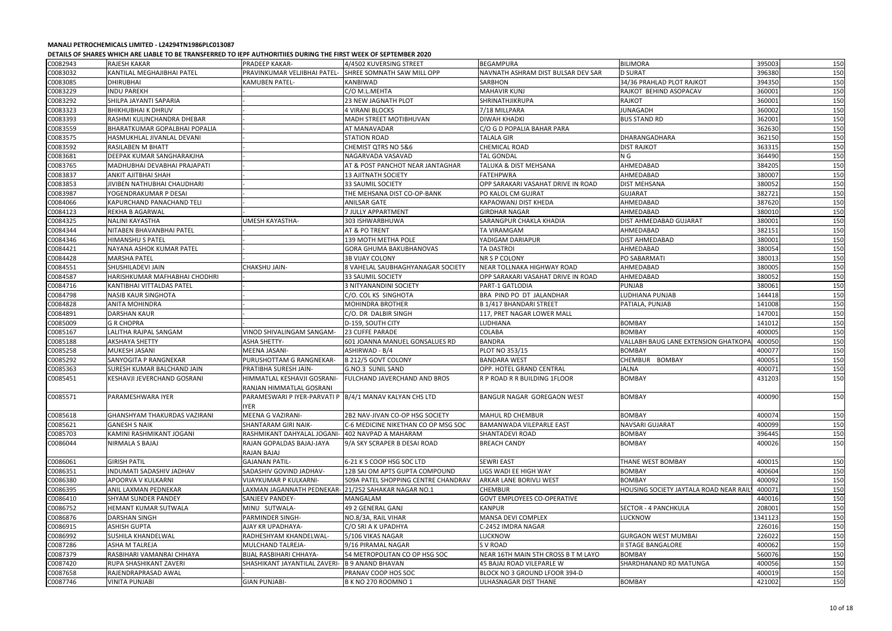**MANALI PETROCHEMICALS LIMITED - L24294TN1986PLC013087**

**DETAILS OF SHARES WHICH ARE LIABLE TO BE TRANSFERRED TO IEPF AUTHORITIIES DURING THE FIRST WEEK OF SEPTEMBER 2020**

| | | | | | | | |
|---|---|---|---|---|---|---|---|
| C0082943 | RAJESH KAKAR | PRADEEP KAKAR- | 4/4502 KUVERSING STREET | BEGAMPURA | BILIMORA | 395003 | 150 |
| C0083032 | KANTILAL MEGHAJIBHAI PATEL | PRAVINKUMAR VELJIBHAI PATEL- | SHREE SOMNATH SAW MILL OPP | NAVNATH ASHRAM DIST BULSAR DEV SAR | D SURAT | 396380 | 150 |
| C0083085 | DHIRUBHAI | KAMUBEN PATEL- | KANBIWAD | SARBHON | 34/36 PRAHLAD PLOT RAJKOT | 394350 | 150 |
| C0083229 | INDU PAREKH | - | C/O M.L.MEHTA | MAHAVIR KUNJ | RAJKOT BEHIND ASOPACAV | 360001 | 150 |
| C0083292 | SHILPA JAYANTI SAPARIA | - | 23 NEW JAGNATH PLOT | SHRINATHJIKRUPA | RAJKOT | 360001 | 150 |
| C0083323 | BHIKHUBHAI K DHRUV | - | 4 VIRANI BLOCKS | 7/18 MILLPARA | JUNAGADH | 360002 | 150 |
| C0083393 | RASHMI KULINCHANDRA DHEBAR | - | MADH STREET MOTIBHUVAN | DIWAH KHADKI | BUS STAND RD | 362001 | 150 |
| C0083559 | BHARATKUMAR GOPALBHAI POPALIA | - | AT MANAVADAR | C/O G D POPALIA BAHAR PARA | | 362630 | 150 |
| C0083575 | HASMUKHLAL JIVANLAL DEVANI | - | STATION ROAD | TALALA GIR | DHARANGADHARA | 362150 | 150 |
| C0083592 | RASILABEN M BHATT | - | CHEMIST QTRS NO 5&6 | CHEMICAL ROAD | DIST RAJKOT | 363315 | 150 |
| C0083681 | DEEPAK KUMAR SANGHARAKJHA | - | NAGARVADA VASAVAD | TAL GONDAL | N G | 364490 | 150 |
| C0083765 | MADHUBHAI DEVABHAI PRAJAPATI | - | AT & POST PANCHOT NEAR JANTAGHAR | TALUKA & DIST MEHSANA | AHMEDABAD | 384205 | 150 |
| C0083837 | ANKIT AJITBHAI SHAH | - | 13 AJITNATH SOCIETY | FATEHPWRA | AHMEDABAD | 380007 | 150 |
| C0083853 | JIVIBEN NATHUBHAI CHAUDHARI | - | 33 SAUMIL SOCIETY | OPP SARAKARI VASAHAT DRIVE IN ROAD | DIST MEHSANA | 380052 | 150 |
| C0083987 | YOGENDRAKUMAR P DESAI | - | THE MEHSANA DIST CO-OP-BANK | PO KALOL CM GUJRAT | GUJARAT | 382721 | 150 |
| C0084066 | KAPURCHAND PANACHAND TELI | - | ANILSAR GATE | KAPAOWANJ DIST KHEDA | AHMEDABAD | 387620 | 150 |
| C0084123 | REKHA B AGARWAL | - | 7 JULLY APPARTMENT | GIRDHAR NAGAR | AHMEDABAD | 380010 | 150 |
| C0084325 | NALINI KAYASTHA | UMESH KAYASTHA- | 303 ISHWARBHUWA | SARANGPUR CHAKLA KHADIA | DIST AHMEDABAD GUJARAT | 380001 | 150 |
| C0084344 | NITABEN BHAVANBHAI PATEL | - | AT & PO TRENT | TA VIRAMGAM | AHMEDABAD | 382151 | 150 |
| C0084346 | HIMANSHU S PATEL | - | 139 MOTH METHA POLE | YADIGAM DARIAPUR | DIST AHMEDABAD | 380001 | 150 |
| C0084421 | NAYANA ASHOK KUMAR PATEL | - | GORA GHUMA BAKUBHANOVAS | TA DASTROI | AHMEDABAD | 380054 | 150 |
| C0084428 | MARSHA PATEL | - | 3B VIJAY COLONY | NR S P COLONY | PO SABARMATI | 380013 | 150 |
| C0084551 | SHUSHILADEVI JAIN | CHAKSHU JAIN- | 8 VAHELAL SAUBHAGHYANAGAR SOCIETY | NEAR TOLLNAKA HIGHWAY ROAD | AHMEDABAD | 380005 | 150 |
| C0084587 | HARISHKUMAR MAFHABHAI CHODHRI | - | 33 SAUMIL SOCIETY | OPP SARAKARI VASAHAT DRIVE IN ROAD | AHMEDABAD | 380052 | 150 |
| C0084716 | KANTIBHAI VITTALDAS PATEL | - | 3 NITYANANDINI SOCIETY | PART-1 GATLODIA | PUNJAB | 380061 | 150 |
| C0084798 | NASIB KAUR SINGHOTA | - | C/O. COL KS SINGHOTA | BRA PIND PO DT JALANDHAR | LUDHIANA PUNJAB | 144418 | 150 |
| C0084828 | ANITA MOHINDRA | - | MOHINDRA BROTHER | B 1/417 BHANDARI STREET | PATIALA, PUNJAB | 141008 | 150 |
| C0084891 | DARSHAN KAUR | - | C/O. DR DALBIR SINGH | 117, PRET NAGAR LOWER MALL | | 147001 | 150 |
| C0085009 | G R CHOPRA | - | D-159, SOUTH CITY | LUDHIANA | BOMBAY | 141012 | 150 |
| C0085167 | LALITHA RAJPAL SANGAM | VINOD SHIVALINGAM SANGAM- | 23 CUFFE PARADE | COLABA | BOMBAY | 400005 | 150 |
| C0085188 | AKSHAYA SHETTY | ASHA SHETTY- | 601 JOANNA MANUEL GONSALUES RD | BANDRA | VALLABH BAUG LANE EXTENSION GHATKOPA | 400050 | 150 |
| C0085258 | MUKESH JASANI | MEENA JASANI- | ASHIRWAD - B/4 | PLOT NO 353/15 | BOMBAY | 400077 | 150 |
| C0085292 | SANYOGITA P RANGNEKAR | PURUSHOTTAM G RANGNEKAR- | B 212/5 GOVT COLONY | BANDARA WEST | CHEMBUR BOMBAY | 400051 | 150 |
| C0085363 | SURESH KUMAR BALCHAND JAIN | PRATIBHA SURESH JAIN- | G.NO.3 SUNIL SAND | OPP. HOTEL GRAND CENTRAL | JALNA | 400071 | 150 |
| C0085451 | KESHAVJI JEVERCHAND GOSRANI | HIMMATLAL KESHAVJI GOSRANI-RANJAN HIMMATLAL GOSRANI | FULCHAND JAVERCHAND AND BROS | R P ROAD R R BUILDING 1FLOOR | BOMBAY | 431203 | 150 |
| C0085571 | PARAMESHWARA IYER | PARAMESWARI P IYER-PARVATI P IYER | B/4/1 MANAV KALYAN CHS LTD | BANGUR NAGAR GOREGAON WEST | BOMBAY | 400090 | 150 |
| C0085618 | GHANSHYAM THAKURDAS VAZIRANI | MEENA G VAZIRANI- | 2B2 NAV-JIVAN CO-OP HSG SOCIETY | MAHUL RD CHEMBUR | BOMBAY | 400074 | 150 |
| C0085621 | GANESH S NAIK | SHANTARAM GIRI NAIK- | C-6 MEDICINE NIKETHAN CO OP MSG SOC | BAMANWADA VILEPARLE EAST | NAVSARI GUJARAT | 400099 | 150 |
| C0085703 | KAMINI RASHMIKANT JOGANI | RASHMIKANT DAHYALAL JOGANI- | 402 NAVPAD A MAHARAM | SHANTADEVI ROAD | BOMBAY | 396445 | 150 |
| C0086044 | NIRMALA S BAJAJ | RAJAN GOPALDAS BAJAJ-JAYA RAJAN BAJAJ | 9/A SKY SCRAPER B DESAI ROAD | BREACH CANDY | BOMBAY | 400026 | 150 |
| C0086061 | GIRISH PATIL | GAJANAN PATIL- | 6-21 K S COOP HSG SOC LTD | SEWRI EAST | THANE WEST BOMBAY | 400015 | 150 |
| C0086351 | INDUMATI SADASHIV JADHAV | SADASHIV GOVIND JADHAV- | 12B SAI OM APTS GUPTA COMPOUND | LIGS WADI EE HIGH WAY | BOMBAY | 400604 | 150 |
| C0086380 | APOORVA V KULKARNI | VIJAYKUMAR P KULKARNI- | 509A PATEL SHOPPING CENTRE CHANDRAV | ARKAR LANE BORIVLI WEST | BOMBAY | 400092 | 150 |
| C0086395 | ANIL LAXMAN PEDNEKAR | LAXMAN JAGANNATH PEDNEKAR- | 21/252 SAHAKAR NAGAR NO.1 | CHEMBUR | HOUSING SOCIETY JAYTALA ROAD NEAR RAIL | 400071 | 150 |
| C0086410 | SHYAM SUNDER PANDEY | SANJEEV PANDEY- | MANGALAM | GOVT EMPLOYEES CO-OPERATIVE | | 440016 | 150 |
| C0086752 | HEMANT KUMAR SUTWALA | MINU SUTWALA- | 49 2 GENERAL GANJ | KANPUR | SECTOR - 4 PANCHKULA | 208001 | 150 |
| C0086876 | DARSHAN SINGH | PARMINDER SINGH- | NO.8/3A, RAIL VIHAR | MANSA DEVI COMPLEX | LUCKNOW | 1341123 | 150 |
| C0086915 | ASHISH GUPTA | AJAY KR UPADHAYA- | C/O SRI A K UPADHYA | C-2452 IMDRA NAGAR | | 226016 | 150 |
| C0086992 | SUSHILA KHANDELWAL | RADHESHYAM KHANDELWAL- | 5/106 VIKAS NAGAR | LUCKNOW | GURGAON WEST MUMBAI | 226022 | 150 |
| C0087286 | ASHA M TALREJA | MULCHAND TALREJA- | 9/16 PIRAMAL NAGAR | S V ROAD | II STAGE BANGALORE | 400062 | 150 |
| C0087379 | RASBIHARI VAMANRAI CHHAYA | BIJAL RASBIHARI CHHAYA- | 54 METROPOLITAN CO OP HSG SOC | NEAR 16TH MAIN 5TH CROSS B T M LAYO | BOMBAY | 560076 | 150 |
| C0087420 | RUPA SHASHIKANT ZAVERI | SHASHIKANT JAYANTILAL ZAVERI- | B 9 ANAND BHAVAN | 45 BAJAJ ROAD VILEPARLE W | SHARDHANAND RD MATUNGA | 400056 | 150 |
| C0087658 | RAJENDRAPRASAD AWAL | - | PRANAV COOP HOS SOC | BLOCK NO 3 GROUND LFOOR 394-D | | 400019 | 150 |
| C0087746 | VINITA PUNJABI | GIAN PUNJABI- | B K NO 270 ROOMNO 1 | ULHASNAGAR DIST THANE | BOMBAY | 421002 | 150 |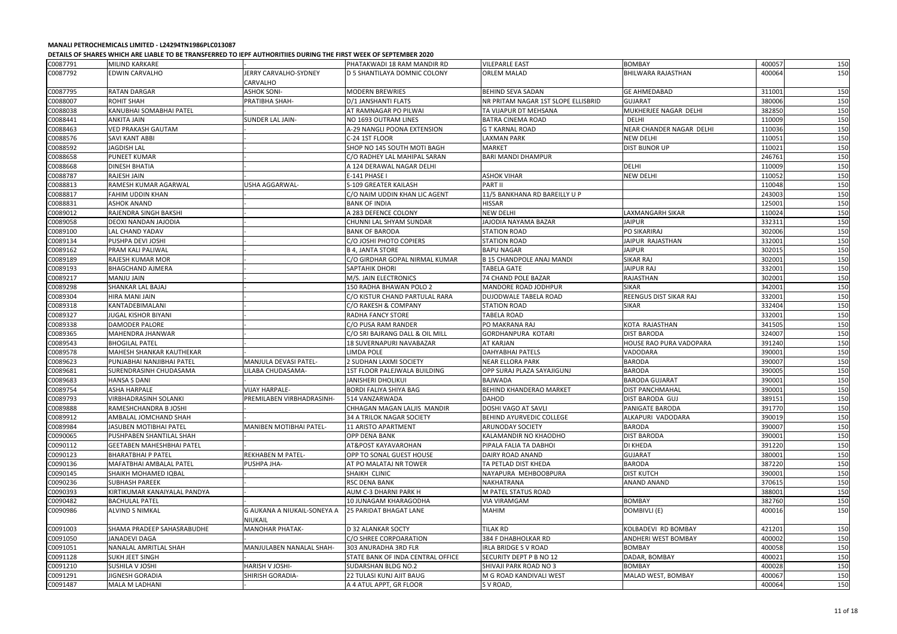**MANALI PETROCHEMICALS LIMITED - L24294TN1986PLC013087**

**DETAILS OF SHARES WHICH ARE LIABLE TO BE TRANSFERRED TO IEPF AUTHORITIIES DURING THE FIRST WEEK OF SEPTEMBER 2020**

| | | | | | | | |
|---|---|---|---|---|---|---|---|
| C0087791 | MILIND KARKARE | | PHATAKWADI 18 RAM MANDIR RD | VILEPARLE EAST | BOMBAY | 400057 | 150 |
| C0087792 | EDWIN CARVALHO | JERRY CARVALHO-SYDNEY CARVALHO | D 5 SHANTILAYA DOMNIC COLONY | ORLEM MALAD | BHILWARA RAJASTHAN | 400064 | 150 |
| C0087795 | RATAN DARGAR | ASHOK SONI- | MODERN BREWRIES | BEHIND SEVA SADAN | GE AHMEDABAD | 311001 | 150 |
| C0088007 | ROHIT SHAH | PRATIBHA SHAH- | D/1 JANSHANTI FLATS | NR PRITAM NAGAR 1ST SLOPE ELLISBRID | GUJARAT | 380006 | 150 |
| C0088038 | KANUBHAI SOMABHAI PATEL | | AT RAMNAGAR PO PILWAI | TA VIJAPUR DT MEHSANA | MUKHERJEE NAGAR DELHI | 382850 | 150 |
| C0088441 | ANKITA JAIN | SUNDER LAL JAIN- | NO 1693 OUTRAM LINES | BATRA CINEMA ROAD | DELHI | 110009 | 150 |
| C0088463 | VED PRAKASH GAUTAM | | A-29 NANGLI POONA EXTENSION | G T KARNAL ROAD | NEAR CHANDER NAGAR DELHI | 110036 | 150 |
| C0088576 | SAVI KANT ABBI | | C-24 1ST FLOOR | LAXMAN PARK | NEW DELHI | 110051 | 150 |
| C0088592 | JAGDISH LAL | | SHOP NO 145 SOUTH MOTI BAGH | MARKET | DIST BIJNOR UP | 110021 | 150 |
| C0088658 | PUNEET KUMAR | | C/O RADHEY LAL MAHIPAL SARAN | BARI MANDI DHAMPUR | | 246761 | 150 |
| C0088668 | DINESH BHATIA | | A 124 DERAWAL NAGAR DELHI | | DELHI | 110009 | 150 |
| C0088787 | RAJESH JAIN | | E-141 PHASE I | ASHOK VIHAR | NEW DELHI | 110052 | 150 |
| C0088813 | RAMESH KUMAR AGARWAL | USHA AGGARWAL- | S-109 GREATER KAILASH | PART II | | 110048 | 150 |
| C0088817 | FAHIM UDDIN KHAN | | C/O NAIM UDDIN KHAN LIC AGENT | 11/5 BANKHANA RD BAREILLY U P | | 243003 | 150 |
| C0088831 | ASHOK ANAND | | BANK OF INDIA | HISSAR | | 125001 | 150 |
| C0089012 | RAJENDRA SINGH BAKSHI | | A 283 DEFENCE COLONY | NEW DELHI | LAXMANGARH SIKAR | 110024 | 150 |
| C0089058 | DEOXI NANDAN JAJODIA | | CHUNNI LAL SHYAM SUNDAR | JAJODIA NAYAMA BAZAR | JAIPUR | 332311 | 150 |
| C0089100 | LAL CHAND YADAV | | BANK OF BARODA | STATION ROAD | PO SIKARIRAJ | 302006 | 150 |
| C0089134 | PUSHPA DEVI JOSHI | | C/O JOSHI PHOTO COPIERS | STATION ROAD | JAIPUR RAJASTHAN | 332001 | 150 |
| C0089162 | PRAM KALI PALIWAL | | B 4, JANTA STORE | BAPU NAGAR | JAIPUR | 302015 | 150 |
| C0089189 | RAJESH KUMAR MOR | | C/O GIRDHAR GOPAL NIRMAL KUMAR | B 15 CHANDPOLE ANAJ MANDI | SIKAR RAJ | 302001 | 150 |
| C0089193 | BHAGCHAND AJMERA | | SAPTAHIK DHORI | TABELA GATE | JAIPUR RAJ | 332001 | 150 |
| C0089217 | MANJU JAIN | | M/S. JAIN ELECTRONICS | 74 CHAND POLE BAZAR | RAJASTHAN | 302001 | 150 |
| C0089298 | SHANKAR LAL BAJAJ | | 150 RADHA BHAWAN POLO 2 | MANDORE ROAD JODHPUR | SIKAR | 342001 | 150 |
| C0089304 | HIRA MANI JAIN | | C/O KISTUR CHAND PARTULAL RARA | DUJODWALE TABELA ROAD | REENGUS DIST SIKAR RAJ | 332001 | 150 |
| C0089318 | KANTADEBIMALANI | | C/O RAKESH & COMPANY | STATION ROAD | SIKAR | 332404 | 150 |
| C0089327 | JUGAL KISHOR BIYANI | | RADHA FANCY STORE | TABELA ROAD | | 332001 | 150 |
| C0089338 | DAMODER PALORE | | C/O PUSA RAM RANDER | PO MAKRANA RAJ | KOTA RAJASTHAN | 341505 | 150 |
| C0089365 | MAHENDRA JHANWAR | | C/O SRI BAJRANG DALL & OIL MILL | GORDHANPURA KOTARI | DIST BARODA | 324007 | 150 |
| C0089543 | BHOGILAL PATEL | | 18 SUVERNAPURI NAVABAZAR | AT KARJAN | HOUSE RAO PURA VADOPARA | 391240 | 150 |
| C0089578 | MAHESH SHANKAR KAUTHEKAR | | LIMDA POLE | DAHYABHAI PATELS | VADODARA | 390001 | 150 |
| C0089623 | PUNJABHAI NANJIBHAI PATEL | MANJULA DEVASI PATEL- | 2 SUDHAN LAXMI SOCIETY | NEAR ELLORA PARK | BARODA | 390007 | 150 |
| C0089681 | SURENDRASINH CHUDASAMA | LILABA CHUDASAMA- | 1ST FLOOR PALEJWALA BUILDING | OPP SURAJ PLAZA SAYAJIGUNJ | BARODA | 390005 | 150 |
| C0089683 | HANSA S DANI | | JANISHERI DHOLIKUI | BAJWADA | BARODA GUJARAT | 390001 | 150 |
| C0089754 | ASHA HARPALE | VIJAY HARPALE- | BORDI FALIYA SHIYA BAG | BEHIND KHANDERAO MARKET | DIST PANCHMAHAL | 390001 | 150 |
| C0089793 | VIRBHADRASINH SOLANKI | PREMILABEN VIRBHADRASINH- | 514 VANZARWADA | DAHOD | DIST BARODA GUJ | 389151 | 150 |
| C0089888 | RAMESHCHANDRA B JOSHI | | CHHAGAN MAGAN LALJIS MANDIR | DOSHI VAGO AT SAVLI | PANIGATE BARODA | 391770 | 150 |
| C0089912 | AMBALAL JOMCHAND SHAH | | 34 A TRILOK NAGAR SOCIETY | BEHIND AYURVEDIC COLLEGE | ALKAPURI VADODARA | 390019 | 150 |
| C0089984 | JASUBEN MOTIBHAI PATEL | MANIBEN MOTIBHAI PATEL- | 11 ARISTO APARTMENT | ARUNODAY SOCIETY | BARODA | 390007 | 150 |
| C0090065 | PUSHPABEN SHANTILAL SHAH | | OPP DENA BANK | KALAMANDIR NO KHAODHO | DIST BARODA | 390001 | 150 |
| C0090112 | GEETABEN MAHESHBHAI PATEL | | AT&POST KAYAVAROHAN | PIPALA FALIA TA DABHOI | DI KHEDA | 391220 | 150 |
| C0090123 | BHARATBHAI P PATEL | REKHABEN M PATEL- | OPP TO SONAL GUEST HOUSE | DAIRY ROAD ANAND | GUJARAT | 380001 | 150 |
| C0090136 | MAFATBHAI AMBALAL PATEL | PUSHPA JHA- | AT PO MALATAJ NR TOWER | TA PETLAD DIST KHEDA | BARODA | 387220 | 150 |
| C0090145 | SHAIKH MOHAMED IQBAL | | SHAIKH CLINIC | NAYAPURA MEHBOOBPURA | DIST KUTCH | 390001 | 150 |
| C0090236 | SUBHASH PAREEK | | RSC DENA BANK | NAKHATRANA | ANAND ANAND | 370615 | 150 |
| C0090393 | KIRTIKUMAR KANAIYALAL PANDYA | | AUM C-3 DHARNI PARK H | M PATEL STATUS ROAD | | 388001 | 150 |
| C0090482 | BACHULAL PATEL | | 10 JUNAGAM KHARAGODHA | VIA VIRAMGAM | BOMBAY | 382760 | 150 |
| C0090986 | ALVIND S NIMKAL | G AUKANA A NIUKAIL-SONEYA A NIUKAIL | 25 PARIDAT BHAGAT LANE | MAHIM | DOMBIVLI (E) | 400016 | 150 |
| C0091003 | SHAMA PRADEEP SAHASRABUDHE | MANOHAR PHATAK- | D 32 ALANKAR SOCTY | TILAK RD | KOLBADEVI RD BOMBAY | 421201 | 150 |
| C0091050 | JANADEVI DAGA | | C/O SHREE CORPOARATION | 384 F DHABHOLKAR RD | ANDHERI WEST BOMBAY | 400002 | 150 |
| C0091051 | NANALAL AMRITLAL SHAH | MANJULABEN NANALAL SHAH- | 303 ANURADHA 3RD FLR | IRLA BRIDGE S V ROAD | BOMBAY | 400058 | 150 |
| C0091128 | SUKH JEET SINGH | | STATE BANK OF INDA CENTRAL OFFICE | SECURITY DEPT P B NO 12 | DADAR, BOMBAY | 400021 | 150 |
| C0091210 | SUSHILA V JOSHI | HARISH V JOSHI- | SUDARSHAN BLDG NO.2 | SHIVAJI PARK ROAD NO 3 | BOMBAY | 400028 | 150 |
| C0091291 | JIGNESH GORADIA | SHIRISH GORADIA- | 22 TULASI KUNJ AJIT BAUG | M G ROAD KANDIVALI WEST | MALAD WEST, BOMBAY | 400067 | 150 |
| C0091487 | MALA M LADHANI | | A 4 ATUL APPT, GR FLOOR | S V ROAD, | | 400064 | 150 |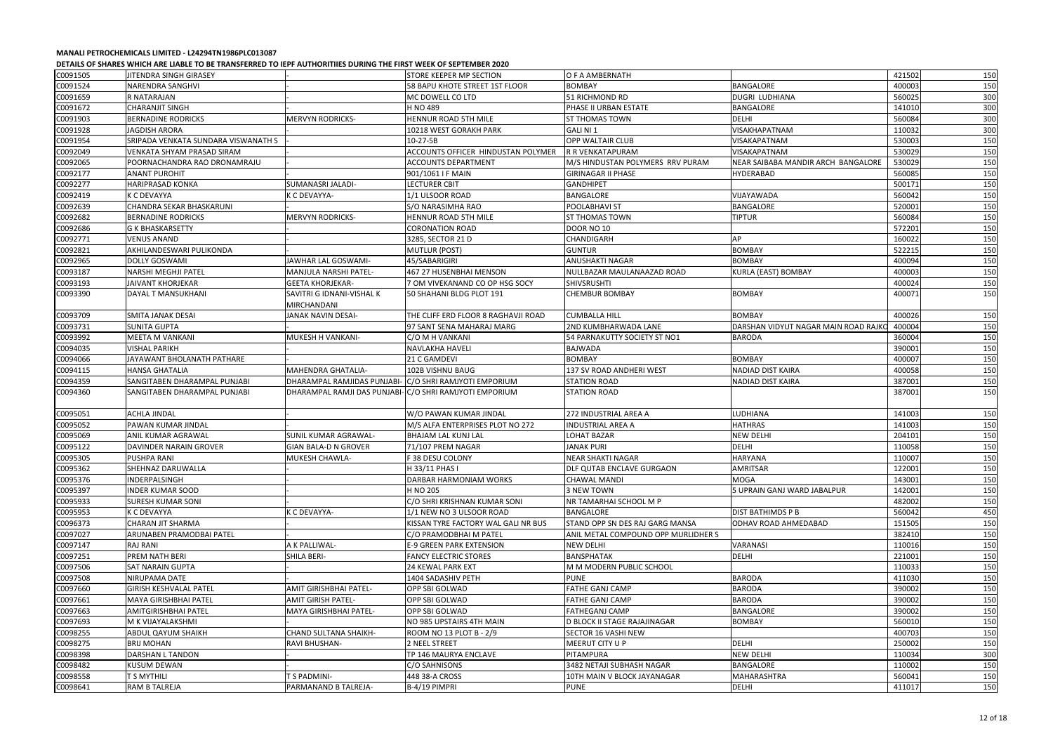**MANALI PETROCHEMICALS LIMITED - L24294TN1986PLC013087**

**DETAILS OF SHARES WHICH ARE LIABLE TO BE TRANSFERRED TO IEPF AUTHORITIIES DURING THE FIRST WEEK OF SEPTEMBER 2020**

| | | | | | | | |
|---|---|---|---|---|---|---|---|
| C0091505 | JITENDRA SINGH GIRASEY | | STORE KEEPER MP SECTION | O F A AMBERNATH | | 421502 | 150 |
| C0091524 | NARENDRA SANGHVI | | 58 BAPU KHOTE STREET 1ST FLOOR | BOMBAY | BANGALORE | 400003 | 150 |
| C0091659 | R NATARAJAN | | MC DOWELL CO LTD | 51 RICHMOND RD | DUGRI LUDHIANA | 560025 | 300 |
| C0091672 | CHARANJIT SINGH | | H NO 489 | PHASE II URBAN ESTATE | BANGALORE | 141010 | 300 |
| C0091903 | BERNADINE RODRICKS | MERVYN RODRICKS- | HENNUR ROAD 5TH MILE | ST THOMAS TOWN | DELHI | 560084 | 300 |
| C0091928 | JAGDISH ARORA | | 10218 WEST GORAKH PARK | GALI NI 1 | VISAKHAPATNAM | 110032 | 300 |
| C0091954 | SRIPADA VENKATA SUNDARA VISWANATH S | | 10-27-5B | OPP WALTAIR CLUB | VISAKAPATNAM | 530003 | 150 |
| C0092049 | VENKATA SHYAM PRASAD SIRAM | | ACCOUNTS OFFICER HINDUSTAN POLYMER | R R VENKATAPURAM | VISAKAPATNAM | 530029 | 150 |
| C0092065 | POORNACHANDRA RAO DRONAMRAJU | | ACCOUNTS DEPARTMENT | M/S HINDUSTAN POLYMERS RRV PURAM | NEAR SAIBABA MANDIR ARCH BANGALORE | 530029 | 150 |
| C0092177 | ANANT PUROHIT | | 901/1061 I F MAIN | GIRINAGAR II PHASE | HYDERABAD | 560085 | 150 |
| C0092277 | HARIPRASAD KONKA | SUMANASRI JALADI- | LECTURER CBIT | GANDHIPET | | 500171 | 150 |
| C0092419 | K C DEVAYYA | K C DEVAYYA- | 1/1 ULSOOR ROAD | BANGALORE | VIJAYAWADA | 560042 | 150 |
| C0092639 | CHANDRA SEKAR BHASKARUNI | | S/O NARASIMHA RAO | POOLABHAVI ST | BANGALORE | 520001 | 150 |
| C0092682 | BERNADINE RODRICKS | MERVYN RODRICKS- | HENNUR ROAD 5TH MILE | ST THOMAS TOWN | TIPTUR | 560084 | 150 |
| C0092686 | G K BHASKARSETTY | | CORONATION ROAD | DOOR NO 10 | | 572201 | 150 |
| C0092771 | VENUS ANAND | | 3285, SECTOR 21 D | CHANDIGARH | AP | 160022 | 150 |
| C0092821 | AKHILANDESWARI PULIKONDA | | MUTLUR (POST) | GUNTUR | BOMBAY | 522215 | 150 |
| C0092965 | DOLLY GOSWAMI | JAWHAR LAL GOSWAMI- | 45/SABARIGIRI | ANUSHAKTI NAGAR | BOMBAY | 400094 | 150 |
| C0093187 | NARSHI MEGHJI PATEL | MANJULA NARSHI PATEL- | 467 27 HUSENBHAI MENSON | NULLBAZAR MAULANAAZAD ROAD | KURLA (EAST) BOMBAY | 400003 | 150 |
| C0093193 | JAIVANT KHORJEKAR | GEETA KHORJEKAR- | 7 OM VIVEKANAND CO OP HSG SOCY | SHIVSRUSHTI | | 400024 | 150 |
| C0093390 | DAYAL T MANSUKHANI | SAVITRI G IDNANI-VISHAL K MIRCHANDANI | 50 SHAHANI BLDG PLOT 191 | CHEMBUR BOMBAY | BOMBAY | 400071 | 150 |
| C0093709 | SMITA JANAK DESAI | JANAK NAVIN DESAI- | THE CLIFF ERD FLOOR 8 RAGHAVJI ROAD | CUMBALLA HILL | BOMBAY | 400026 | 150 |
| C0093731 | SUNITA GUPTA | | 97 SANT SENA MAHARAJ MARG | 2ND KUMBHARWADA LANE | DARSHAN VIDYUT NAGAR MAIN ROAD RAJKO | 400004 | 150 |
| C0093992 | MEETA M VANKANI | MUKESH H VANKANI- | C/O M H VANKANI | 54 PARNAKUTTY SOCIETY ST NO1 | BARODA | 360004 | 150 |
| C0094035 | VISHAL PARIKH | | NAVLAKHA HAVELI | BAJWADA | | 390001 | 150 |
| C0094066 | JAYAWANT BHOLANATH PATHARE | | 21 C GAMDEVI | BOMBAY | BOMBAY | 400007 | 150 |
| C0094115 | HANSA GHATALIA | MAHENDRA GHATALIA- | 102B VISHNU BAUG | 137 SV ROAD ANDHERI WEST | NADIAD DIST KAIRA | 400058 | 150 |
| C0094359 | SANGITABEN DHARAMPAL PUNJABI | DHARAMPAL RAMJIDAS PUNJABI- | C/O SHRI RAMJYOTI EMPORIUM | STATION ROAD | NADIAD DIST KAIRA | 387001 | 150 |
| C0094360 | SANGITABEN DHARAMPAL PUNJABI | DHARAMPAL RAMJI DAS PUNJABI- | C/O SHRI RAMJYOTI EMPORIUM | STATION ROAD | | 387001 | 150 |
| C0095051 | ACHLA JINDAL | | W/O PAWAN KUMAR JINDAL | 272 INDUSTRIAL AREA A | LUDHIANA | 141003 | 150 |
| C0095052 | PAWAN KUMAR JINDAL | | M/S ALFA ENTERPRISES PLOT NO 272 | INDUSTRIAL AREA A | HATHRAS | 141003 | 150 |
| C0095069 | ANIL KUMAR AGRAWAL | SUNIL KUMAR AGRAWAL- | BHAJAM LAL KUNJ LAL | LOHAT BAZAR | NEW DELHI | 204101 | 150 |
| C0095122 | DAVINDER NARAIN GROVER | GIAN BALA-D N GROVER | 71/107 PREM NAGAR | JANAK PURI | DELHI | 110058 | 150 |
| C0095305 | PUSHPA RANI | MUKESH CHAWLA- | F 38 DESU COLONY | NEAR SHAKTI NAGAR | HARYANA | 110007 | 150 |
| C0095362 | SHEHNAZ DARUWALLA | | H 33/11 PHAS I | DLF QUTAB ENCLAVE GURGAON | AMRITSAR | 122001 | 150 |
| C0095376 | INDERPALSINGH | | DARBAR HARMONIAM WORKS | CHAWAL MANDI | MOGA | 143001 | 150 |
| C0095397 | INDER KUMAR SOOD | | H NO 205 | 3 NEW TOWN | 5 UPRAIN GANJ WARD JABALPUR | 142001 | 150 |
| C0095933 | SURESH KUMAR SONI | | C/O SHRI KRISHNAN KUMAR SONI | NR TAMARHAI SCHOOL M P | | 482002 | 150 |
| C0095953 | K C DEVAYYA | K C DEVAYYA- | 1/1 NEW NO 3 ULSOOR ROAD | BANGALORE | DIST BATHIMDS P B | 560042 | 450 |
| C0096373 | CHARAN JIT SHARMA | | KISSAN TYRE FACTORY WAL GALI NR BUS | STAND OPP SN DES RAJ GARG MANSA | ODHAV ROAD AHMEDABAD | 151505 | 150 |
| C0097027 | ARUNABEN PRAMODBAI PATEL | | C/O PRAMODBHAI M PATEL | ANIL METAL COMPOUND OPP MURLIDHER S | | 382410 | 150 |
| C0097147 | RAJ RANI | A K PALLIWAL- | E-9 GREEN PARK EXTENSION | NEW DELHI | VARANASI | 110016 | 150 |
| C0097251 | PREM NATH BERI | SHILA BERI- | FANCY ELECTRIC STORES | BANSPHATAK | DELHI | 221001 | 150 |
| C0097506 | SAT NARAIN GUPTA | | 24 KEWAL PARK EXT | M M MODERN PUBLIC SCHOOL | | 110033 | 150 |
| C0097508 | NIRUPAMA DATE | | 1404 SADASHIV PETH | PUNE | BARODA | 411030 | 150 |
| C0097660 | GIRISH KESHVALAL PATEL | AMIT GIRISHBHAI PATEL- | OPP SBI GOLWAD | FATHE GANJ CAMP | BARODA | 390002 | 150 |
| C0097661 | MAYA GIRISHBHAI PATEL | AMIT GIRISH PATEL- | OPP SBI GOLWAD | FATHE GANJ CAMP | BARODA | 390002 | 150 |
| C0097663 | AMITGIRISHBHAI PATEL | MAYA GIRISHBHAI PATEL- | OPP SBI GOLWAD | FATHEGANJ CAMP | BANGALORE | 390002 | 150 |
| C0097693 | M K VIJAYALAKSHMI | | NO 985 UPSTAIRS 4TH MAIN | D BLOCK II STAGE RAJAJINAGAR | BOMBAY | 560010 | 150 |
| C0098255 | ABDUL QAYUM SHAIKH | CHAND SULTANA SHAIKH- | ROOM NO 13 PLOT B - 2/9 | SECTOR 16 VASHI NEW | | 400703 | 150 |
| C0098275 | BRIJ MOHAN | RAVI BHUSHAN- | 2 NEEL STREET | MEERUT CITY U P | DELHI | 250002 | 150 |
| C0098398 | DARSHAN L TANDON | | TP 146 MAURYA ENCLAVE | PITAMPURA | NEW DELHI | 110034 | 300 |
| C0098482 | KUSUM DEWAN | | C/O SAHNISONS | 3482 NETAJI SUBHASH NAGAR | BANGALORE | 110002 | 150 |
| C0098558 | T S MYTHILI | T S PADMINI- | 448 38-A CROSS | 10TH MAIN V BLOCK JAYANAGAR | MAHARASHTRA | 560041 | 150 |
| C0098641 | RAM B TALREJA | PARMANAND B TALREJA- | B-4/19 PIMPRI | PUNE | DELHI | 411017 | 150 |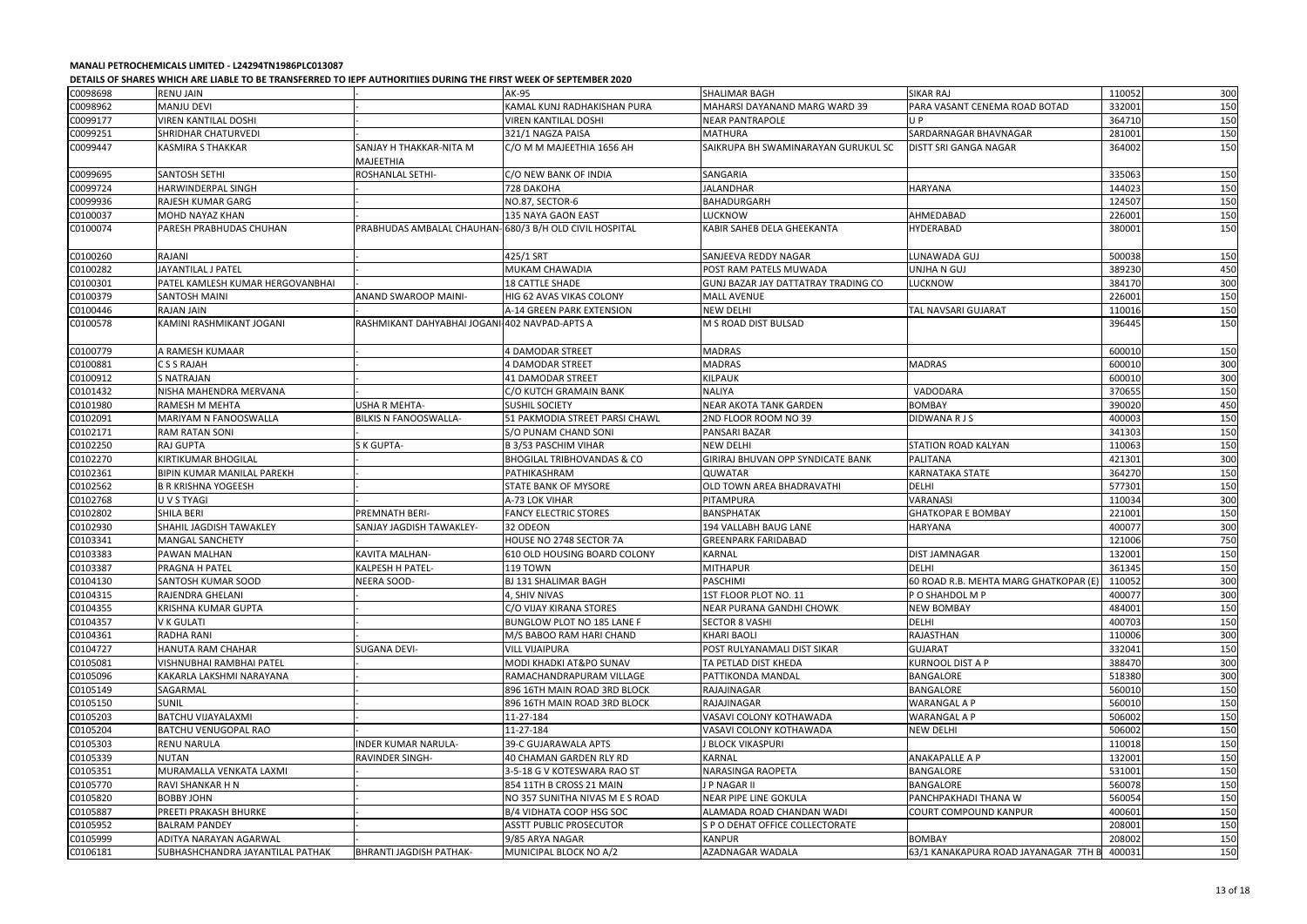**MANALI PETROCHEMICALS LIMITED - L24294TN1986PLC013087**

**DETAILS OF SHARES WHICH ARE LIABLE TO BE TRANSFERRED TO IEPF AUTHORITIIES DURING THE FIRST WEEK OF SEPTEMBER 2020**

| | | | | | | | |
|---|---|---|---|---|---|---|---|
| C0098698 | RENU JAIN | | AK-95 | SHALIMAR BAGH | SIKAR RAJ | 110052 | 300 |
| C0098962 | MANJU DEVI | - | KAMAL KUNJ RADHAKISHAN PURA | MAHARSI DAYANAND MARG WARD 39 | PARA VASANT CENEMA ROAD BOTAD | 332001 | 150 |
| C0099177 | VIREN KANTILAL DOSHI | - | VIREN KANTILAL DOSHI | NEAR PANTRAPOLE | U P | 364710 | 150 |
| C0099251 | SHRIDHAR CHATURVEDI | - | 321/1 NAGZA PAISA | MATHURA | SARDARNAGAR BHAVNAGAR | 281001 | 150 |
| C0099447 | KASMIRA S THAKKAR | SANJAY H THAKKAR-NITA M MAJEETHIA | C/O M M MAJEETHIA 1656 AH | SAIKRUPA BH SWAMINARAYAN GURUKUL SC | DISTT SRI GANGA NAGAR | 364002 | 150 |
| C0099695 | SANTOSH SETHI | ROSHANLAL SETHI- | C/O NEW BANK OF INDIA | SANGARIA | | 335063 | 150 |
| C0099724 | HARWINDERPAL SINGH | - | 728 DAKOHA | JALANDHAR | HARYANA | 144023 | 150 |
| C0099936 | RAJESH KUMAR GARG | - | NO.87, SECTOR-6 | BAHADURGARH | | 124507 | 150 |
| C0100037 | MOHD NAYAZ KHAN | - | 135 NAYA GAON EAST | LUCKNOW | AHMEDABAD | 226001 | 150 |
| C0100074 | PARESH PRABHUDAS CHUHAN | PRABHUDAS AMBALAL CHAUHAN- | 680/3 B/H OLD CIVIL HOSPITAL | KABIR SAHEB DELA GHEEKANTA | HYDERABAD | 380001 | 150 |
| C0100260 | RAJANI | - | 425/1 SRT | SANJEEVA REDDY NAGAR | LUNAWADA GUJ | 500038 | 150 |
| C0100282 | JAYANTILAL J PATEL | - | MUKAM CHAWADIA | POST RAM PATELS MUWADA | UNJHA N GUJ | 389230 | 450 |
| C0100301 | PATEL KAMLESH KUMAR HERGOVANBHAI | - | 18 CATTLE SHADE | GUNJ BAZAR JAY DATTATRAY TRADING CO | LUCKNOW | 384170 | 300 |
| C0100379 | SANTOSH MAINI | ANAND SWAROOP MAINI- | HIG 62 AVAS VIKAS COLONY | MALL AVENUE | | 226001 | 150 |
| C0100446 | RAJAN JAIN | - | A-14 GREEN PARK EXTENSION | NEW DELHI | TAL NAVSARI GUJARAT | 110016 | 150 |
| C0100578 | KAMINI RASHMIKANT JOGANI | RASHMIKANT DAHYABHAI JOGANI- | 402 NAVPAD-APTS A | M S ROAD DIST BULSAD | | 396445 | 150 |
| C0100779 | A RAMESH KUMAAR | - | 4 DAMODAR STREET | MADRAS | | 600010 | 150 |
| C0100881 | C S S RAJAH | - | 4 DAMODAR STREET | MADRAS | MADRAS | 600010 | 300 |
| C0100912 | S NATRAJAN | - | 41 DAMODAR STREET | KILPAUK | | 600010 | 300 |
| C0101432 | NISHA MAHENDRA MERVANA | - | C/O KUTCH GRAMAIN BANK | NALIYA | VADODARA | 370655 | 150 |
| C0101980 | RAMESH M MEHTA | USHA R MEHTA- | SUSHIL SOCIETY | NEAR AKOTA TANK GARDEN | BOMBAY | 390020 | 450 |
| C0102091 | MARIYAM N FANOOSWALLA | BILKIS N FANOOSWALLA- | 51 PAKMODIA STREET PARSI CHAWL | 2ND FLOOR ROOM NO 39 | DIDWANA R J S | 400003 | 150 |
| C0102171 | RAM RATAN SONI | - | S/O PUNAM CHAND SONI | PANSARI BAZAR | | 341303 | 150 |
| C0102250 | RAJ GUPTA | S K GUPTA- | B 3/53 PASCHIM VIHAR | NEW DELHI | STATION ROAD KALYAN | 110063 | 150 |
| C0102270 | KIRTIKUMAR BHOGILAL | - | BHOGILAL TRIBHOVANDAS & CO | GIRIRAJ BHUVAN OPP SYNDICATE BANK | PALITANA | 421301 | 300 |
| C0102361 | BIPIN KUMAR MANILAL PAREKH | - | PATHIKASHRAM | QUWATAR | KARNATAKA STATE | 364270 | 150 |
| C0102562 | B R KRISHNA YOGEESH | - | STATE BANK OF MYSORE | OLD TOWN AREA BHADRAVATHI | DELHI | 577301 | 150 |
| C0102768 | U V S TYAGI | - | A-73 LOK VIHAR | PITAMPURA | VARANASI | 110034 | 300 |
| C0102802 | SHILA BERI | PREMNATH BERI- | FANCY ELECTRIC STORES | BANSPHATAK | GHATKOPAR E BOMBAY | 221001 | 150 |
| C0102930 | SHAHIL JAGDISH TAWAKLEY | SANJAY JAGDISH TAWAKLEY- | 32 ODEON | 194 VALLABH BAUG LANE | HARYANA | 400077 | 300 |
| C0103341 | MANGAL SANCHETY | - | HOUSE NO 2748 SECTOR 7A | GREENPARK FARIDABAD | | 121006 | 750 |
| C0103383 | PAWAN MALHAN | KAVITA MALHAN- | 610 OLD HOUSING BOARD COLONY | KARNAL | DIST JAMNAGAR | 132001 | 150 |
| C0103387 | PRAGNA H PATEL | KALPESH H PATEL- | 119 TOWN | MITHAPUR | DELHI | 361345 | 150 |
| C0104130 | SANTOSH KUMAR SOOD | NEERA SOOD- | BJ 131 SHALIMAR BAGH | PASCHIMI | 60 ROAD R.B. MEHTA MARG GHATKOPAR (E) | 110052 | 300 |
| C0104315 | RAJENDRA GHELANI | - | 4, SHIV NIVAS | 1ST FLOOR PLOT NO. 11 | P O SHAHDOL M P | 400077 | 300 |
| C0104355 | KRISHNA KUMAR GUPTA | - | C/O VIJAY KIRANA STORES | NEAR PURANA GANDHI CHOWK | NEW BOMBAY | 484001 | 150 |
| C0104357 | V K GULATI | - | BUNGLOW PLOT NO 185 LANE F | SECTOR 8 VASHI | DELHI | 400703 | 150 |
| C0104361 | RADHA RANI | - | M/S BABOO RAM HARI CHAND | KHARI BAOLI | RAJASTHAN | 110006 | 300 |
| C0104727 | HANUTA RAM CHAHAR | SUGANA DEVI- | VILL VIJAIPURA | POST RULYANAMALI DIST SIKAR | GUJARAT | 332041 | 150 |
| C0105081 | VISHNUBHAI RAMBHAI PATEL | - | MODI KHADKI AT&PO SUNAV | TA PETLAD DIST KHEDA | KURNOOL DIST A P | 388470 | 300 |
| C0105096 | KAKARLA LAKSHMI NARAYANA | - | RAMACHANDRAPURAM VILLAGE | PATTIKONDA MANDAL | BANGALORE | 518380 | 300 |
| C0105149 | SAGARMAL | - | 896 16TH MAIN ROAD 3RD BLOCK | RAJAJINAGAR | BANGALORE | 560010 | 150 |
| C0105150 | SUNIL | - | 896 16TH MAIN ROAD 3RD BLOCK | RAJAJINAGAR | WARANGAL A P | 560010 | 150 |
| C0105203 | BATCHU VIJAYALAXMI | - | 11-27-184 | VASAVI COLONY KOTHAWADA | WARANGAL A P | 506002 | 150 |
| C0105204 | BATCHU VENUGOPAL RAO | - | 11-27-184 | VASAVI COLONY KOTHAWADA | NEW DELHI | 506002 | 150 |
| C0105303 | RENU NARULA | INDER KUMAR NARULA- | 39-C GUJARAWALA APTS | J BLOCK VIKASPURI | | 110018 | 150 |
| C0105339 | NUTAN | RAVINDER SINGH- | 40 CHAMAN GARDEN RLY RD | KARNAL | ANAKAPALLE A P | 132001 | 150 |
| C0105351 | MURAMALLA VENKATA LAXMI | - | 3-5-18 G V KOTESWARA RAO ST | NARASINGA RAOPETA | BANGALORE | 531001 | 150 |
| C0105770 | RAVI SHANKAR H N | - | 854 11TH B CROSS 21 MAIN | J P NAGAR II | BANGALORE | 560078 | 150 |
| C0105820 | BOBBY JOHN | - | NO 357 SUNITHA NIVAS M E S ROAD | NEAR PIPE LINE GOKULA | PANCHPAKHADI THANA W | 560054 | 150 |
| C0105887 | PREETI PRAKASH BHURKE | - | B/4 VIDHATA COOP HSG SOC | ALAMADA ROAD CHANDAN WADI | COURT COMPOUND KANPUR | 400601 | 150 |
| C0105952 | BALRAM PANDEY | - | ASSTT PUBLIC PROSECUTOR | S P O DEHAT OFFICE COLLECTORATE | | 208001 | 150 |
| C0105999 | ADITYA NARAYAN AGARWAL | - | 9/85 ARYA NAGAR | KANPUR | BOMBAY | 208002 | 150 |
| C0106181 | SUBHASHCHANDRA JAYANTILAL PATHAK | BHRANTI JAGDISH PATHAK- | MUNICIPAL BLOCK NO A/2 | AZADNAGAR WADALA | 63/1 KANAKAPURA ROAD JAYANAGAR 7TH B | 400031 | 150 |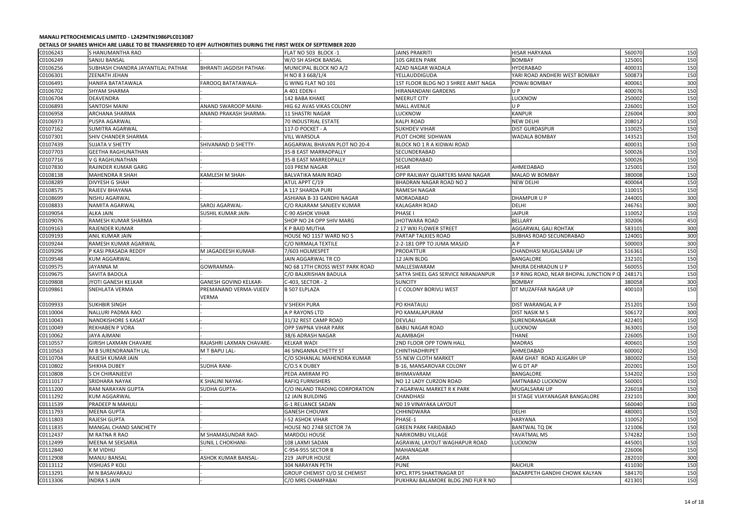**MANALI PETROCHEMICALS LIMITED - L24294TN1986PLC013087**

**DETAILS OF SHARES WHICH ARE LIABLE TO BE TRANSFERRED TO IEPF AUTHORITIIES DURING THE FIRST WEEK OF SEPTEMBER 2020**

| | | | | | | | |
|---|---|---|---|---|---|---|---|
| C0106243 | S HANUMANTHA RAO | | FLAT NO 503 BLOCK -1 | JAINS PRAKRITI | HISAR HARYANA | 560070 | 150 |
| C0106249 | SANJU BANSAL | | W/O SH ASHOK BANSAL | 105 GREEN PARK | BOMBAY | 125001 | 150 |
| C0106256 | SUBHASH CHANDRA JAYANTILAL PATHAK | BHRANTI JAGDISH PATHAK- | MUNICIPAL BLOCK NO A/2 | AZAD NAGAR WADALA | HYDERABAD | 400031 | 150 |
| C0106301 | ZEENATH JEHAN | | H NO 8 3 668/1/4 | YELLAUDDIGUDA | YARI ROAD ANDHERI WEST BOMBAY | 500873 | 150 |
| C0106491 | HANIFA BATATAWALA | FAROOQ BATATAWALA- | G WING FLAT NO 101 | 1ST FLOOR BLDG NO 3 SHREE AMIT NAGA | POWAI BOMBAY | 400061 | 300 |
| C0106702 | SHYAM SHARMA | | A 401 EDEN-I | HIRANANDANI GARDENS | U P | 400076 | 150 |
| C0106704 | DEAVENDRA | | 142 BABA KHAKE | MEERUT CITY | LUCKNOW | 250002 | 150 |
| C0106893 | SANTOSH MAINI | ANAND SWAROOP MAINI- | HIG 62 AVAS VIKAS COLONY | MALL AVENUE | U P | 226001 | 150 |
| C0106958 | ARCHANA SHARMA | ANAND PRAKASH SHARMA- | 11 SHASTRI NAGAR | LUCKNOW | KANPUR | 226004 | 300 |
| C0106973 | PUSPA AGARWAL | | 70 INDUSTRIAL ESTATE | KALPI ROAD | NEW DELHI | 208012 | 150 |
| C0107162 | SUMITRA AGARWAL | | 117-D POCKET - A | SUKHDEV VIHAR | DIST GURDASPUR | 110025 | 150 |
| C0107301 | SHIV CHANDER SHARMA | | VILL WARSOLA | PLOT CHORE SIDHWAN | WADALA BOMBAY | 143521 | 150 |
| C0107439 | SUJATA V SHETTY | SHIVANAND D SHETTY- | AGGARWAL BHAVAN PLOT NO 20-4 | BLOCK NO 1 R A KIDWAI ROAD | | 400031 | 150 |
| C0107703 | GEETHA RAGHUNATHAN | | 35-B EAST MARRADPALLY | SECUNDERABAD | | 500026 | 150 |
| C0107716 | V G RAGHUNATHAN | | 35-B EAST MARREDPALLY | SECUNDRABAD | | 500026 | 150 |
| C0107830 | RAJINDER KUMAR GARG | | 103 PREM NAGAR | HISAR | AHMEDABAD | 125001 | 150 |
| C0108138 | MAHENDRA R SHAH | KAMLESH M SHAH- | BALVATIKA MAIN ROAD | OPP RAILWAY QUARTERS MANI NAGAR | MALAD W BOMBAY | 380008 | 150 |
| C0108289 | DIVYESH G SHAH | | ATUL APPT C/19 | BHADRAN NAGAR ROAD NO 2 | NEW DELHI | 400064 | 150 |
| C0108575 | RAJEEV BHAYANA | | A 117 SHARDA PURI | RAMESH NAGAR | | 110015 | 150 |
| C0108699 | NISHU AGARWAL | | ASHIANA B-33 GANDHI NAGAR | MORADABAD | DHAMPUR U P | 244001 | 300 |
| C0108833 | NAMITA AGARWAL | SAROJ AGARWAL- | C/O RAJARAM SANJEEV KUMAR | KALAGARH ROAD | DELHI | 246761 | 300 |
| C0109054 | ALKA JAIN | SUSHIL KUMAR JAIN- | C-90 ASHOK VIHAR | PHASE I | JAIPUR | 110052 | 150 |
| C0109076 | RAMESH KUMAR SHARMA | | SHOP NO 24 OPP SHIV MARG | JHOTWARA ROAD | BELLARY | 302006 | 450 |
| C0109163 | RAJENDER KUMAR | | K P BAID MUTHA | 2 17 WXI FLOWER STREET | AGGARWAL GALI ROHTAK | 583101 | 300 |
| C0109193 | ANIL KUMAR JAIN | | HOUSE NO 1157 WARD NO 5 | PARTAP TALKIES ROAD | SUBHAS ROAD SECUNDRABAD | 124001 | 300 |
| C0109244 | RAMESH KUMAR AGARWAL | | C/O NIRMALA TEXTILE | 2-2-181 OPP TO JUMA MASJID | A P | 500003 | 300 |
| C0109296 | P KASI PRASADA REDDY | M JAGADEESH KUMAR- | 7/603 HOLMESPET | PRODATTUR | CHANDHASI MUGALSARAI UP | 516361 | 150 |
| C0109548 | KUM AGGARWAL | | JAIN AGGARWAL TR CO | 12 JAIN BLDG | BANGALORE | 232101 | 150 |
| C0109575 | JAYANNA M | GOWRAMMA- | NO 68 17TH CROSS WEST PARK ROAD | MALLESWARAM | MHJRA DEHRADUN U P | 560055 | 150 |
| C0109675 | SAVITA BADOLA | | C/O BALKRISHAN BADULA | SATYA SHEEL GAS SERVICE NIRANJANPUR | 3 P RING ROAD, NEAR BHOPAL JUNCTION P O | 248171 | 150 |
| C0109808 | JYOTI GANESH KELKAR | GANESH GOVIND KELKAR- | C-403, SECTOR - 2 | SUNCITY | BOMBAY | 380058 | 300 |
| C0109861 | SNEHLATA VERMA | PREMANAND VERMA-VIJEEV VERMA | B 507 ELPLAZA | I C COLONY BORIVLI WEST | DT MUZAFFAR NAGAR UP | 400103 | 150 |
| C0109933 | SUKHBIR SINGH | | V SHEKH PURA | PO KHATAULI | DIST WARANGAL A P | 251201 | 150 |
| C0110004 | NALLURI PADMA RAO | | A P RAYONS LTD | PO KAMALAPURAM | DIST NASIK M S | 506172 | 300 |
| C0110043 | NANDKISHORE S KASAT | | 31/32 REST CAMP ROAD | DEVLALI | SURENDRANAGAR | 422401 | 150 |
| C0110049 | REKHABEN P VORA | | OPP SWPNA VIHAR PARK | BABU NAGAR ROAD | LUCKNOW | 363001 | 150 |
| C0110062 | JAYA AJMANI | | 38/6 ADRASH NAGAR | ALAMBAGH | THANE | 226005 | 150 |
| C0110557 | GIRISH LAXMAN CHAVARE | RAJASHRI LAXMAN CHAVARE- | KELKAR WADI | 2ND FLOOR OPP TOWN HALL | MADRAS | 400601 | 150 |
| C0110563 | M B SURENDRANATH LAL | M T BAPU LAL- | 46 SINGANNA CHETTY ST | CHINTHADHRIPET | AHMEDABAD | 600002 | 150 |
| C0110704 | RAJESH KUMAR JAIN | | C/O SOHANLAL MAHENDRA KUMAR | 55 NEW CLOTH MARKET | RAM GHAT ROAD ALIGARH UP | 380002 | 150 |
| C0110802 | SHIKHA DUBEY | SUDHA RANI- | C/O.S K DUBEY | B-16, MANSAROVAR COLONY | W G DT AP | 202001 | 150 |
| C0110808 | S CH CHIRANJEEVI | | PEDA AMIRAM PO | BHIMAVARAM | BANGALORE | 534202 | 150 |
| C0111017 | SRIDHARA NAYAK | K SHALINI NAYAK- | RAFIQ FURNISHERS | NO 12 LADY CURZON ROAD | AMTNABAD LUCKNOW | 560001 | 150 |
| C0111200 | RAM NARAYAN GUPTA | SUDHA GUPTA- | C/O INLAND TRADING CORPORATION | 7 AGARWAL MARKET R K PARK | MUGALSARAI UP | 226018 | 150 |
| C0111292 | KUM AGGARWAL | | 12 JAIN BUILDING | CHANDHASI | III STAGE VIJAYANAGAR BANGALORE | 232101 | 300 |
| C0111539 | PRADEEP N MAHULI | | G-1 RELIANCE SADAN | N0 19 VINAYAKA LAYOUT | | 560040 | 150 |
| C0111793 | MEENA GUPTA | | GANESH CHOUWK | CHHINDWARA | DELHI | 480001 | 150 |
| C0111803 | RAJESH GUPTA | | I-52 ASHOK VIHAR | PHASE-1 | HARYANA | 110052 | 150 |
| C0111835 | MANGAL CHAND SANCHETY | | HOUSE NO 2748 SECTOR 7A | GREEN PARK FARIDABAD | BANTWAL TQ DK | 121006 | 150 |
| C0112437 | M RATNA R RAO | M SHAMASUNDAR RAO- | MARDOLI HOUSE | NARIKOMBU VILLAGE | YAVATMAL MS | 574282 | 150 |
| C0112499 | MEENA M SEKSARIA | SUNIL L CHOKHANI- | 108 LAXMI SADAN | AGRAWAL LAYOUT WAGHAPUR ROAD | LUCKNOW | 445001 | 150 |
| C0112840 | K M VIDHU | | C-954-955 SECTOR B | MAHANAGAR | | 226006 | 150 |
| C0112908 | MANJU BANSAL | ASHOK KUMAR BANSAL- | 219 JAIPUR HOUSE | AGRA | | 282010 | 300 |
| C0113112 | VISHUAS P KOLI | | 304 NARAYAN PETH | PUNE | RAICHUR | 411030 | 150 |
| C0113291 | M N BASAVARAJU | | GROUP CHEMIST O/O SE CHEMIST | KPCL RTPS SHAKTINAGAR DT | BAZARPETH GANDHI CHOWK KALYAN | 584170 | 150 |
| C0113306 | INDRA S JAIN | | C/O MRS CHAMPABAI | PUKHRAJ BALAMORE BLDG 2ND FLR R NO | | 421301 | 150 |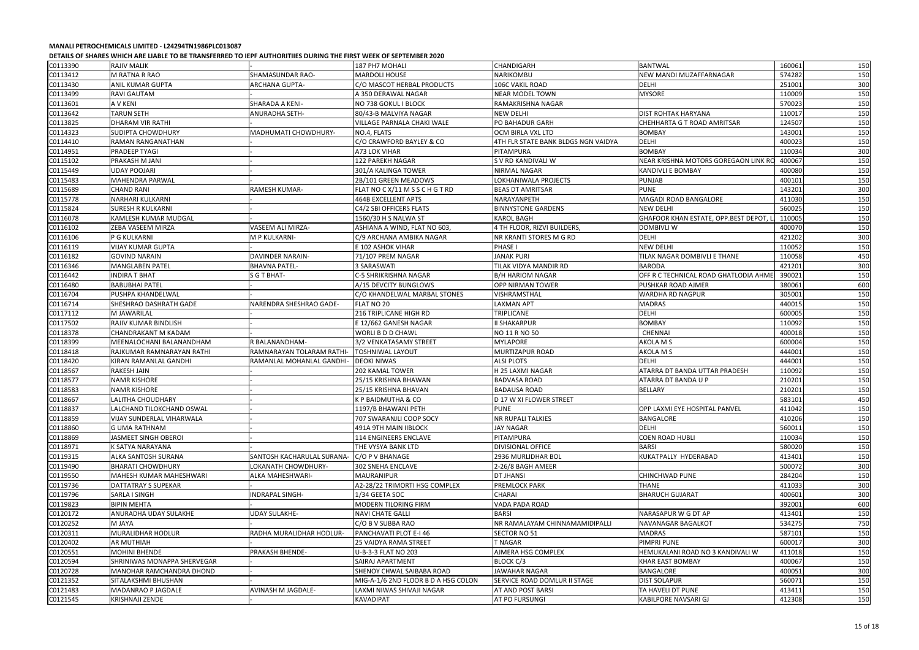**MANALI PETROCHEMICALS LIMITED - L24294TN1986PLC013087**

**DETAILS OF SHARES WHICH ARE LIABLE TO BE TRANSFERRED TO IEPF AUTHORITIIES DURING THE FIRST WEEK OF SEPTEMBER 2020**

| | | | | | | | |
|---|---|---|---|---|---|---|---|
| C0113390 | RAJIV MALIK | | 187 PH7 MOHALI | CHANDIGARH | BANTWAL | 160061 | 150 |
| C0113412 | M RATNA R RAO | SHAMASUNDAR RAO- | MARDOLI HOUSE | NARIKOMBU | NEW MANDI MUZAFFARNAGAR | 574282 | 150 |
| C0113430 | ANIL KUMAR GUPTA | ARCHANA GUPTA- | C/O MASCOT HERBAL PRODUCTS | 106C VAKIL ROAD | DELHI | 251001 | 300 |
| C0113499 | RAVI GAUTAM | | A 350 DERAWAL NAGAR | NEAR MODEL TOWN | MYSORE | 110009 | 150 |
| C0113601 | A V KENI | SHARADA A KENI- | NO 738 GOKUL I BLOCK | RAMAKRISHNA NAGAR | | 570023 | 150 |
| C0113642 | TARUN SETH | ANURADHA SETH- | 80/43-B MALVIYA NAGAR | NEW DELHI | DIST ROHTAK HARYANA | 110017 | 150 |
| C0113825 | DHARAM VIR RATHI | | VILLAGE PARNALA CHAKI WALE | PO BAHADUR GARH | CHEHHARTA G T ROAD AMRITSAR | 124507 | 150 |
| C0114323 | SUDIPTA CHOWDHURY | MADHUMATI CHOWDHURY- | NO.4, FLATS | OCM BIRLA VXL LTD | BOMBAY | 143001 | 150 |
| C0114410 | RAMAN RANGANATHAN | | C/O CRAWFORD BAYLEY & CO | 4TH FLR STATE BANK BLDGS NGN VAIDYA | DELHI | 400023 | 150 |
| C0114951 | PRADEEP TYAGI | | A73 LOK VIHAR | PITAMPURA | BOMBAY | 110034 | 300 |
| C0115102 | PRAKASH M JANI | | 122 PAREKH NAGAR | S V RD KANDIVALI W | NEAR KRISHNA MOTORS GOREGAON LINK RO | 400067 | 150 |
| C0115449 | UDAY POOJARI | | 301/A KALINGA TOWER | NIRMAL NAGAR | KANDIVLI E BOMBAY | 400080 | 150 |
| C0115483 | MAHENDRA PARWAL | | 2B/101 GREEN MEADOWS | LOKHANIWALA PROJECTS | PUNJAB | 400101 | 150 |
| C0115689 | CHAND RANI | RAMESH KUMAR- | FLAT NO C X/11 M S S C H G T RD | BEAS DT AMRITSAR | PUNE | 143201 | 300 |
| C0115778 | NARHARI KULKARNI | | 464B EXCELLENT APTS | NARAYANPETH | MAGADI ROAD BANGALORE | 411030 | 150 |
| C0115824 | SURESH R KULKARNI | | C4/2 SBI OFFICERS FLATS | BINNYSTONE GARDENS | NEW DELHI | 560025 | 150 |
| C0116078 | KAMLESH KUMAR MUDGAL | | 1560/30 H S NALWA ST | KAROL BAGH | GHAFOOR KHAN ESTATE, OPP.BEST DEPOT, L | 110005 | 150 |
| C0116102 | ZEBA VASEEM MIRZA | VASEEM ALI MIRZA- | ASHIANA A WIND, FLAT NO 603, | 4 TH FLOOR, RIZVI BUILDERS, | DOMBIVLI W | 400070 | 150 |
| C0116106 | P G KULKARNI | M P KULKARNI- | C/9 ARCHANA AMBIKA NAGAR | NR KRANTI STORES M G RD | DELHI | 421202 | 300 |
| C0116119 | VIJAY KUMAR GUPTA | | E 102 ASHOK VIHAR | PHASE I | NEW DELHI | 110052 | 150 |
| C0116182 | GOVIND NARAIN | DAVINDER NARAIN- | 71/107 PREM NAGAR | JANAK PURI | TILAK NAGAR DOMBIVLI E THANE | 110058 | 450 |
| C0116346 | MANGLABEN PATEL | BHAVNA PATEL- | 3 SARASWATI | TILAK VIDYA MANDIR RD | BARODA | 421201 | 300 |
| C0116442 | INDIRA T BHAT | S G T BHAT- | C-5 SHRIKRISHNA NAGAR | B/H HARIOM NAGAR | OFF R C TECHNICAL ROAD GHATLODIA AHME | 390021 | 150 |
| C0116480 | BABUBHAI PATEL | | A/15 DEVCITY BUNGLOWS | OPP NIRMAN TOWER | PUSHKAR ROAD AJMER | 380061 | 600 |
| C0116704 | PUSHPA KHANDELWAL | | C/O KHANDELWAL MARBAL STONES | VISHRAMSTHAL | WARDHA RD NAGPUR | 305001 | 150 |
| C0116714 | SHESHRAO DASHRATH GADE | NARENDRA SHESHRAO GADE- | FLAT NO 20 | LAXMAN APT | MADRAS | 440015 | 150 |
| C0117112 | M JAWARILAL | | 216 TRIPLICANE HIGH RD | TRIPLICANE | DELHI | 600005 | 150 |
| C0117502 | RAJIV KUMAR BINDLISH | | E 12/662 GANESH NAGAR | II SHAKARPUR | BOMBAY | 110092 | 150 |
| C0118378 | CHANDRAKANT M KADAM | | WORLI B D D CHAWL | NO 11 R NO 50 | CHENNAI | 400018 | 150 |
| C0118399 | MEENALOCHANI BALANANDHAM | R BALANANDHAM- | 3/2 VENKATASAMY STREET | MYLAPORE | AKOLA M S | 600004 | 150 |
| C0118418 | RAJKUMAR RAMNARAYAN RATHI | RAMNARAYAN TOLARAM RATHI- | TOSHNIWAL LAYOUT | MURTIZAPUR ROAD | AKOLA M S | 444001 | 150 |
| C0118420 | KIRAN RAMANLAL GANDHI | RAMANLAL MOHANLAL GANDHI- | DEOKI NIWAS | ALSI PLOTS | DELHI | 444001 | 150 |
| C0118567 | RAKESH JAIN | | 202 KAMAL TOWER | H 25 LAXMI NAGAR | ATARRA DT BANDA UTTAR PRADESH | 110092 | 150 |
| C0118577 | NAMR KISHORE | | 25/15 KRISHNA BHAWAN | BADVASA ROAD | ATARRA DT BANDA U P | 210201 | 150 |
| C0118583 | NAMR KISHORE | | 25/15 KRISHNA BHAVAN | BADAUSA ROAD | BELLARY | 210201 | 150 |
| C0118667 | LALITHA CHOUDHARY | | K P BAIDMUTHA & CO | D 17 W XI FLOWER STREET | | 583101 | 450 |
| C0118837 | LALCHAND TILOKCHAND OSWAL | | 1197/B BHAWANI PETH | PUNE | OPP LAXMI EYE HOSPITAL PANVEL | 411042 | 150 |
| C0118859 | VIJAY SUNDERLAL VIHARWALA | | 707 SWARANJLI COOP SOCY | NR RUPALI TALKIES | BANGALORE | 410206 | 150 |
| C0118860 | G UMA RATHNAM | | 491A 9TH MAIN IIBLOCK | JAY NAGAR | DELHI | 560011 | 150 |
| C0118869 | JASMEET SINGH OBEROI | | 114 ENGINEERS ENCLAVE | PITAMPURA | COEN ROAD HUBLI | 110034 | 150 |
| C0118971 | K SATYA NARAYANA | | THE VYSYA BANK LTD | DIVISIONAL OFFICE | BARSI | 580020 | 150 |
| C0119315 | ALKA SANTOSH SURANA | SANTOSH KACHARULAL SURANA- | C/O P V BHANAGE | 2936 MURLIDHAR BOL | KUKATPALLY HYDERABAD | 413401 | 150 |
| C0119490 | BHARATI CHOWDHURY | LOKANATH CHOWDHURY- | 302 SNEHA ENCLAVE | 2-26/8 BAGH AMEER | | 500072 | 300 |
| C0119550 | MAHESH KUMAR MAHESHWARI | ALKA MAHESHWARI- | MAURANIPUR | DT JHANSI | CHINCHWAD PUNE | 284204 | 150 |
| C0119736 | DATTATRAY S SUPEKAR | | A2-28/22 TRIMORTI HSG COMPLEX | PREMLOCK PARK | THANE | 411033 | 300 |
| C0119796 | SARLA I SINGH | INDRAPAL SINGH- | 1/34 GEETA SOC | CHARAI | BHARUCH GUJARAT | 400601 | 300 |
| C0119823 | BIPIN MEHTA | | MODERN TILORING FIRM | VADA PADA ROAD | | 392001 | 600 |
| C0120172 | ANURADHA UDAY SULAKHE | UDAY SULAKHE- | NAVI CHATE GALLI | BARSI | NARASAPUR W G DT AP | 413401 | 150 |
| C0120252 | M JAYA | | C/O B V SUBBA RAO | NR RAMALAYAM CHINNAMAMIDIPALLI | NAVANAGAR BAGALKOT | 534275 | 750 |
| C0120311 | MURALIDHAR HODLUR | RADHA MURALIDHAR HODLUR- | PANCHAVATI PLOT E-I 46 | SECTOR NO 51 | MADRAS | 587101 | 150 |
| C0120402 | AR MUTHIAH | | 25 VAIDYA RAMA STREET | T NAGAR | PIMPRI PUNE | 600017 | 300 |
| C0120551 | MOHINI BHENDE | PRAKASH BHENDE- | U-B-3-3 FLAT NO 203 | AJMERA HSG COMPLEX | HEMUKALANI ROAD NO 3 KANDIVALI W | 411018 | 150 |
| C0120594 | SHRINIWAS MONAPPA SHERVEGAR | | SAIRAJ APARTMENT | BLOCK C/3 | KHAR EAST BOMBAY | 400067 | 150 |
| C0120728 | MANOHAR RAMCHANDRA DHOND | | SHENOY CHWAL SAIBABA ROAD | JAWAHAR NAGAR | BANGALORE | 400051 | 300 |
| C0121352 | SITALAKSHMI BHUSHAN | | MIG-A-1/6 2ND FLOOR B D A HSG COLON | SERVICE ROAD DOMLUR II STAGE | DIST SOLAPUR | 560071 | 150 |
| C0121483 | MADANRAO P JAGDALE | AVINASH M JAGDALE- | LAXMI NIWAS SHIVAJI NAGAR | AT AND POST BARSI | TA HAVELI DT PUNE | 413411 | 150 |
| C0121545 | KRISHNAJI ZENDE | | KAVADIPAT | AT PO FURSUNGI | KABILPORE NAVSARI GJ | 412308 | 150 |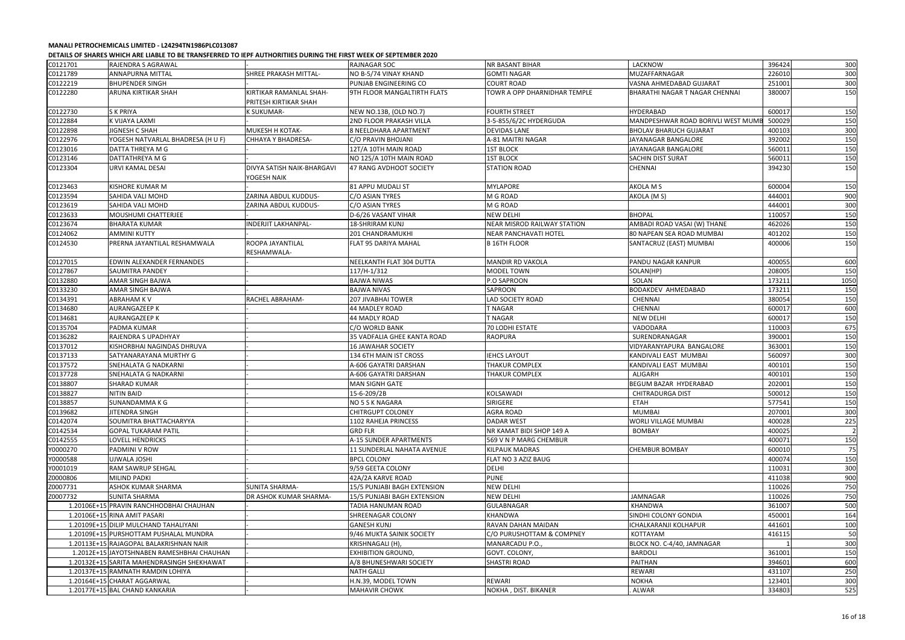**MANALI PETROCHEMICALS LIMITED - L24294TN1986PLC013087**

**DETAILS OF SHARES WHICH ARE LIABLE TO BE TRANSFERRED TO IEPF AUTHORITIIES DURING THE FIRST WEEK OF SEPTEMBER 2020**

| | | | | | | | |
|---|---|---|---|---|---|---|---|
| C0121701 | RAJENDRA S AGRAWAL | | RAJNAGAR SOC | NR BASANT BIHAR | LACKNOW | 396424 | 300 |
| C0121789 | ANNAPURNA MITTAL | SHREE PRAKASH MITTAL- | NO B-5/74 VINAY KHAND | GOMTI NAGAR | MUZAFFARNAGAR | 226010 | 300 |
| C0122219 | BHUPENDER SINGH | | PUNJAB ENGINEERING CO | COURT ROAD | VASNA AHMEDABAD GUJARAT | 251001 | 300 |
| C0122280 | ARUNA KIRTIKAR SHAH | KIRTIKAR RAMANLAL SHAH-PRITESH KIRTIKAR SHAH | 9TH FLOOR MANGALTIRTH FLATS | TOWR A OPP DHARNIDHAR TEMPLE | BHARATHI NAGAR T NAGAR CHENNAI | 380007 | 150 |
| C0122730 | S K PRIYA | K SUKUMAR- | NEW NO.13B, (OLD NO.7) | FOURTH STREET | HYDERABAD | 600017 | 150 |
| C0122884 | K VIJAYA LAXMI | | 2ND FLOOR PRAKASH VILLA | 3-5-855/6/2C HYDERGUDA | MANDPESHWAR ROAD BORIVLI WEST MUMB | 500029 | 150 |
| C0122898 | JIGNESH C SHAH | MUKESH H KOTAK- | 8 NEELDHARA APARTMENT | DEVIDAS LANE | BHOLAV BHARUCH GUJARAT | 400103 | 300 |
| C0122976 | YOGESH NATVARLAL BHADRESA (H U F) | CHHAYA Y BHADRESA- | C/O PRAVIN BHOJANI | A-81 MAITRI NAGAR | JAYANAGAR BANGALORE | 392002 | 150 |
| C0123016 | DATTA THREYA M G | | 12T/A 10TH MAIN ROAD | 1ST BLOCK | JAYANAGAR BANGALORE | 560011 | 150 |
| C0123146 | DATTATHREYA M G | | NO 125/A 10TH MAIN ROAD | 1ST BLOCK | SACHIN DIST SURAT | 560011 | 150 |
| C0123304 | URVI KAMAL DESAI | DIVYA SATISH NAIK-BHARGAVI YOGESH NAIK | 47 RANG AVDHOOT SOCIETY | STATION ROAD | CHENNAI | 394230 | 150 |
| C0123463 | KISHORE KUMAR M | | 81 APPU MUDALI ST | MYLAPORE | AKOLA M S | 600004 | 150 |
| C0123594 | SAHIDA VALI MOHD | ZARINA ABDUL KUDDUS- | C/O ASIAN TYRES | M G ROAD | AKOLA (M S) | 444001 | 900 |
| C0123619 | SAHIDA VALI MOHD | ZARINA ABDUL KUDDUS- | C/O ASIAN TYRES | M G ROAD | | 444001 | 300 |
| C0123633 | MOUSHUMI CHATTERJEE | | D-6/26 VASANT VIHAR | NEW DELHI | BHOPAL | 110057 | 150 |
| C0123674 | BHARATA KUMAR | INDERJIT LAKHANPAL- | 18-SHRIRAM KUNJ | NEAR MISROD RAILWAY STATION | AMBADI ROAD VASAI (W) THANE | 462026 | 150 |
| C0124062 | AMMINI KUTTY | | 201 CHANDRAMUKHI | NEAR PANCHAVATI HOTEL | 80 NAPEAN SEA ROAD MUMBAI | 401202 | 150 |
| C0124530 | PRERNA JAYANTILAL RESHAMWALA | ROOPA JAYANTILAL RESHAMWALA- | FLAT 95 DARIYA MAHAL | B 16TH FLOOR | SANTACRUZ (EAST) MUMBAI | 400006 | 150 |
| C0127015 | EDWIN ALEXANDER FERNANDES | | NEELKANTH FLAT 304 DUTTA | MANDIR RD VAKOLA | PANDU NAGAR KANPUR | 400055 | 600 |
| C0127867 | SAUMITRA PANDEY | | 117/H-1/312 | MODEL TOWN | SOLAN(HP) | 208005 | 150 |
| C0132880 | AMAR SINGH BAJWA | | BAJWA NIWAS | P.O SAPROON | SOLAN | 173211 | 1050 |
| C0133230 | AMAR SINGH BAJWA | | BAJWA NIVAS | SAPROON | BODAKDEV AHMEDABAD | 173211 | 150 |
| C0134391 | ABRAHAM K V | RACHEL ABRAHAM- | 207 JIVABHAI TOWER | LAD SOCIETY ROAD | CHENNAI | 380054 | 150 |
| C0134680 | AURANGAZEEP K | | 44 MADLEY ROAD | T NAGAR | CHENNAI | 600017 | 600 |
| C0134681 | AURANGAZEEP K | | 44 MADLY ROAD | T NAGAR | NEW DELHI | 600017 | 150 |
| C0135704 | PADMA KUMAR | | C/O WORLD BANK | 70 LODHI ESTATE | VADODARA | 110003 | 675 |
| C0136282 | RAJENDRA S UPADHYAY | | 35 VADFALIA GHEE KANTA ROAD | RAOPURA | SURENDRANAGAR | 390001 | 150 |
| C0137012 | KISHORBHAI NAGINDAS DHRUVA | | 16 JAWAHAR SOCIETY | | VIDYARANYAPURA BANGALORE | 363001 | 150 |
| C0137133 | SATYANARAYANA MURTHY G | | 134 6TH MAIN IST CROSS | IEHCS LAYOUT | KANDIVALI EAST MUMBAI | 560097 | 300 |
| C0137572 | SNEHALATA G NADKARNI | | A-606 GAYATRI DARSHAN | THAKUR COMPLEX | KANDIVALI EAST MUMBAI | 400101 | 150 |
| C0137728 | SNEHALATA G NADKARNI | | A-606 GAYATRI DARSHAN | THAKUR COMPLEX | ALIGARH | 400101 | 150 |
| C0138807 | SHARAD KUMAR | | MAN SIGNH GATE | | BEGUM BAZAR HYDERABAD | 202001 | 150 |
| C0138827 | NITIN BAID | | 15-6-209/2B | KOLSAWADI | CHITRADURGA DIST | 500012 | 150 |
| C0138857 | SUNANDAMMA K G | | NO 5 S K NAGARA | SIRIGERE | ETAH | 577541 | 150 |
| C0139682 | JITENDRA SINGH | | CHITRGUPT COLONEY | AGRA ROAD | MUMBAI | 207001 | 300 |
| C0142074 | SOUMITRA BHATTACHARYYA | | 1102 RAHEJA PRINCESS | DADAR WEST | WORLI VILLAGE MUMBAI | 400028 | 225 |
| C0142534 | GOPAL TUKARAM PATIL | | GRD FLR | NR KAMAT BIDI SHOP 149 A | BOMBAY | 400025 | 2 |
| C0142555 | LOVELL HENDRICKS | | A-15 SUNDER APARTMENTS | 569 V N P MARG CHEMBUR | | 400071 | 150 |
| Y0000270 | PADMINI V ROW | | 11 SUNDERLAL NAHATA AVENUE | KILPAUK MADRAS | CHEMBUR BOMBAY | 600010 | 75 |
| Y0000588 | UJWALA JOSHI | | BPCL COLONY | FLAT NO 3 AZIZ BAUG | | 400074 | 150 |
| Y0001019 | RAM SAWRUP SEHGAL | | 9/59 GEETA COLONY | DELHI | | 110031 | 300 |
| Z0000806 | MILIND PADKI | | 42A/2A KARVE ROAD | PUNE | | 411038 | 900 |
| Z0007731 | ASHOK KUMAR SHARMA | SUNITA SHARMA- | 15/5 PUNJABI BAGH EXTENSION | NEW DELHI | | 110026 | 750 |
| Z0007732 | SUNITA SHARMA | DR ASHOK KUMAR SHARMA- | 15/5 PUNJABI BAGH EXTENSION | NEW DELHI | JAMNAGAR | 110026 | 750 |
| 1.20106E+15 | PRAVIN RANCHHODBHAI CHAUHAN | | TADIA HANUMAN ROAD | GULABNAGAR | KHANDWA | 361007 | 500 |
| 1.20106E+15 | RINA AMIT PASARI | | SHREENAGAR COLONY | KHANDWA | SINDHI COLONY GONDIA | 450001 | 164 |
| 1.20109E+15 | DILIP MULCHAND TAHALIYANI | | GANESH KUNJ | RAVAN DAHAN MAIDAN | ICHALKARANJI KOLHAPUR | 441601 | 100 |
| 1.20109E+15 | PURSHOTTAM PUSHALAL MUNDRA | | 9/46 MUKTA SAINIK SOCIETY | C/O PURUSHOTTAM & COMPNEY | KOTTAYAM | 416115 | 50 |
| 1.20113E+15 | RAJAGOPAL BALAKRISHNAN NAIR | | KRISHNAGALI (H), | MANARCADU P.O., | BLOCK NO. C-4/40, JAMNAGAR | 1 | 300 |
| 1.2012E+15 | JAYOTSHNABEN RAMESHBHAI CHAUHAN | | EXHIBITION GROUND, | GOVT. COLONY, | BARDOLI | 361001 | 150 |
| 1.20132E+15 | SARITA MAHENDRASINGH SHEKHAWAT | | A/8 BHUNESHWARI SOCIETY | SHASTRI ROAD | PAITHAN | 394601 | 600 |
| 1.20137E+15 | RAMNATH RAMDIN LOHIYA | | NATH GALLI | | REWARI | 431107 | 250 |
| 1.20164E+15 | CHARAT AGGARWAL | | H.N.39, MODEL TOWN | REWARI | NOKHA | 123401 | 300 |
| 1.20177E+15 | BAL CHAND KANKARIA | | MAHAVIR CHOWK | NOKHA , DIST. BIKANER | . ALWAR | 334803 | 525 |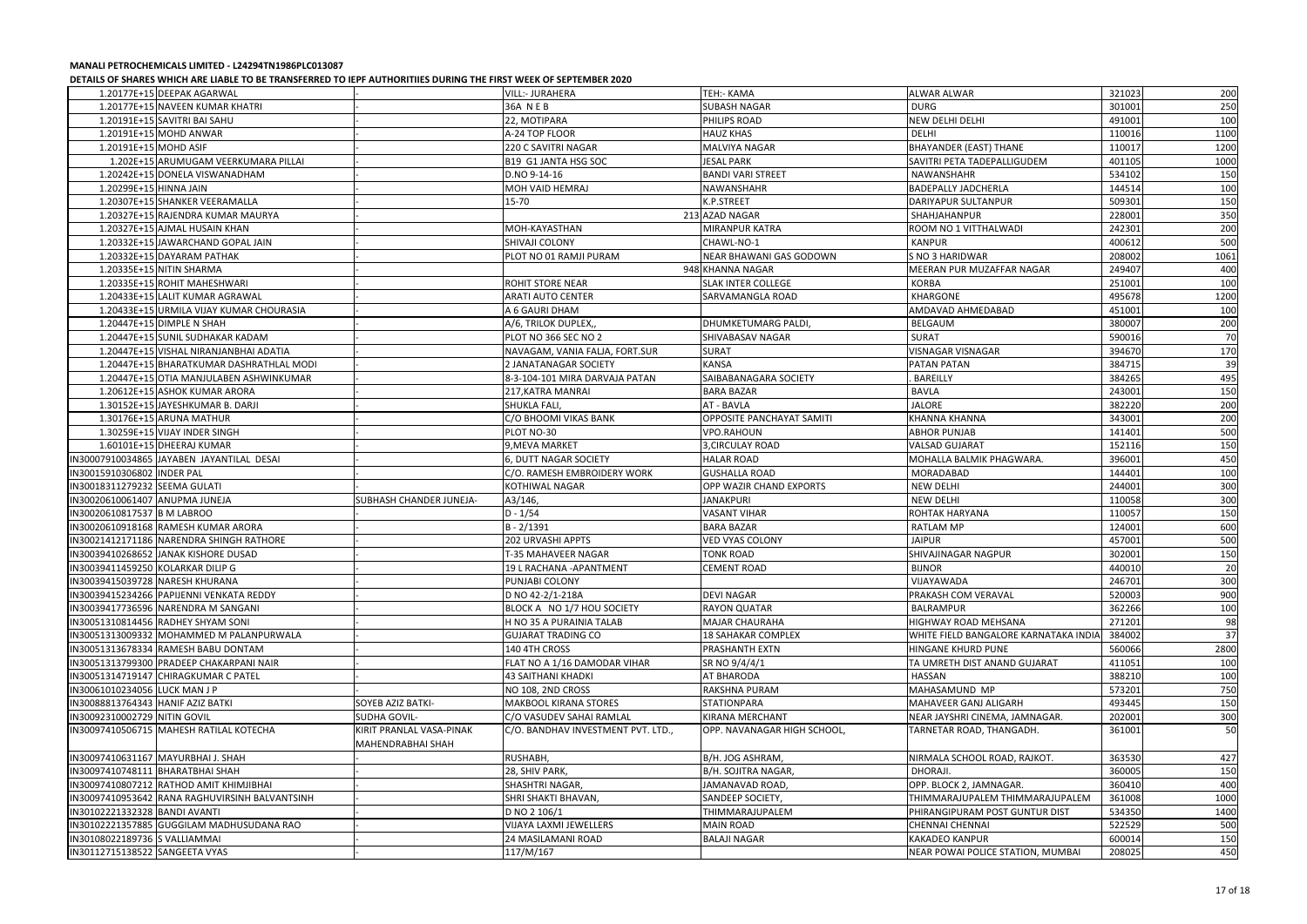**MANALI PETROCHEMICALS LIMITED - L24294TN1986PLC013087**

**DETAILS OF SHARES WHICH ARE LIABLE TO BE TRANSFERRED TO IEPF AUTHORITIIES DURING THE FIRST WEEK OF SEPTEMBER 2020**

| | | | | | | | |
|---|---|---|---|---|---|---|---|
| 1.20177E+15 | DEEPAK AGARWAL | | VILL:- JURAHERA | TEH:- KAMA | ALWAR ALWAR | 321023 | 200 |
| 1.20177E+15 | NAVEEN KUMAR KHATRI | - | 36A N E B | SUBASH NAGAR | DURG | 301001 | 250 |
| 1.20191E+15 | SAVITRI BAI SAHU | - | 22, MOTIPARA | PHILIPS ROAD | NEW DELHI DELHI | 491001 | 100 |
| 1.20191E+15 | MOHD ANWAR | - | A-24 TOP FLOOR | HAUZ KHAS | DELHI | 110016 | 1100 |
| 1.20191E+15 | MOHD ASIF | - | 220 C SAVITRI NAGAR | MALVIYA NAGAR | BHAYANDER (EAST) THANE | 110017 | 1200 |
| 1.202E+15 | ARUMUGAM VEERKUMARA PILLAI | - | B19 G1 JANTA HSG SOC | JESAL PARK | SAVITRI PETA TADEPALLIGUDEM | 401105 | 1000 |
| 1.20242E+15 | DONELA VISWANADHAM | - | D.NO 9-14-16 | BANDI VARI STREET | NAWANSHAHR | 534102 | 150 |
| 1.20299E+15 | HINNA JAIN | - | MOH VAID HEMRAJ | NAWANSHAHR | BADEPALLY JADCHERLA | 144514 | 100 |
| 1.20307E+15 | SHANKER VEERAMALLA | - | 15-70 | K.P.STREET | DARIYAPUR SULTANPUR | 509301 | 150 |
| 1.20327E+15 | RAJENDRA KUMAR MAURYA | - | | 213 AZAD NAGAR | SHAHJAHANPUR | 228001 | 350 |
| 1.20327E+15 | AJMAL HUSAIN KHAN | - | MOH-KAYASTHAN | MIRANPUR KATRA | ROOM NO 1 VITTHALWADI | 242301 | 200 |
| 1.20332E+15 | JAWARCHAND GOPAL JAIN | - | SHIVAJI COLONY | CHAWL-NO-1 | KANPUR | 400612 | 500 |
| 1.20332E+15 | DAYARAM PATHAK | - | PLOT NO 01 RAMJI PURAM | NEAR BHAWANI GAS GODOWN | S NO 3 HARIDWAR | 208002 | 1061 |
| 1.20335E+15 | NITIN SHARMA | - | | 948 KHANNA NAGAR | MEERAN PUR MUZAFFAR NAGAR | 249407 | 400 |
| 1.20335E+15 | ROHIT MAHESHWARI | - | ROHIT STORE NEAR | SLAK INTER COLLEGE | KORBA | 251001 | 100 |
| 1.20433E+15 | LALIT KUMAR AGRAWAL | - | ARATI AUTO CENTER | SARVAMANGLA ROAD | KHARGONE | 495678 | 1200 |
| 1.20433E+15 | URMILA VIJAY KUMAR CHOURASIA | - | A 6 GAURI DHAM | | AMDAVAD AHMEDABAD | 451001 | 100 |
| 1.20447E+15 | DIMPLE N SHAH | - | A/6, TRILOK DUPLEX,, | DHUMKETUMARG PALDI, | BELGAUM | 380007 | 200 |
| 1.20447E+15 | SUNIL SUDHAKAR KADAM | - | PLOT NO 366 SEC NO 2 | SHIVABASAV NAGAR | SURAT | 590016 | 70 |
| 1.20447E+15 | VISHAL NIRANJANBHAI ADATIA | - | NAVAGAM, VANIA FALIA, FORT.SUR | SURAT | VISNAGAR VISNAGAR | 394670 | 170 |
| 1.20447E+15 | BHARATKUMAR DASHRATHLAL MODI | - | 2 JANATANAGAR SOCIETY | KANSA | PATAN PATAN | 384715 | 39 |
| 1.20447E+15 | OTIA MANJULABEN ASHWINKUMAR | - | 8-3-104-101 MIRA DARVAJA PATAN | SAIBABANAGARA SOCIETY | . BAREILLY | 384265 | 495 |
| 1.20612E+15 | ASHOK KUMAR ARORA | - | 217,KATRA MANRAI | BARA BAZAR | BAVLA | 243001 | 150 |
| 1.30152E+15 | JAYESHKUMAR B. DARJI | - | SHUKLA FALI, | AT - BAVLA | JALORE | 382220 | 200 |
| 1.30176E+15 | ARUNA MATHUR | - | C/O BHOOMI VIKAS BANK | OPPOSITE PANCHAYAT SAMITI | KHANNA KHANNA | 343001 | 200 |
| 1.30259E+15 | VIJAY INDER SINGH | - | PLOT NO-30 | VPO.RAHOUN | ABHOR PUNJAB | 141401 | 500 |
| 1.60101E+15 | DHEERAJ KUMAR | - | 9,MEVA MARKET | 3,CIRCULAY ROAD | VALSAD GUJARAT | 152116 | 150 |
| IN30007910034865 | JAYABEN JAYANTILAL DESAI | - | 6, DUTT NAGAR SOCIETY | HALAR ROAD | MOHALLA BALMIK PHAGWARA. | 396001 | 450 |
| IN30015910306802 | INDER PAL | - | C/O. RAMESH EMBROIDERY WORK | GUSHALLA ROAD | MORADABAD | 144401 | 100 |
| IN30018311279232 | SEEMA GULATI | - | KOTHIWAL NAGAR | OPP WAZIR CHAND EXPORTS | NEW DELHI | 244001 | 300 |
| IN30020610061407 | ANUPMA JUNEJA | SUBHASH CHANDER JUNEJA- | A3/146, | JANAKPURI | NEW DELHI | 110058 | 300 |
| IN30020610817537 | B M LABROO | - | D - 1/54 | VASANT VIHAR | ROHTAK HARYANA | 110057 | 150 |
| IN30020610918168 | RAMESH KUMAR ARORA | - | B - 2/1391 | BARA BAZAR | RATLAM MP | 124001 | 600 |
| IN30021412171186 | NARENDRA SHINGH RATHORE | - | 202 URVASHI APPTS | VED VYAS COLONY | JAIPUR | 457001 | 500 |
| IN30039410268652 | JANAK KISHORE DUSAD | - | T-35 MAHAVEER NAGAR | TONK ROAD | SHIVAJINAGAR NAGPUR | 302001 | 150 |
| IN30039411459250 | KOLARKAR DILIP G | - | 19 L RACHANA -APANTMENT | CEMENT ROAD | BIJNOR | 440010 | 20 |
| IN30039415039728 | NARESH KHURANA | - | PUNJABI COLONY | | VIJAYAWADA | 246701 | 300 |
| IN30039415234266 | PAPIJENNI VENKATA REDDY | - | D NO 42-2/1-218A | DEVI NAGAR | PRAKASH COM VERAVAL | 520003 | 900 |
| IN30039417736596 | NARENDRA M SANGANI | - | BLOCK A NO 1/7 HOU SOCIETY | RAYON QUATAR | BALRAMPUR | 362266 | 100 |
| IN30051310814456 | RADHEY SHYAM SONI | - | H NO 35 A PURAINIA TALAB | MAJAR CHAURAHA | HIGHWAY ROAD MEHSANA | 271201 | 98 |
| IN30051313009332 | MOHAMMED M PALANPURWALA | - | GUJARAT TRADING CO | 18 SAHAKAR COMPLEX | WHITE FIELD BANGALORE KARNATAKA INDIA | 384002 | 37 |
| IN30051313678334 | RAMESH BABU DONTAM | - | 140 4TH CROSS | PRASHANTH EXTN | HINGANE KHURD PUNE | 560066 | 2800 |
| IN30051313799300 | PRADEEP CHAKARPANI NAIR | - | FLAT NO A 1/16 DAMODAR VIHAR | SR NO 9/4/4/1 | TA UMRETH DIST ANAND GUJARAT | 411051 | 100 |
| IN30051314719147 | CHIRAGKUMAR C PATEL | - | 43 SAITHANI KHADKI | AT BHARODA | HASSAN | 388210 | 100 |
| IN30061010234056 | LUCK MAN J P | - | NO 108, 2ND CROSS | RAKSHNA PURAM | MAHASAMUND MP | 573201 | 750 |
| IN30088813764343 | HANIF AZIZ BATKI | SOYEB AZIZ BATKI- | MAKBOOL KIRANA STORES | STATIONPARA | MAHAVEER GANJ ALIGARH | 493445 | 150 |
| IN30092310002729 | NITIN GOVIL | SUDHA GOVIL- | C/O VASUDEV SAHAI RAMLAL | KIRANA MERCHANT | NEAR JAYSHRI CINEMA, JAMNAGAR. | 202001 | 300 |
| IN30097410506715 | MAHESH RATILAL KOTECHA | KIRIT PRANLAL VASA-PINAK MAHENDRABHAI SHAH | C/O. BANDHAV INVESTMENT PVT. LTD., | OPP. NAVANAGAR HIGH SCHOOL, | TARNETAR ROAD, THANGADH. | 361001 | 50 |
| IN30097410631167 | MAYURBHAI J. SHAH | - | RUSHABH, | B/H. JOG ASHRAM, | NIRMALA SCHOOL ROAD, RAJKOT. | 363530 | 427 |
| IN30097410748111 | BHARATBHAI SHAH | - | 28, SHIV PARK, | B/H. SOJITRA NAGAR, | DHORAJI. | 360005 | 150 |
| IN30097410807212 | RATHOD AMIT KHIMJIBHAI | - | SHASHTRI NAGAR, | JAMANAVAD ROAD, | OPP. BLOCK 2, JAMNAGAR. | 360410 | 400 |
| IN30097410953642 | RANA RAGHUVIRSINH BALVANTSINH | - | SHRI SHAKTI BHAVAN, | SANDEEP SOCIETY, | THIMMARAJUPALEM THIMMARAJUPALEM | 361008 | 1000 |
| IN30102221332328 | BANDI AVANTI | - | D NO 2 106/1 | THIMMARAJUPALEM | PHIRANGIPURAM POST GUNTUR DIST | 534350 | 1400 |
| IN30102221357885 | GUGGILAM MADHUSUDANA RAO | - | VIJAYA LAXMI JEWELLERS | MAIN ROAD | CHENNAI CHENNAI | 522529 | 500 |
| IN30108022189736 | S VALLIAMMAI | - | 24 MASILAMANI ROAD | BALAJI NAGAR | KAKADEO KANPUR | 600014 | 150 |
| IN30112715138522 | SANGEETA VYAS | - | 117/M/167 | | NEAR POWAI POLICE STATION, MUMBAI | 208025 | 450 |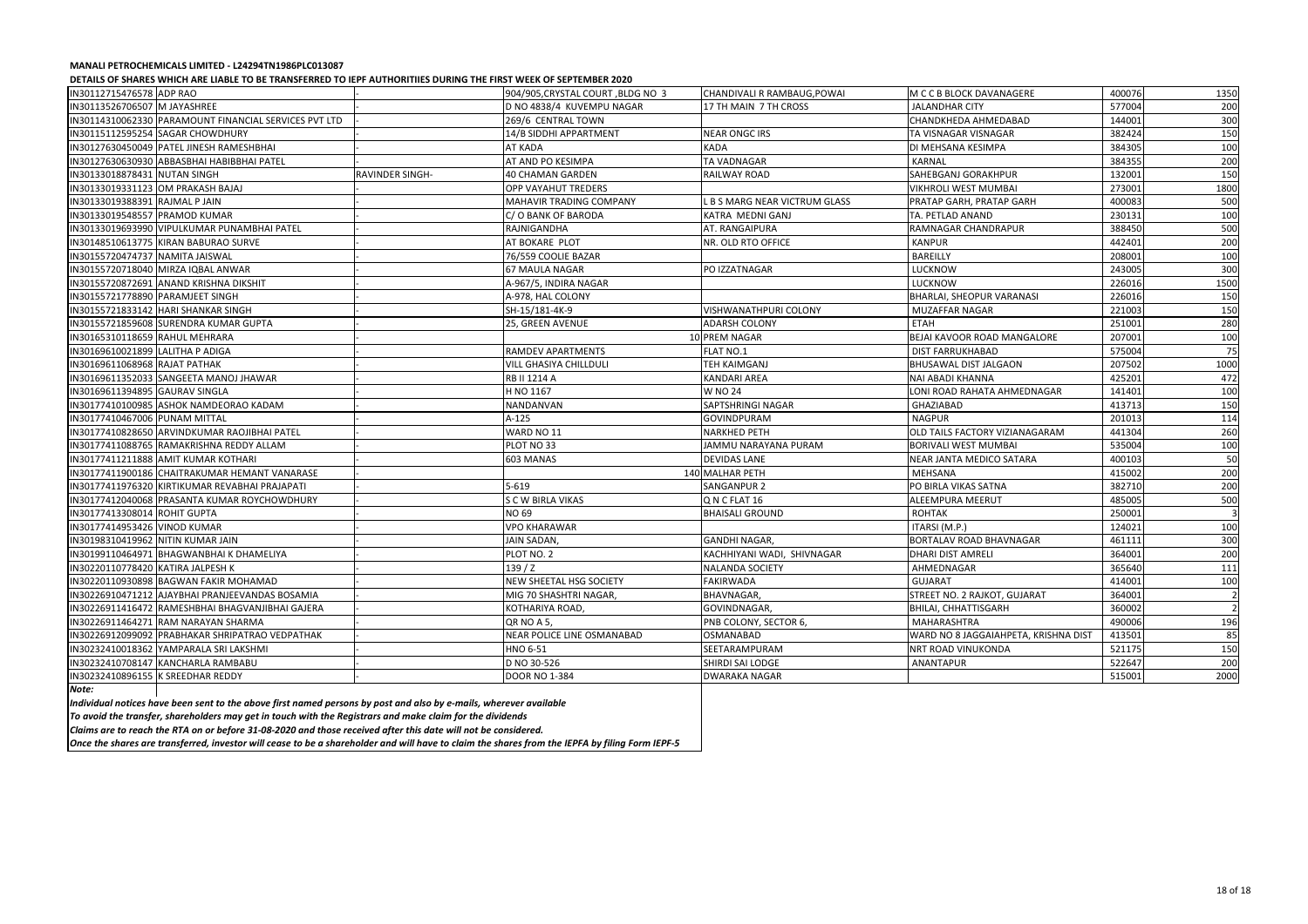**MANALI PETROCHEMICALS LIMITED - L24294TN1986PLC013087**

**DETAILS OF SHARES WHICH ARE LIABLE TO BE TRANSFERRED TO IEPF AUTHORITIIES DURING THE FIRST WEEK OF SEPTEMBER 2020**

| | | | | | | | |
|---|---|---|---|---|---|---|---|
| IN30112715476578 | ADP RAO | - | 904/905,CRYSTAL COURT ,BLDG NO 3 | CHANDIVALI R RAMBAUG,POWAI | M C C B BLOCK DAVANAGERE | 400076 | 1350 |
| IN30113526706507 | M JAYASHREE | - | D NO 4838/4 KUVEMPU NAGAR | 17 TH MAIN 7 TH CROSS | JALANDHAR CITY | 577004 | 200 |
| IN30114310062330 | PARAMOUNT FINANCIAL SERVICES PVT LTD | - | 269/6 CENTRAL TOWN | | CHANDKHEDA AHMEDABAD | 144001 | 300 |
| IN30115112595254 | SAGAR CHOWDHURY | - | 14/B SIDDHI APPARTMENT | NEAR ONGC IRS | TA VISNAGAR VISNAGAR | 382424 | 150 |
| IN30127630450049 | PATEL JINESH RAMESHBHAI | - | AT KADA | KADA | DI MEHSANA KESIMPA | 384305 | 100 |
| IN30127630630930 | ABBASBHAI HABIBBHAI PATEL | - | AT AND PO KESIMPA | TA VADNAGAR | KARNAL | 384355 | 200 |
| IN30133018878431 | NUTAN SINGH | RAVINDER SINGH- | 40 CHAMAN GARDEN | RAILWAY ROAD | SAHEBGANJ GORAKHPUR | 132001 | 150 |
| IN30133019331123 | OM PRAKASH BAJAJ | - | OPP VAYAHUT TREDERS | | VIKHROLI WEST MUMBAI | 273001 | 1800 |
| IN30133019388391 | RAJMAL P JAIN | - | MAHAVIR TRADING COMPANY | L B S MARG NEAR VICTRUM GLASS | PRATAP GARH, PRATAP GARH | 400083 | 500 |
| IN30133019548557 | PRAMOD KUMAR | - | C/ O BANK OF BARODA | KATRA MEDNI GANJ | TA. PETLAD ANAND | 230131 | 100 |
| IN30133019693990 | VIPULKUMAR PUNAMBHAI PATEL | - | RAJNIGANDHA | AT. RANGAIPURA | RAMNAGAR CHANDRAPUR | 388450 | 500 |
| IN30148510613775 | KIRAN BABURAO SURVE | - | AT BOKARE PLOT | NR. OLD RTO OFFICE | KANPUR | 442401 | 200 |
| IN30155720474737 | NAMITA JAISWAL | - | 76/559 COOLIE BAZAR | | BAREILLY | 208001 | 100 |
| IN30155720718040 | MIRZA IQBAL ANWAR | - | 67 MAULA NAGAR | PO IZZATNAGAR | LUCKNOW | 243005 | 300 |
| IN30155720872691 | ANAND KRISHNA DIKSHIT | - | A-967/5, INDIRA NAGAR | | LUCKNOW | 226016 | 1500 |
| IN30155721778890 | PARAMJEET SINGH | - | A-978, HAL COLONY | | BHARLAI, SHEOPUR VARANASI | 226016 | 150 |
| IN30155721833142 | HARI SHANKAR SINGH | - | SH-15/181-4K-9 | VISHWANATHPURI COLONY | MUZAFFAR NAGAR | 221003 | 150 |
| IN30155721859608 | SURENDRA KUMAR GUPTA | - | 25, GREEN AVENUE | ADARSH COLONY | ETAH | 251001 | 280 |
| IN30165310118659 | RAHUL MEHRARA | - | | 10 PREM NAGAR | BEJAI KAVOOR ROAD MANGALORE | 207001 | 100 |
| IN30169610021899 | LALITHA P ADIGA | - | RAMDEV APARTMENTS | FLAT NO.1 | DIST FARRUKHABAD | 575004 | 75 |
| IN30169611068968 | RAJAT PATHAK | - | VILL GHASIYA CHILLDULI | TEH KAIMGANJ | BHUSAWAL DIST JALGAON | 207502 | 1000 |
| IN30169611352033 | SANGEETA MANOJ JHAWAR | - | RB II 1214 A | KANDARI AREA | NAI ABADI KHANNA | 425201 | 472 |
| IN30169611394895 | GAURAV SINGLA | - | H NO 1167 | W NO 24 | LONI ROAD RAHATA AHMEDNAGAR | 141401 | 100 |
| IN30177410100985 | ASHOK NAMDEORAO KADAM | - | NANDANVAN | SAPTSHRINGI NAGAR | GHAZIABAD | 413713 | 150 |
| IN30177410467006 | PUNAM MITTAL | - | A-125 | GOVINDPURAM | NAGPUR | 201013 | 114 |
| IN30177410828650 | ARVINDKUMAR RAOJIBHAI PATEL | - | WARD NO 11 | NARKHED PETH | OLD TAILS FACTORY VIZIANAGARAM | 441304 | 260 |
| IN30177411088765 | RAMAKRISHNA REDDY ALLAM | - | PLOT NO 33 | JAMMU NARAYANA PURAM | BORIVALI WEST MUMBAI | 535004 | 100 |
| IN30177411211888 | AMIT KUMAR KOTHARI | - | 603 MANAS | DEVIDAS LANE | NEAR JANTA MEDICO SATARA | 400103 | 50 |
| IN30177411900186 | CHAITRAKUMAR HEMANT VANARASE | - | | 140 MALHAR PETH | MEHSANA | 415002 | 200 |
| IN30177411976320 | KIRTIKUMAR REVABHAI PRAJAPATI | - | 5-619 | SANGANPUR 2 | PO BIRLA VIKAS SATNA | 382710 | 200 |
| IN30177412040068 | PRASANTA KUMAR ROYCHOWDHURY | - | S C W BIRLA VIKAS | Q N C FLAT 16 | ALEEMPURA MEERUT | 485005 | 500 |
| IN30177413308014 | ROHIT GUPTA | - | NO 69 | BHAISALI GROUND | ROHTAK | 250001 | 3 |
| IN30177414953426 | VINOD KUMAR | - | VPO KHARAWAR | | ITARSI (M.P.) | 124021 | 100 |
| IN30198310419962 | NITIN KUMAR JAIN | - | JAIN SADAN, | GANDHI NAGAR, | BORTALAV ROAD BHAVNAGAR | 461111 | 300 |
| IN30199110464971 | BHAGWANBHAI K DHAMELIYA | - | PLOT NO. 2 | KACHHIYANI WADI, SHIVNAGAR | DHARI DIST AMRELI | 364001 | 200 |
| IN30220110778420 | KATIRA JALPESH K | - | 139 / Z | NALANDA SOCIETY | AHMEDNAGAR | 365640 | 111 |
| IN30220110930898 | BAGWAN FAKIR MOHAMAD | - | NEW SHEETAL HSG SOCIETY | FAKIRWADA | GUJARAT | 414001 | 100 |
| IN30226910471212 | AJAYBHAI PRANJEEVANDAS BOSAMIA | - | MIG 70 SHASHTRI NAGAR, | BHAVNAGAR, | STREET NO. 2 RAJKOT, GUJARAT | 364001 | 2 |
| IN30226911416472 | RAMESHBHAI BHAGVANJIBHAI GAJERA | - | KOTHARIYA ROAD, | GOVINDNAGAR, | BHILAI, CHHATTISGARH | 360002 | 2 |
| IN30226911464271 | RAM NARAYAN SHARMA | - | QR NO A 5, | PNB COLONY, SECTOR 6, | MAHARASHTRA | 490006 | 196 |
| IN30226912099092 | PRABHAKAR SHRIPATRAO VEDPATHAK | - | NEAR POLICE LINE OSMANABAD | OSMANABAD | WARD NO 8 JAGGAIAHPETA, KRISHNA DIST | 413501 | 85 |
| IN30232410018362 | YAMPARALA SRI LAKSHMI | - | HNO 6-51 | SEETARAMPURAM | NRT ROAD VINUKONDA | 521175 | 150 |
| IN30232410708147 | KANCHARLA RAMBABU | - | D NO 30-526 | SHIRDI SAI LODGE | ANANTAPUR | 522647 | 200 |
| IN30232410896155 | K SREEDHAR REDDY | - | DOOR NO 1-384 | DWARAKA NAGAR | | 515001 | 2000 |

***Note:***

*Individual notices have been sent to the above first named persons by post and also by e-mails, wherever available*

*To avoid the transfer, shareholders may get in touch with the Registrars and make claim for the dividends*

*Claims are to reach the RTA on or before 31-08-2020 and those received after this date will not be considered.*

*Once the shares are transferred, investor will cease to be a shareholder and will have to claim the shares from the IEPFA by filing Form IEPF-5*